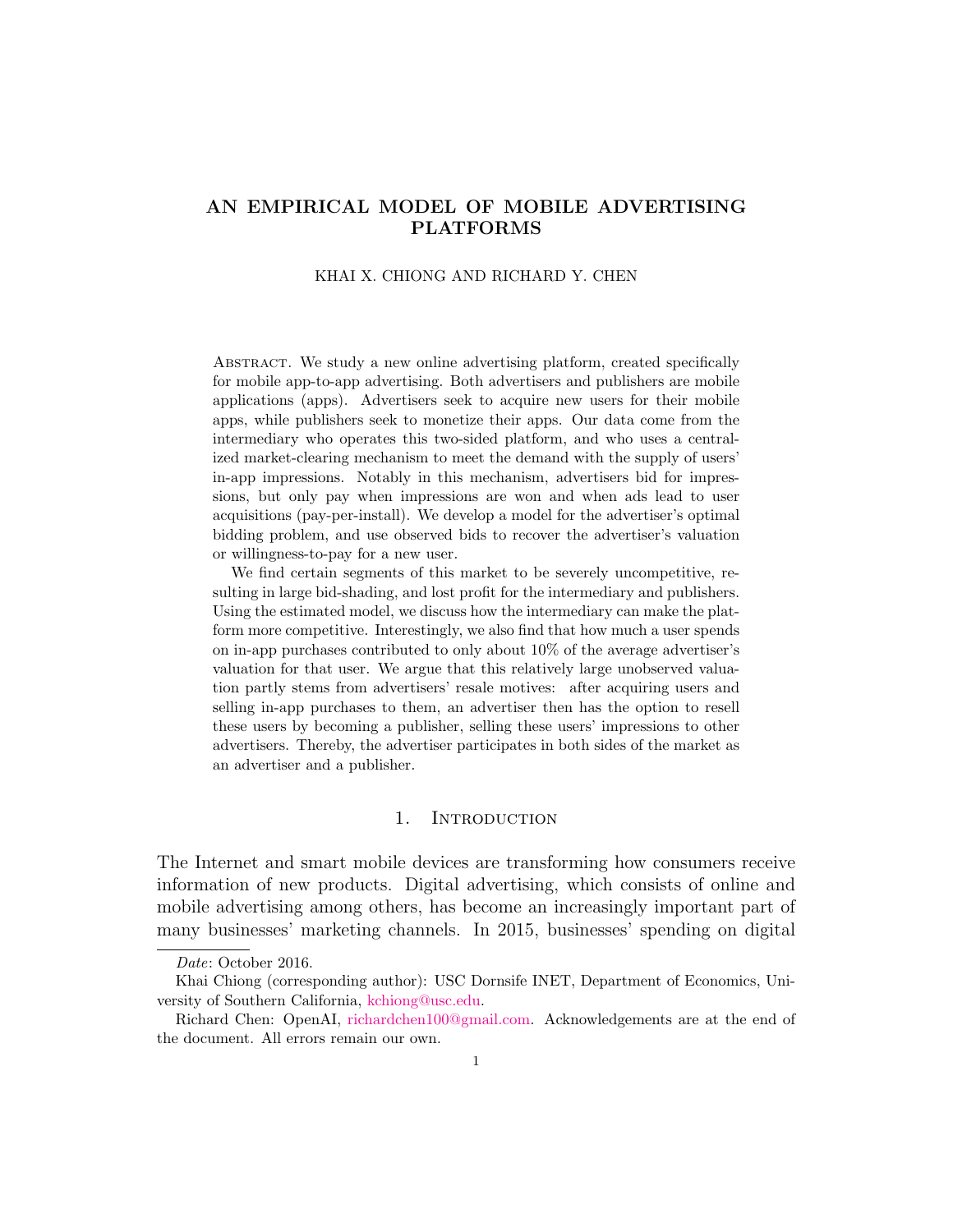# AN EMPIRICAL MODEL OF MOBILE ADVERTISING PLATFORMS

KHAI X. CHIONG AND RICHARD Y. CHEN

Abstract. We study a new online advertising platform, created specifically for mobile app-to-app advertising. Both advertisers and publishers are mobile applications (apps). Advertisers seek to acquire new users for their mobile apps, while publishers seek to monetize their apps. Our data come from the intermediary who operates this two-sided platform, and who uses a centralized market-clearing mechanism to meet the demand with the supply of users' in-app impressions. Notably in this mechanism, advertisers bid for impressions, but only pay when impressions are won and when ads lead to user acquisitions (pay-per-install). We develop a model for the advertiser's optimal bidding problem, and use observed bids to recover the advertiser's valuation or willingness-to-pay for a new user.

We find certain segments of this market to be severely uncompetitive, resulting in large bid-shading, and lost profit for the intermediary and publishers. Using the estimated model, we discuss how the intermediary can make the platform more competitive. Interestingly, we also find that how much a user spends on in-app purchases contributed to only about 10% of the average advertiser's valuation for that user. We argue that this relatively large unobserved valuation partly stems from advertisers' resale motives: after acquiring users and selling in-app purchases to them, an advertiser then has the option to resell these users by becoming a publisher, selling these users' impressions to other advertisers. Thereby, the advertiser participates in both sides of the market as an advertiser and a publisher.

## 1. Introduction

The Internet and smart mobile devices are transforming how consumers receive information of new products. Digital advertising, which consists of online and mobile advertising among others, has become an increasingly important part of many businesses' marketing channels. In 2015, businesses' spending on digital

---

*Date*: October 2016.

Khai Chiong (corresponding author): USC Dornsife INET, Department of Economics, University of Southern California, kchiong@usc.edu.

Richard Chen: OpenAI, richardchen100@gmail.com. Acknowledgements are at the end of the document. All errors remain our own.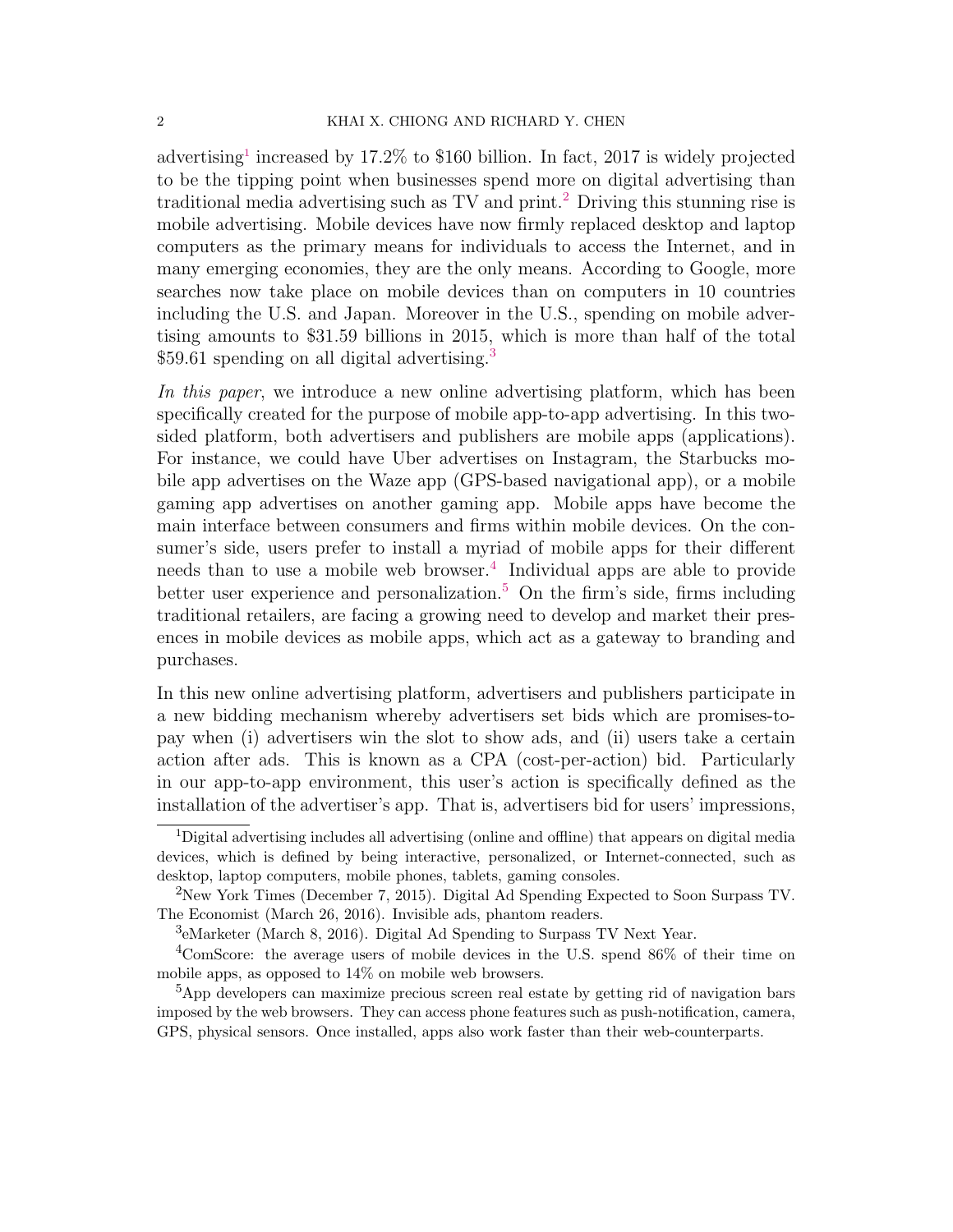advertising[1] increased by 17.2% to $160 billion. In fact, 2017 is widely projected to be the tipping point when businesses spend more on digital advertising than traditional media advertising such as TV and print.[2] Driving this stunning rise is mobile advertising. Mobile devices have now firmly replaced desktop and laptop computers as the primary means for individuals to access the Internet, and in many emerging economies, they are the only means. According to Google, more searches now take place on mobile devices than on computers in 10 countries including the U.S. and Japan. Moreover in the U.S., spending on mobile advertising amounts to $31.59 billions in 2015, which is more than half of the total $59.61 spending on all digital advertising.[3]

*In this paper*, we introduce a new online advertising platform, which has been specifically created for the purpose of mobile app-to-app advertising. In this two-sided platform, both advertisers and publishers are mobile apps (applications). For instance, we could have Uber advertises on Instagram, the Starbucks mobile app advertises on the Waze app (GPS-based navigational app), or a mobile gaming app advertises on another gaming app. Mobile apps have become the main interface between consumers and firms within mobile devices. On the consumer's side, users prefer to install a myriad of mobile apps for their different needs than to use a mobile web browser.[4] Individual apps are able to provide better user experience and personalization.[5] On the firm's side, firms including traditional retailers, are facing a growing need to develop and market their presences in mobile devices as mobile apps, which act as a gateway to branding and purchases.

In this new online advertising platform, advertisers and publishers participate in a new bidding mechanism whereby advertisers set bids which are promises-to-pay when (i) advertisers win the slot to show ads, and (ii) users take a certain action after ads. This is known as a CPA (cost-per-action) bid. Particularly in our app-to-app environment, this user's action is specifically defined as the installation of the advertiser's app. That is, advertisers bid for users' impressions,

---

[1] Digital advertising includes all advertising (online and offline) that appears on digital media devices, which is defined by being interactive, personalized, or Internet-connected, such as desktop, laptop computers, mobile phones, tablets, gaming consoles.

[2] New York Times (December 7, 2015). Digital Ad Spending Expected to Soon Surpass TV. The Economist (March 26, 2016). Invisible ads, phantom readers.

[3] eMarketer (March 8, 2016). Digital Ad Spending to Surpass TV Next Year.

[4] ComScore: the average users of mobile devices in the U.S. spend 86% of their time on mobile apps, as opposed to 14% on mobile web browsers.

[5] App developers can maximize precious screen real estate by getting rid of navigation bars imposed by the web browsers. They can access phone features such as push-notification, camera, GPS, physical sensors. Once installed, apps also work faster than their web-counterparts.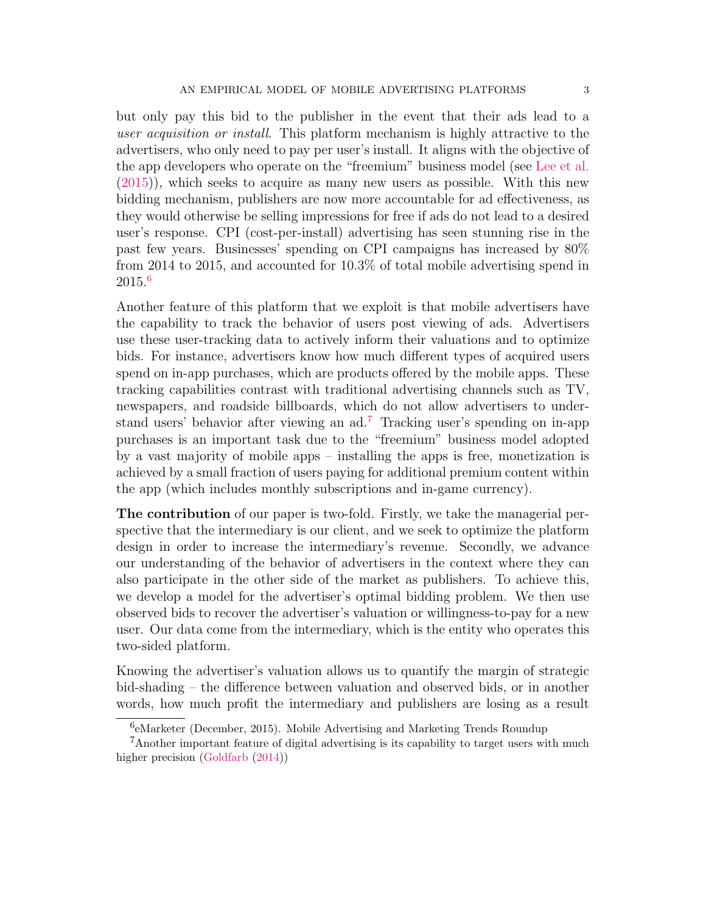but only pay this bid to the publisher in the event that their ads lead to a *user acquisition or install*. This platform mechanism is highly attractive to the advertisers, who only need to pay per user's install. It aligns with the objective of the app developers who operate on the "freemium" business model (see Lee et al. (2015)), which seeks to acquire as many new users as possible. With this new bidding mechanism, publishers are now more accountable for ad effectiveness, as they would otherwise be selling impressions for free if ads do not lead to a desired user's response. CPI (cost-per-install) advertising has seen stunning rise in the past few years. Businesses' spending on CPI campaigns has increased by 80% from 2014 to 2015, and accounted for 10.3% of total mobile advertising spend in 2015.[6]

Another feature of this platform that we exploit is that mobile advertisers have the capability to track the behavior of users post viewing of ads. Advertisers use these user-tracking data to actively inform their valuations and to optimize bids. For instance, advertisers know how much different types of acquired users spend on in-app purchases, which are products offered by the mobile apps. These tracking capabilities contrast with traditional advertising channels such as TV, newspapers, and roadside billboards, which do not allow advertisers to understand users' behavior after viewing an ad.[7] Tracking user's spending on in-app purchases is an important task due to the "freemium" business model adopted by a vast majority of mobile apps – installing the apps is free, monetization is achieved by a small fraction of users paying for additional premium content within the app (which includes monthly subscriptions and in-game currency).

**The contribution** of our paper is two-fold. Firstly, we take the managerial perspective that the intermediary is our client, and we seek to optimize the platform design in order to increase the intermediary's revenue. Secondly, we advance our understanding of the behavior of advertisers in the context where they can also participate in the other side of the market as publishers. To achieve this, we develop a model for the advertiser's optimal bidding problem. We then use observed bids to recover the advertiser's valuation or willingness-to-pay for a new user. Our data come from the intermediary, which is the entity who operates this two-sided platform.

Knowing the advertiser's valuation allows us to quantify the margin of strategic bid-shading – the difference between valuation and observed bids, or in another words, how much profit the intermediary and publishers are losing as a result

[6] eMarketer (December, 2015). Mobile Advertising and Marketing Trends Roundup

[7] Another important feature of digital advertising is its capability to target users with much higher precision (Goldfarb (2014))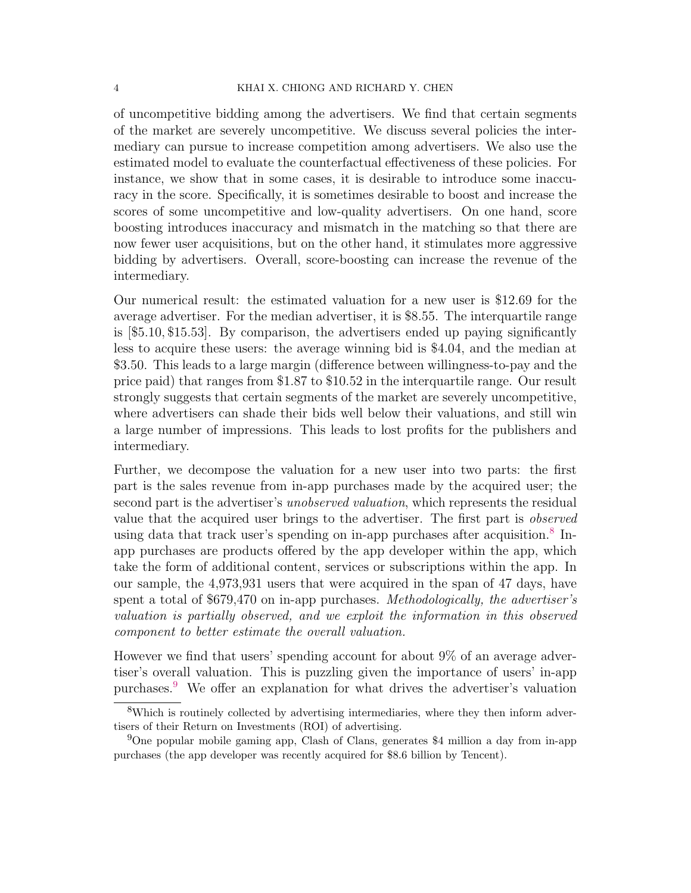of uncompetitive bidding among the advertisers. We find that certain segments of the market are severely uncompetitive. We discuss several policies the intermediary can pursue to increase competition among advertisers. We also use the estimated model to evaluate the counterfactual effectiveness of these policies. For instance, we show that in some cases, it is desirable to introduce some inaccuracy in the score. Specifically, it is sometimes desirable to boost and increase the scores of some uncompetitive and low-quality advertisers. On one hand, score boosting introduces inaccuracy and mismatch in the matching so that there are now fewer user acquisitions, but on the other hand, it stimulates more aggressive bidding by advertisers. Overall, score-boosting can increase the revenue of the intermediary.

Our numerical result: the estimated valuation for a new user is \$12.69 for the average advertiser. For the median advertiser, it is \$8.55. The interquartile range is [\$5.10, \$15.53]. By comparison, the advertisers ended up paying significantly less to acquire these users: the average winning bid is \$4.04, and the median at \$3.50. This leads to a large margin (difference between willingness-to-pay and the price paid) that ranges from \$1.87 to \$10.52 in the interquartile range. Our result strongly suggests that certain segments of the market are severely uncompetitive, where advertisers can shade their bids well below their valuations, and still win a large number of impressions. This leads to lost profits for the publishers and intermediary.

Further, we decompose the valuation for a new user into two parts: the first part is the sales revenue from in-app purchases made by the acquired user; the second part is the advertiser's *unobserved valuation*, which represents the residual value that the acquired user brings to the advertiser. The first part is *observed* using data that track user's spending on in-app purchases after acquisition.[8] In-app purchases are products offered by the app developer within the app, which take the form of additional content, services or subscriptions within the app. In our sample, the 4,973,931 users that were acquired in the span of 47 days, have spent a total of \$679,470 on in-app purchases. *Methodologically, the advertiser's valuation is partially observed, and we exploit the information in this observed component to better estimate the overall valuation.*

However we find that users' spending account for about 9% of an average advertiser's overall valuation. This is puzzling given the importance of users' in-app purchases.[9] We offer an explanation for what drives the advertiser's valuation

[8]Which is routinely collected by advertising intermediaries, where they then inform advertisers of their Return on Investments (ROI) of advertising.

[9]One popular mobile gaming app, Clash of Clans, generates \$4 million a day from in-app purchases (the app developer was recently acquired for \$8.6 billion by Tencent).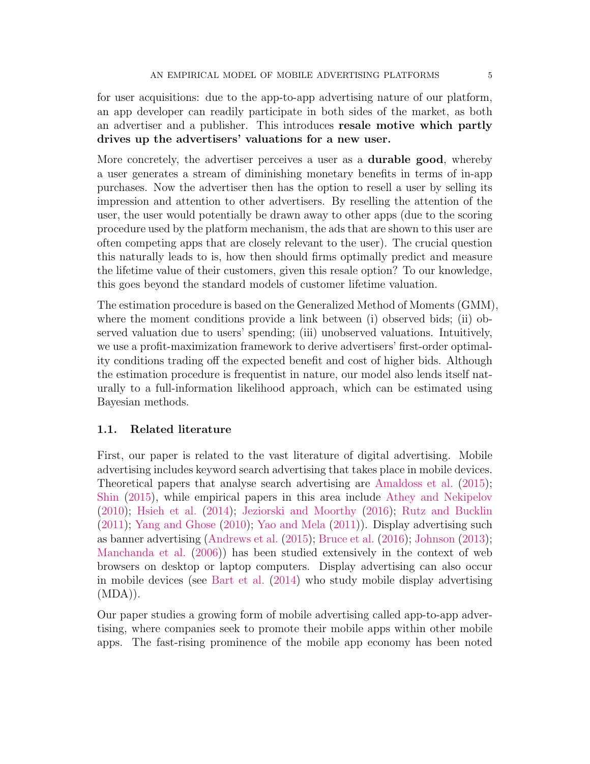for user acquisitions: due to the app-to-app advertising nature of our platform, an app developer can readily participate in both sides of the market, as both an advertiser and a publisher. This introduces **resale motive which partly drives up the advertisers' valuations for a new user.**

More concretely, the advertiser perceives a user as a **durable good**, whereby a user generates a stream of diminishing monetary benefits in terms of in-app purchases. Now the advertiser then has the option to resell a user by selling its impression and attention to other advertisers. By reselling the attention of the user, the user would potentially be drawn away to other apps (due to the scoring procedure used by the platform mechanism, the ads that are shown to this user are often competing apps that are closely relevant to the user). The crucial question this naturally leads to is, how then should firms optimally predict and measure the lifetime value of their customers, given this resale option? To our knowledge, this goes beyond the standard models of customer lifetime valuation.

The estimation procedure is based on the Generalized Method of Moments (GMM), where the moment conditions provide a link between (i) observed bids; (ii) observed valuation due to users' spending; (iii) unobserved valuations. Intuitively, we use a profit-maximization framework to derive advertisers' first-order optimality conditions trading off the expected benefit and cost of higher bids. Although the estimation procedure is frequentist in nature, our model also lends itself naturally to a full-information likelihood approach, which can be estimated using Bayesian methods.

### 1.1. Related literature

First, our paper is related to the vast literature of digital advertising. Mobile advertising includes keyword search advertising that takes place in mobile devices. Theoretical papers that analyse search advertising are Amaldoss et al. (2015); Shin (2015), while empirical papers in this area include Athey and Nekipelov (2010); Hsieh et al. (2014); Jeziorski and Moorthy (2016); Rutz and Bucklin (2011); Yang and Ghose (2010); Yao and Mela (2011)). Display advertising such as banner advertising (Andrews et al. (2015); Bruce et al. (2016); Johnson (2013); Manchanda et al. (2006)) has been studied extensively in the context of web browsers on desktop or laptop computers. Display advertising can also occur in mobile devices (see Bart et al. (2014) who study mobile display advertising (MDA)).

Our paper studies a growing form of mobile advertising called app-to-app advertising, where companies seek to promote their mobile apps within other mobile apps. The fast-rising prominence of the mobile app economy has been noted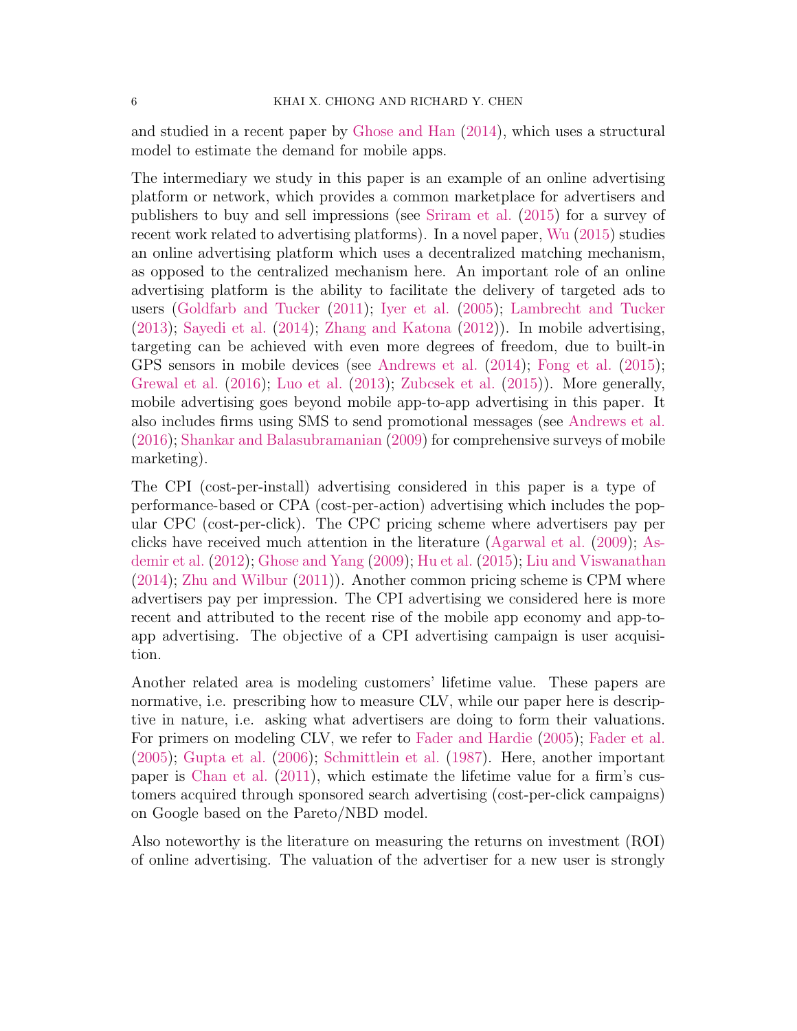and studied in a recent paper by Ghose and Han (2014), which uses a structural model to estimate the demand for mobile apps.

The intermediary we study in this paper is an example of an online advertising platform or network, which provides a common marketplace for advertisers and publishers to buy and sell impressions (see Sriram et al. (2015) for a survey of recent work related to advertising platforms). In a novel paper, Wu (2015) studies an online advertising platform which uses a decentralized matching mechanism, as opposed to the centralized mechanism here. An important role of an online advertising platform is the ability to facilitate the delivery of targeted ads to users (Goldfarb and Tucker (2011); Iyer et al. (2005); Lambrecht and Tucker (2013); Sayedi et al. (2014); Zhang and Katona (2012)). In mobile advertising, targeting can be achieved with even more degrees of freedom, due to built-in GPS sensors in mobile devices (see Andrews et al. (2014); Fong et al. (2015); Grewal et al. (2016); Luo et al. (2013); Zubcsek et al. (2015)). More generally, mobile advertising goes beyond mobile app-to-app advertising in this paper. It also includes firms using SMS to send promotional messages (see Andrews et al. (2016); Shankar and Balasubramanian (2009) for comprehensive surveys of mobile marketing).

The CPI (cost-per-install) advertising considered in this paper is a type of performance-based or CPA (cost-per-action) advertising which includes the popular CPC (cost-per-click). The CPC pricing scheme where advertisers pay per clicks have received much attention in the literature (Agarwal et al. (2009); Asdemir et al. (2012); Ghose and Yang (2009); Hu et al. (2015); Liu and Viswanathan (2014); Zhu and Wilbur (2011)). Another common pricing scheme is CPM where advertisers pay per impression. The CPI advertising we considered here is more recent and attributed to the recent rise of the mobile app economy and app-to-app advertising. The objective of a CPI advertising campaign is user acquisition.

Another related area is modeling customers' lifetime value. These papers are normative, i.e. prescribing how to measure CLV, while our paper here is descriptive in nature, i.e. asking what advertisers are doing to form their valuations. For primers on modeling CLV, we refer to Fader and Hardie (2005); Fader et al. (2005); Gupta et al. (2006); Schmittlein et al. (1987). Here, another important paper is Chan et al. (2011), which estimate the lifetime value for a firm's customers acquired through sponsored search advertising (cost-per-click campaigns) on Google based on the Pareto/NBD model.

Also noteworthy is the literature on measuring the returns on investment (ROI) of online advertising. The valuation of the advertiser for a new user is strongly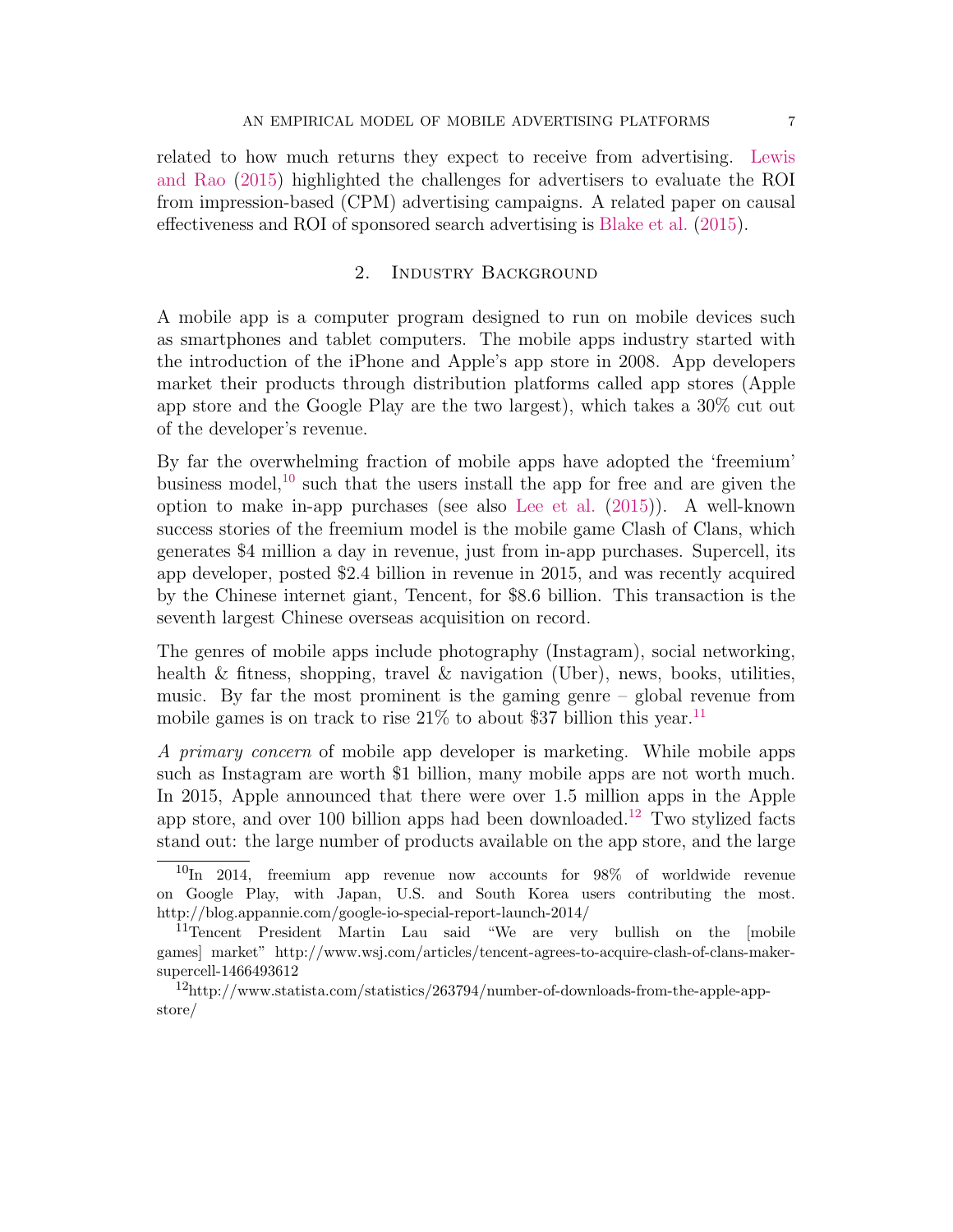related to how much returns they expect to receive from advertising. Lewis and Rao (2015) highlighted the challenges for advertisers to evaluate the ROI from impression-based (CPM) advertising campaigns. A related paper on causal effectiveness and ROI of sponsored search advertising is Blake et al. (2015).

## 2. Industry Background

A mobile app is a computer program designed to run on mobile devices such as smartphones and tablet computers. The mobile apps industry started with the introduction of the iPhone and Apple's app store in 2008. App developers market their products through distribution platforms called app stores (Apple app store and the Google Play are the two largest), which takes a 30% cut out of the developer's revenue.

By far the overwhelming fraction of mobile apps have adopted the 'freemium' business model,[10] such that the users install the app for free and are given the option to make in-app purchases (see also Lee et al. (2015)). A well-known success stories of the freemium model is the mobile game Clash of Clans, which generates $4 million a day in revenue, just from in-app purchases. Supercell, its app developer, posted $2.4 billion in revenue in 2015, and was recently acquired by the Chinese internet giant, Tencent, for $8.6 billion. This transaction is the seventh largest Chinese overseas acquisition on record.

The genres of mobile apps include photography (Instagram), social networking, health & fitness, shopping, travel & navigation (Uber), news, books, utilities, music. By far the most prominent is the gaming genre – global revenue from mobile games is on track to rise 21% to about $37 billion this year.[11]

*A primary concern* of mobile app developer is marketing. While mobile apps such as Instagram are worth $1 billion, many mobile apps are not worth much. In 2015, Apple announced that there were over 1.5 million apps in the Apple app store, and over 100 billion apps had been downloaded.[12] Two stylized facts stand out: the large number of products available on the app store, and the large

[10]In 2014, freemium app revenue now accounts for 98% of worldwide revenue on Google Play, with Japan, U.S. and South Korea users contributing the most. http://blog.appannie.com/google-io-special-report-launch-2014/

[11]Tencent President Martin Lau said "We are very bullish on the [mobile games] market" http://www.wsj.com/articles/tencent-agrees-to-acquire-clash-of-clans-maker-supercell-1466493612

[12]http://www.statista.com/statistics/263794/number-of-downloads-from-the-apple-app-store/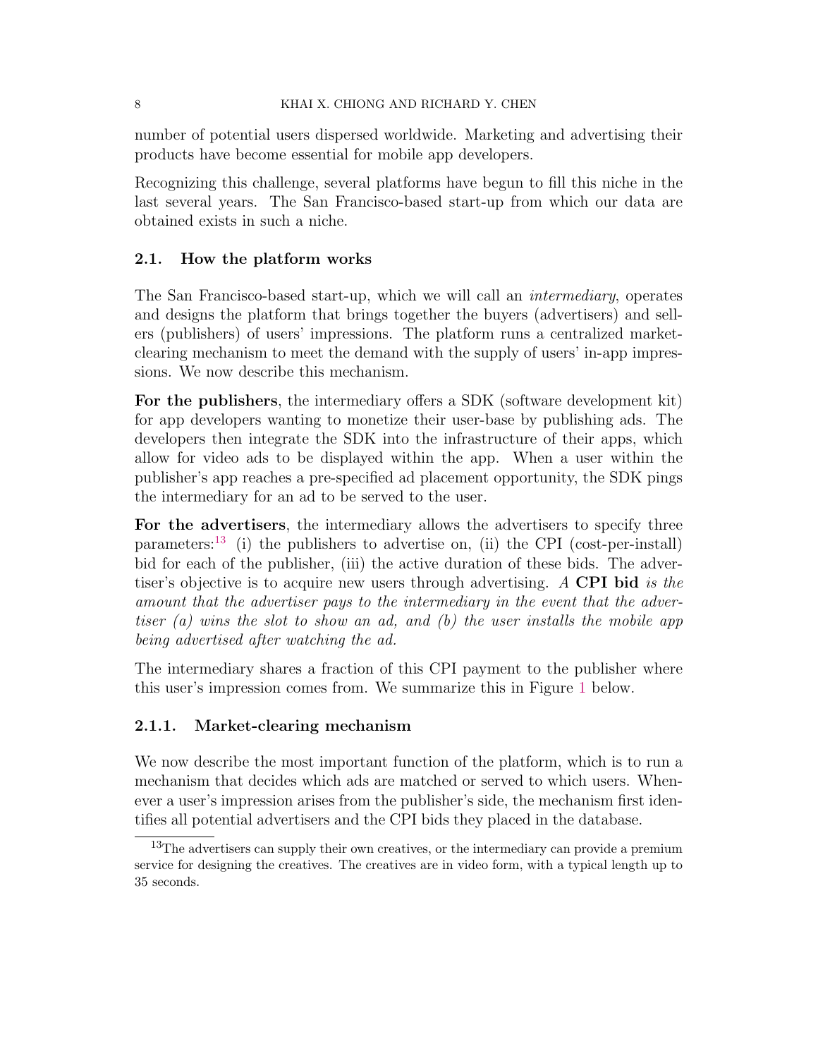number of potential users dispersed worldwide. Marketing and advertising their products have become essential for mobile app developers.

Recognizing this challenge, several platforms have begun to fill this niche in the last several years. The San Francisco-based start-up from which our data are obtained exists in such a niche.

## 2.1. How the platform works

The San Francisco-based start-up, which we will call an *intermediary*, operates and designs the platform that brings together the buyers (advertisers) and sellers (publishers) of users' impressions. The platform runs a centralized market-clearing mechanism to meet the demand with the supply of users' in-app impressions. We now describe this mechanism.

**For the publishers**, the intermediary offers a SDK (software development kit) for app developers wanting to monetize their user-base by publishing ads. The developers then integrate the SDK into the infrastructure of their apps, which allow for video ads to be displayed within the app. When a user within the publisher's app reaches a pre-specified ad placement opportunity, the SDK pings the intermediary for an ad to be served to the user.

**For the advertisers**, the intermediary allows the advertisers to specify three parameters:[13] (i) the publishers to advertise on, (ii) the CPI (cost-per-install) bid for each of the publisher, (iii) the active duration of these bids. The advertiser's objective is to acquire new users through advertising. *A* **CPI bid** *is the amount that the advertiser pays to the intermediary in the event that the advertiser (a) wins the slot to show an ad, and (b) the user installs the mobile app being advertised after watching the ad.*

The intermediary shares a fraction of this CPI payment to the publisher where this user's impression comes from. We summarize this in Figure 1 below.

### 2.1.1. Market-clearing mechanism

We now describe the most important function of the platform, which is to run a mechanism that decides which ads are matched or served to which users. Whenever a user's impression arises from the publisher's side, the mechanism first identifies all potential advertisers and the CPI bids they placed in the database.

[13] The advertisers can supply their own creatives, or the intermediary can provide a premium service for designing the creatives. The creatives are in video form, with a typical length up to 35 seconds.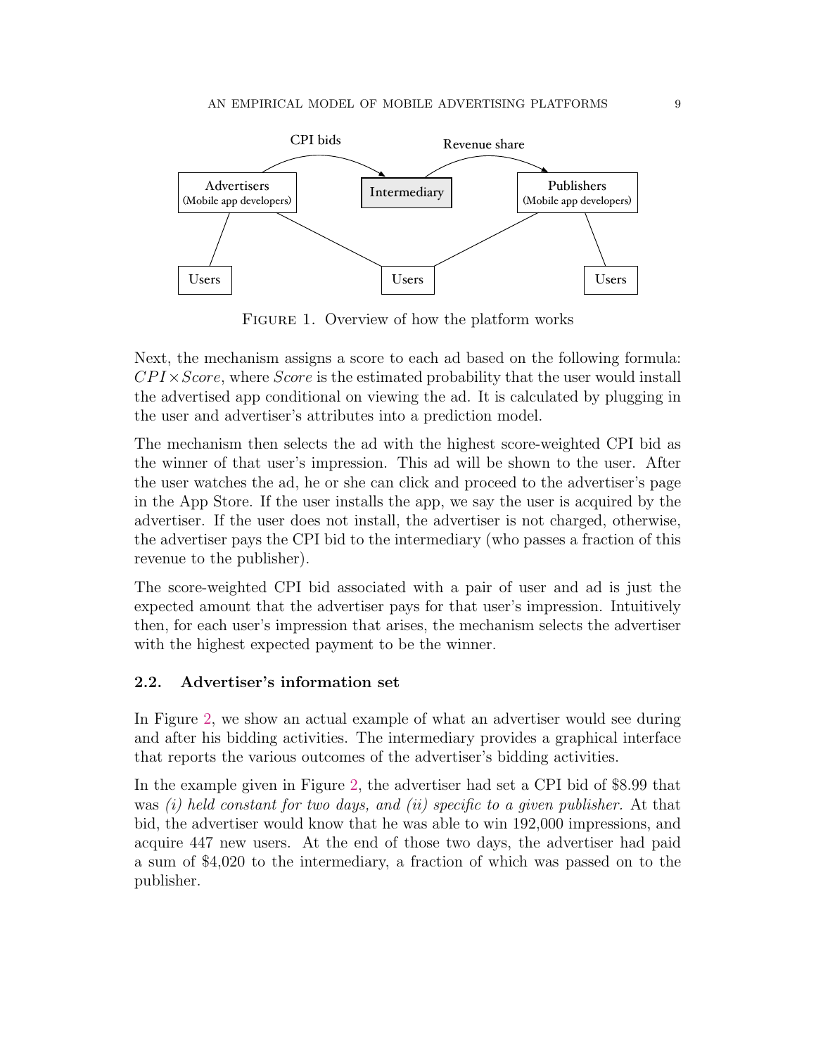FIGURE 1. Overview of how the platform works

Next, the mechanism assigns a score to each ad based on the following formula: $CPI \times Score$, where $Score$ is the estimated probability that the user would install the advertised app conditional on viewing the ad. It is calculated by plugging in the user and advertiser's attributes into a prediction model.

The mechanism then selects the ad with the highest score-weighted CPI bid as the winner of that user's impression. This ad will be shown to the user. After the user watches the ad, he or she can click and proceed to the advertiser's page in the App Store. If the user installs the app, we say the user is acquired by the advertiser. If the user does not install, the advertiser is not charged, otherwise, the advertiser pays the CPI bid to the intermediary (who passes a fraction of this revenue to the publisher).

The score-weighted CPI bid associated with a pair of user and ad is just the expected amount that the advertiser pays for that user's impression. Intuitively then, for each user's impression that arises, the mechanism selects the advertiser with the highest expected payment to be the winner.

## 2.2. Advertiser's information set

In Figure 2, we show an actual example of what an advertiser would see during and after his bidding activities. The intermediary provides a graphical interface that reports the various outcomes of the advertiser's bidding activities.

In the example given in Figure 2, the advertiser had set a CPI bid of $8.99 that was *(i) held constant for two days, and (ii) specific to a given publisher.* At that bid, the advertiser would know that he was able to win 192,000 impressions, and acquire 447 new users. At the end of those two days, the advertiser had paid a sum of $4,020 to the intermediary, a fraction of which was passed on to the publisher.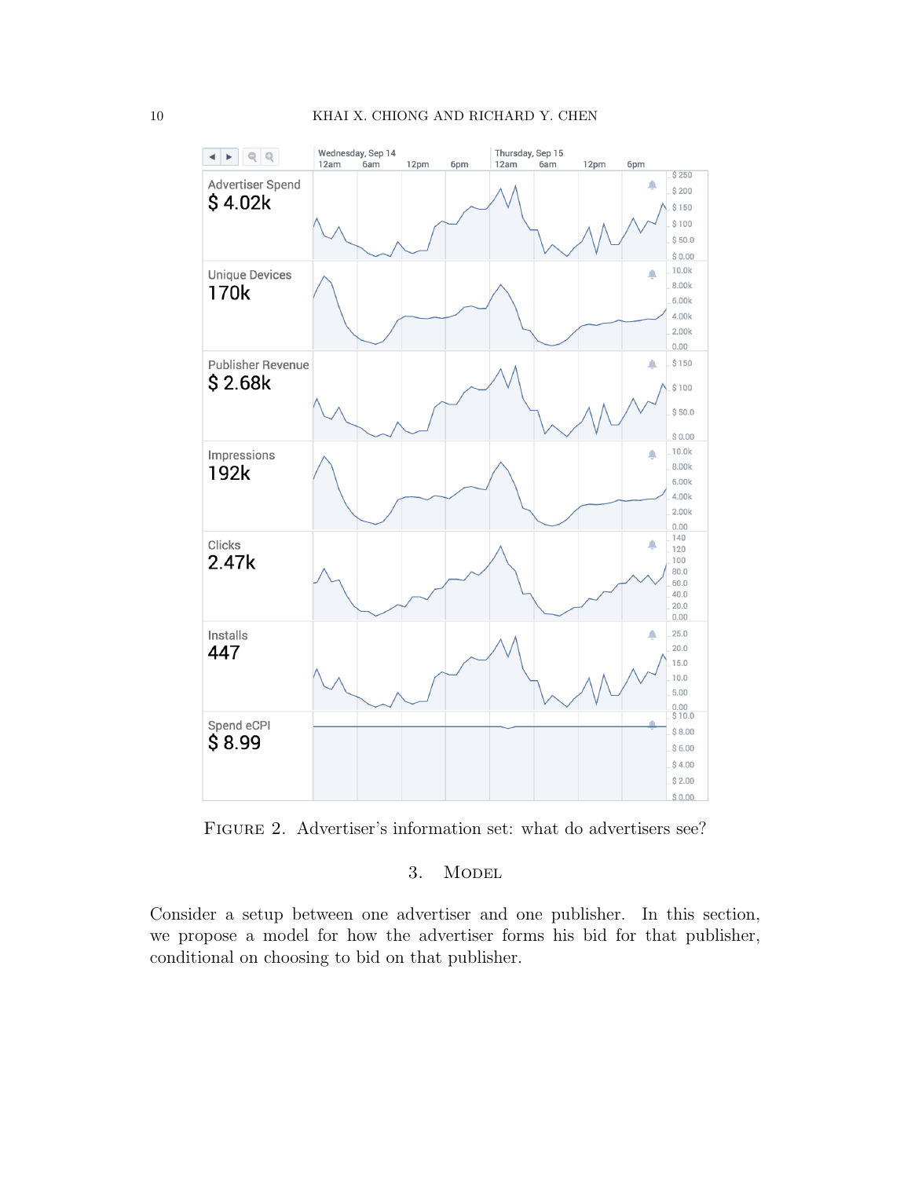Figure 2. Advertiser's information set: what do advertisers see?

## 3. Model

Consider a setup between one advertiser and one publisher. In this section, we propose a model for how the advertiser forms his bid for that publisher, conditional on choosing to bid on that publisher.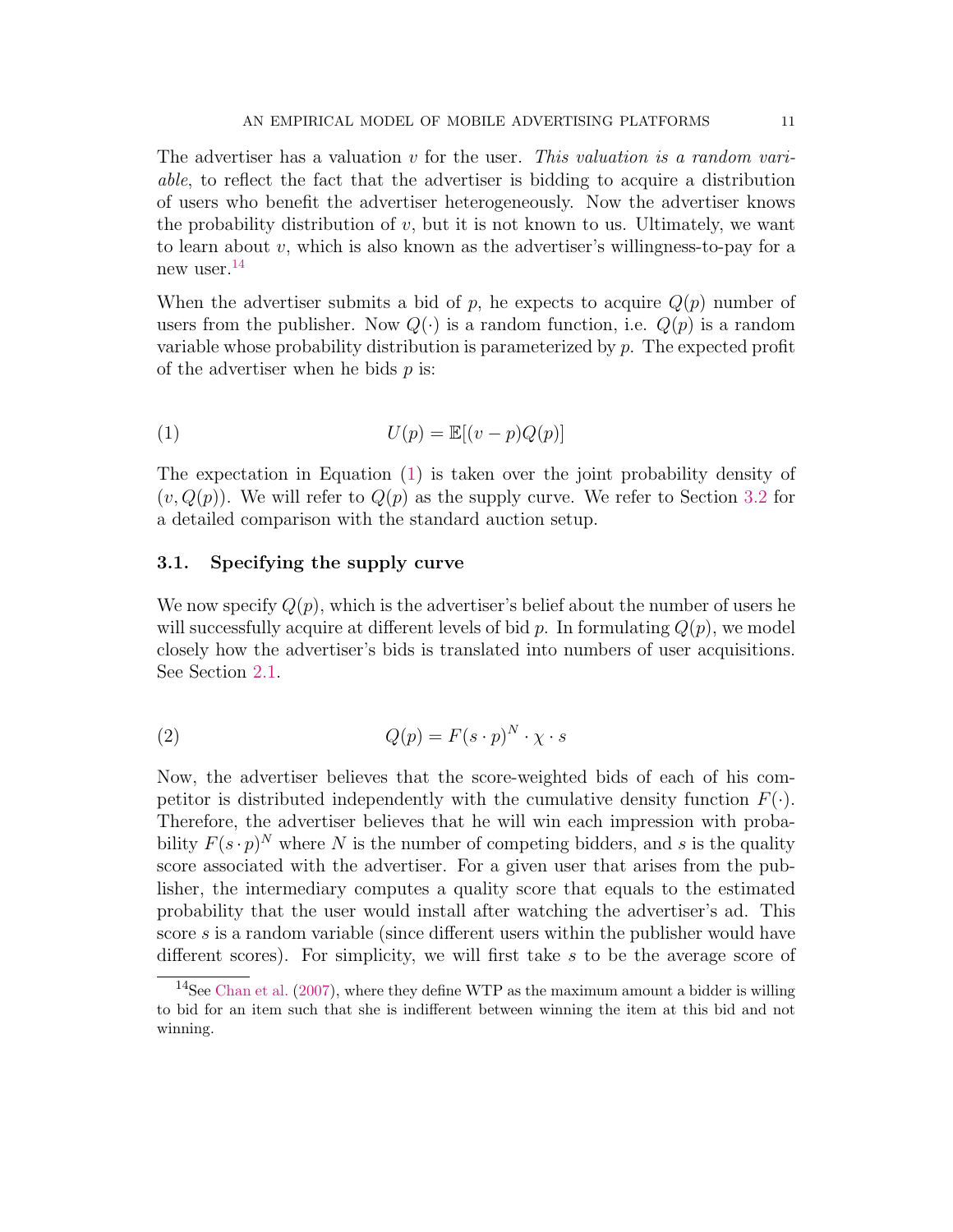The advertiser has a valuation $v$ for the user. *This valuation is a random variable*, to reflect the fact that the advertiser is bidding to acquire a distribution of users who benefit the advertiser heterogeneously. Now the advertiser knows the probability distribution of $v$, but it is not known to us. Ultimately, we want to learn about $v$, which is also known as the advertiser's willingness-to-pay for a new user.[14]

When the advertiser submits a bid of $p$, he expects to acquire $Q(p)$ number of users from the publisher. Now $Q(\cdot)$ is a random function, i.e. $Q(p)$ is a random variable whose probability distribution is parameterized by $p$. The expected profit of the advertiser when he bids $p$ is:

$$U(p) = \mathbb{E}[(v - p)Q(p)] \tag{1}$$

The expectation in Equation (1) is taken over the joint probability density of $(v, Q(p))$. We will refer to $Q(p)$ as the supply curve. We refer to Section 3.2 for a detailed comparison with the standard auction setup.

### 3.1. Specifying the supply curve

We now specify $Q(p)$, which is the advertiser's belief about the number of users he will successfully acquire at different levels of bid $p$. In formulating $Q(p)$, we model closely how the advertiser's bids is translated into numbers of user acquisitions. See Section 2.1.

$$Q(p) = F(s \cdot p)^N \cdot \chi \cdot s \tag{2}$$

Now, the advertiser believes that the score-weighted bids of each of his competitor is distributed independently with the cumulative density function $F(\cdot)$. Therefore, the advertiser believes that he will win each impression with probability $F(s \cdot p)^N$ where $N$ is the number of competing bidders, and $s$ is the quality score associated with the advertiser. For a given user that arises from the publisher, the intermediary computes a quality score that equals to the estimated probability that the user would install after watching the advertiser's ad. This score $s$ is a random variable (since different users within the publisher would have different scores). For simplicity, we will first take $s$ to be the average score of

[14]See Chan et al. (2007), where they define WTP as the maximum amount a bidder is willing to bid for an item such that she is indifferent between winning the item at this bid and not winning.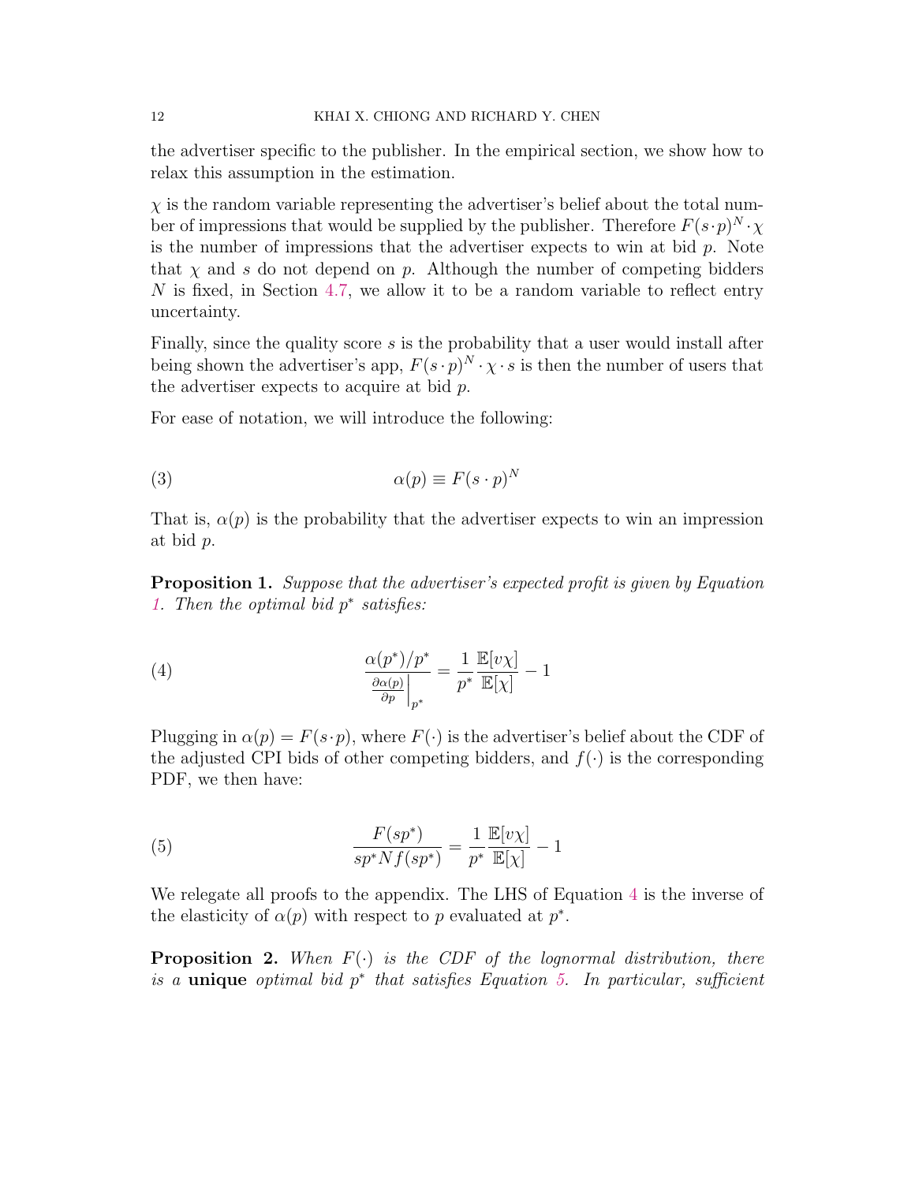the advertiser specific to the publisher. In the empirical section, we show how to relax this assumption in the estimation.

$\chi$ is the random variable representing the advertiser's belief about the total number of impressions that would be supplied by the publisher. Therefore $F(s \cdot p)^N \cdot \chi$ is the number of impressions that the advertiser expects to win at bid $p$. Note that $\chi$ and $s$ do not depend on $p$. Although the number of competing bidders $N$ is fixed, in Section 4.7, we allow it to be a random variable to reflect entry uncertainty.

Finally, since the quality score $s$ is the probability that a user would install after being shown the advertiser's app, $F(s \cdot p)^N \cdot \chi \cdot s$ is then the number of users that the advertiser expects to acquire at bid $p$.

For ease of notation, we will introduce the following:

$$\alpha(p) \equiv F(s \cdot p)^N \tag{3}$$

That is, $\alpha(p)$ is the probability that the advertiser expects to win an impression at bid $p$.

**Proposition 1.** *Suppose that the advertiser's expected profit is given by Equation 1. Then the optimal bid $p^*$ satisfies:*

$$\frac{\alpha(p^*)/p^*}{\frac{\partial \alpha(p)}{\partial p}\Big|_{p^*}} = \frac{1}{p^*}\frac{\mathbb{E}[v\chi]}{\mathbb{E}[\chi]} - 1 \tag{4}$$

Plugging in $\alpha(p) = F(s \cdot p)$, where $F(\cdot)$ is the advertiser's belief about the CDF of the adjusted CPI bids of other competing bidders, and $f(\cdot)$ is the corresponding PDF, we then have:

$$\frac{F(sp^*)}{sp^* N f(sp^*)} = \frac{1}{p^*}\frac{\mathbb{E}[v\chi]}{\mathbb{E}[\chi]} - 1 \tag{5}$$

We relegate all proofs to the appendix. The LHS of Equation 4 is the inverse of the elasticity of $\alpha(p)$ with respect to $p$ evaluated at $p^*$.

**Proposition 2.** *When $F(\cdot)$ is the CDF of the lognormal distribution, there is a* **unique** *optimal bid $p^*$ that satisfies Equation 5. In particular, sufficient*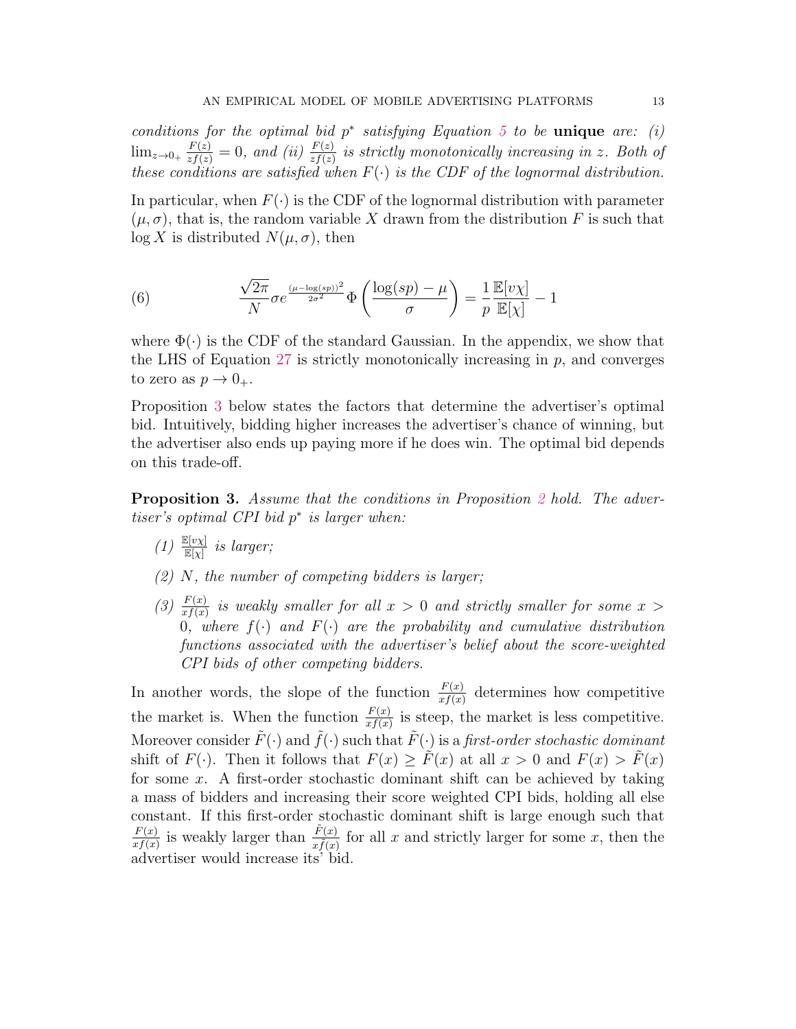*conditions for the optimal bid $p^*$ satisfying Equation 5 to be* **unique** *are: (i)* $\lim_{z \to 0_+} \frac{F(z)}{zf(z)} = 0$*, and (ii)* $\frac{F(z)}{zf(z)}$ *is strictly monotonically increasing in $z$. Both of these conditions are satisfied when $F(\cdot)$ is the CDF of the lognormal distribution.*

In particular, when $F(\cdot)$ is the CDF of the lognormal distribution with parameter $(\mu, \sigma)$, that is, the random variable $X$ drawn from the distribution $F$ is such that $\log X$ is distributed $N(\mu, \sigma)$, then

$$\frac{\sqrt{2\pi}}{N} \sigma e^{\frac{(\mu - \log(sp))^2}{2\sigma^2}} \Phi\left(\frac{\log(sp) - \mu}{\sigma}\right) = \frac{1}{p} \frac{\mathbb{E}[v\chi]}{\mathbb{E}[\chi]} - 1 \tag{6}$$

where $\Phi(\cdot)$ is the CDF of the standard Gaussian. In the appendix, we show that the LHS of Equation 27 is strictly monotonically increasing in $p$, and converges to zero as $p \to 0_+$.

Proposition 3 below states the factors that determine the advertiser's optimal bid. Intuitively, bidding higher increases the advertiser's chance of winning, but the advertiser also ends up paying more if he does win. The optimal bid depends on this trade-off.

**Proposition 3.** *Assume that the conditions in Proposition 2 hold. The advertiser's optimal CPI bid $p^*$ is larger when:*

*(1)* $\frac{\mathbb{E}[v\chi]}{\mathbb{E}[\chi]}$ *is larger;*

*(2) $N$, the number of competing bidders is larger;*

*(3)* $\frac{F(x)}{xf(x)}$ *is weakly smaller for all $x > 0$ and strictly smaller for some $x > 0$, where $f(\cdot)$ and $F(\cdot)$ are the probability and cumulative distribution functions associated with the advertiser's belief about the score-weighted CPI bids of other competing bidders.*

In another words, the slope of the function $\frac{F(x)}{xf(x)}$ determines how competitive the market is. When the function $\frac{F(x)}{xf(x)}$ is steep, the market is less competitive. Moreover consider $\tilde{F}(\cdot)$ and $\tilde{f}(\cdot)$ such that $\tilde{F}(\cdot)$ is a *first-order stochastic dominant* shift of $F(\cdot)$. Then it follows that $F(x) \geq \tilde{F}(x)$ at all $x > 0$ and $F(x) > \tilde{F}(x)$ for some $x$. A first-order stochastic dominant shift can be achieved by taking a mass of bidders and increasing their score weighted CPI bids, holding all else constant. If this first-order stochastic dominant shift is large enough such that $\frac{F(x)}{xf(x)}$ is weakly larger than $\frac{\tilde{F}(x)}{x\tilde{f}(x)}$ for all $x$ and strictly larger for some $x$, then the advertiser would increase its' bid.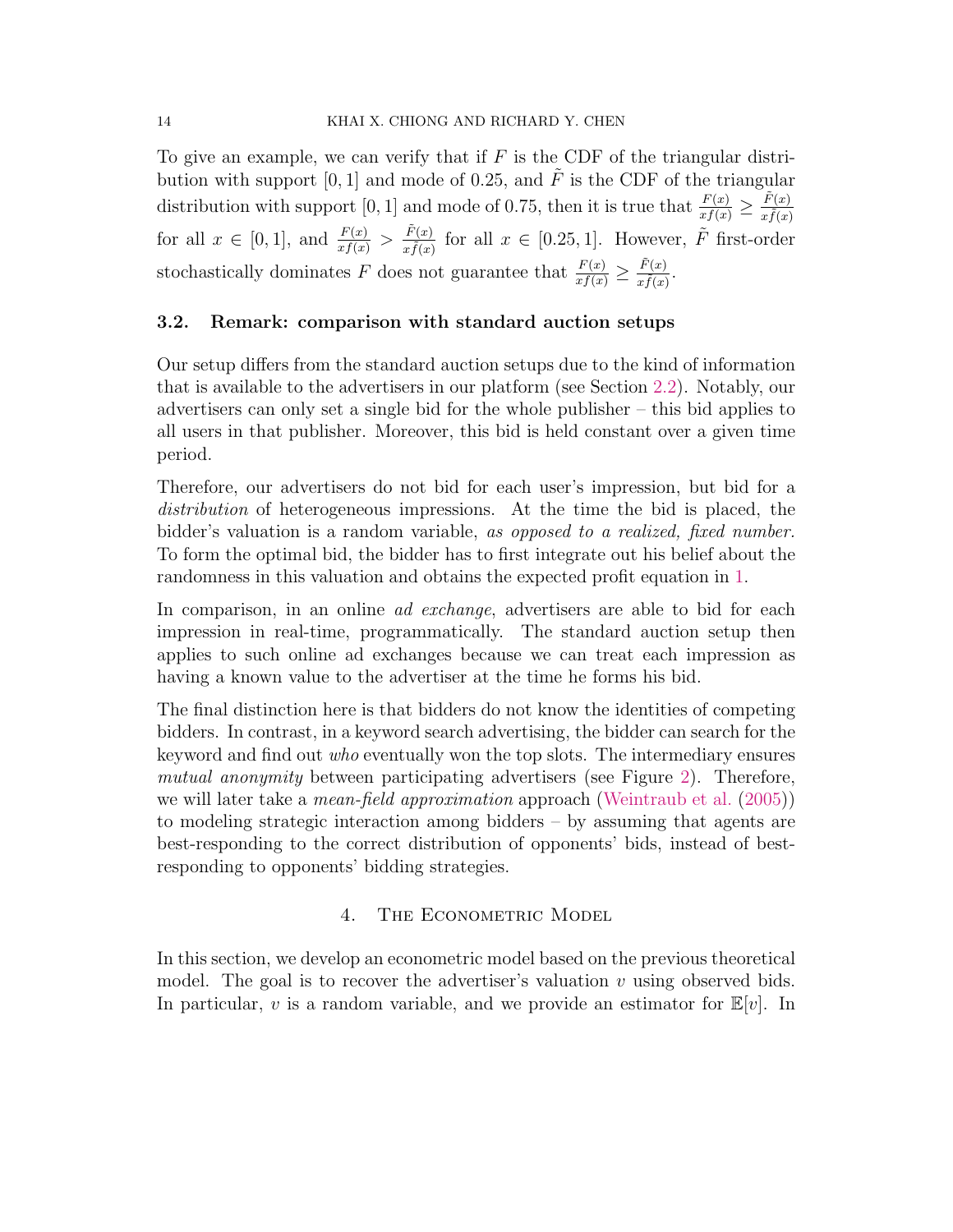To give an example, we can verify that if $F$ is the CDF of the triangular distribution with support $[0, 1]$ and mode of 0.25, and $\tilde{F}$ is the CDF of the triangular distribution with support $[0, 1]$ and mode of 0.75, then it is true that $\frac{F(x)}{xf(x)} \geq \frac{\tilde{F}(x)}{x\tilde{f}(x)}$ for all $x \in [0, 1]$, and $\frac{F(x)}{xf(x)} > \frac{\tilde{F}(x)}{x\tilde{f}(x)}$ for all $x \in [0.25, 1]$. However, $\tilde{F}$ first-order stochastically dominates $F$ does not guarantee that $\frac{F(x)}{xf(x)} \geq \frac{\tilde{F}(x)}{x\tilde{f}(x)}$.

### 3.2. Remark: comparison with standard auction setups

Our setup differs from the standard auction setups due to the kind of information that is available to the advertisers in our platform (see Section 2.2). Notably, our advertisers can only set a single bid for the whole publisher – this bid applies to all users in that publisher. Moreover, this bid is held constant over a given time period.

Therefore, our advertisers do not bid for each user's impression, but bid for a *distribution* of heterogeneous impressions. At the time the bid is placed, the bidder's valuation is a random variable, *as opposed to a realized, fixed number.* To form the optimal bid, the bidder has to first integrate out his belief about the randomness in this valuation and obtains the expected profit equation in 1.

In comparison, in an online *ad exchange*, advertisers are able to bid for each impression in real-time, programmatically. The standard auction setup then applies to such online ad exchanges because we can treat each impression as having a known value to the advertiser at the time he forms his bid.

The final distinction here is that bidders do not know the identities of competing bidders. In contrast, in a keyword search advertising, the bidder can search for the keyword and find out *who* eventually won the top slots. The intermediary ensures *mutual anonymity* between participating advertisers (see Figure 2). Therefore, we will later take a *mean-field approximation* approach (Weintraub et al. (2005)) to modeling strategic interaction among bidders – by assuming that agents are best-responding to the correct distribution of opponents' bids, instead of best-responding to opponents' bidding strategies.

## 4. The Econometric Model

In this section, we develop an econometric model based on the previous theoretical model. The goal is to recover the advertiser's valuation $v$ using observed bids. In particular, $v$ is a random variable, and we provide an estimator for $\mathbb{E}[v]$. In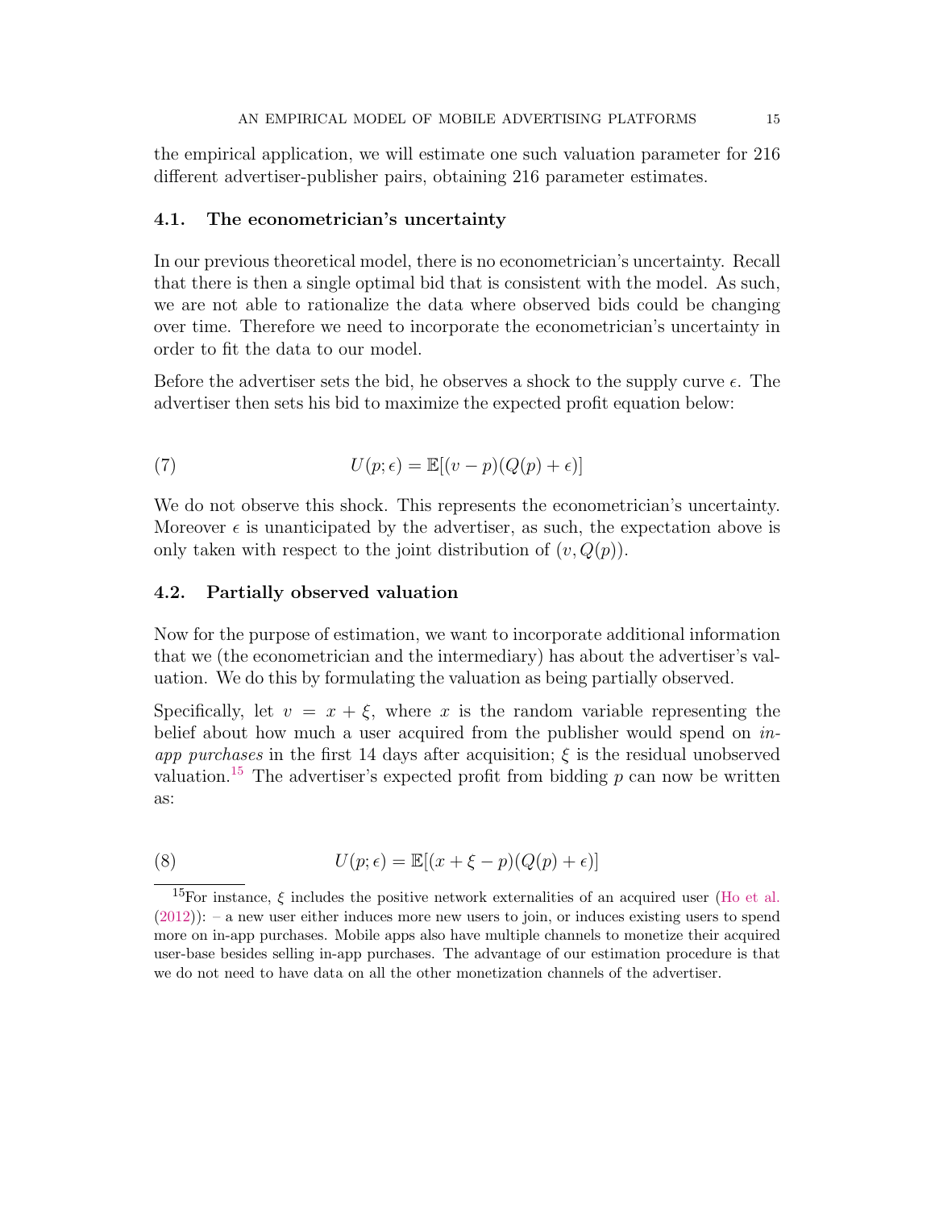the empirical application, we will estimate one such valuation parameter for 216 different advertiser-publisher pairs, obtaining 216 parameter estimates.

### 4.1. The econometrician's uncertainty

In our previous theoretical model, there is no econometrician's uncertainty. Recall that there is then a single optimal bid that is consistent with the model. As such, we are not able to rationalize the data where observed bids could be changing over time. Therefore we need to incorporate the econometrician's uncertainty in order to fit the data to our model.

Before the advertiser sets the bid, he observes a shock to the supply curve $\epsilon$. The advertiser then sets his bid to maximize the expected profit equation below:

$$U(p; \epsilon) = \mathbb{E}[(v - p)(Q(p) + \epsilon)] \tag{7}$$

We do not observe this shock. This represents the econometrician's uncertainty. Moreover $\epsilon$ is unanticipated by the advertiser, as such, the expectation above is only taken with respect to the joint distribution of $(v, Q(p))$.

### 4.2. Partially observed valuation

Now for the purpose of estimation, we want to incorporate additional information that we (the econometrician and the intermediary) has about the advertiser's valuation. We do this by formulating the valuation as being partially observed.

Specifically, let $v = x + \xi$, where $x$ is the random variable representing the belief about how much a user acquired from the publisher would spend on *in-app purchases* in the first 14 days after acquisition; $\xi$ is the residual unobserved valuation.[15] The advertiser's expected profit from bidding $p$ can now be written as:

$$U(p; \epsilon) = \mathbb{E}[(x + \xi - p)(Q(p) + \epsilon)] \tag{8}$$

[15] For instance, $\xi$ includes the positive network externalities of an acquired user (Ho et al. (2012)): – a new user either induces more new users to join, or induces existing users to spend more on in-app purchases. Mobile apps also have multiple channels to monetize their acquired user-base besides selling in-app purchases. The advantage of our estimation procedure is that we do not need to have data on all the other monetization channels of the advertiser.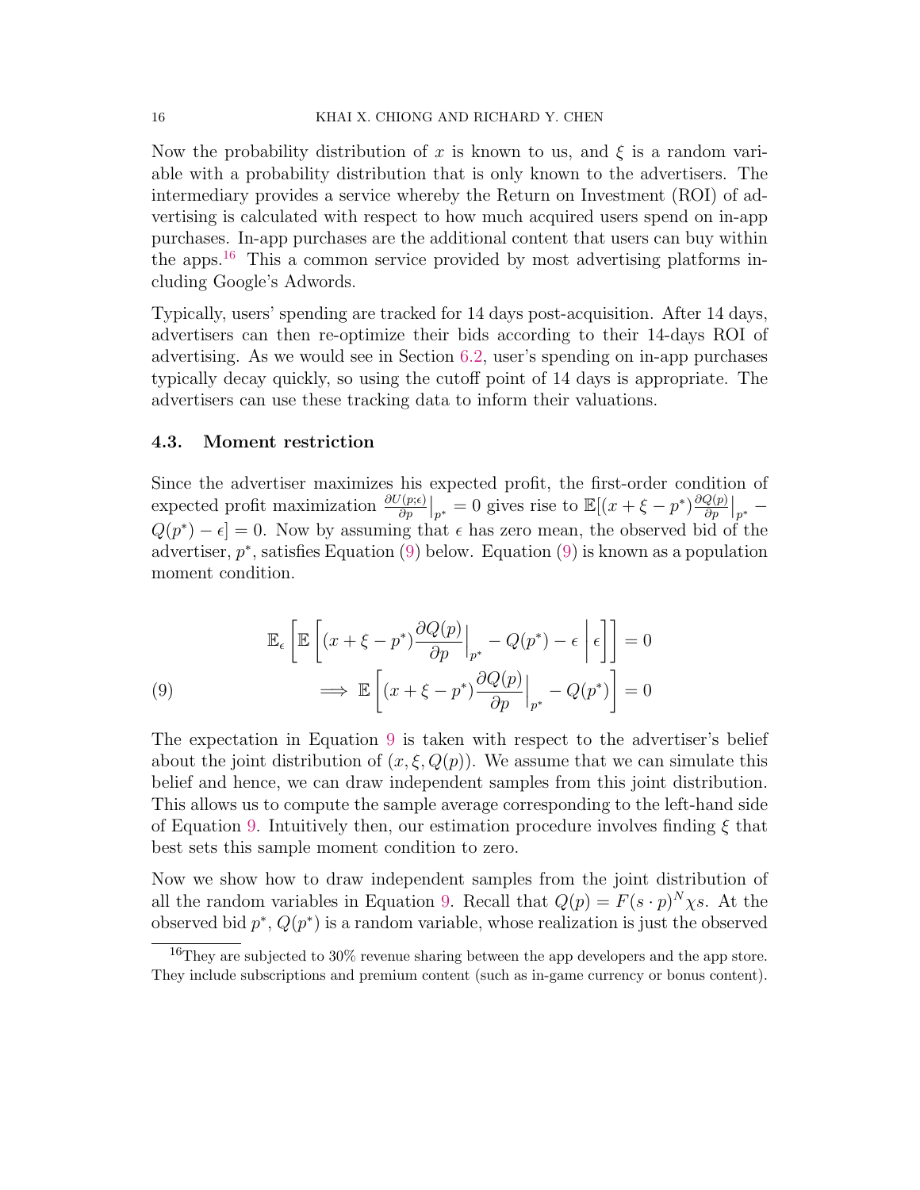Now the probability distribution of $x$ is known to us, and $\xi$ is a random variable with a probability distribution that is only known to the advertisers. The intermediary provides a service whereby the Return on Investment (ROI) of advertising is calculated with respect to how much acquired users spend on in-app purchases. In-app purchases are the additional content that users can buy within the apps.[16] This a common service provided by most advertising platforms including Google's Adwords.

Typically, users' spending are tracked for 14 days post-acquisition. After 14 days, advertisers can then re-optimize their bids according to their 14-days ROI of advertising. As we would see in Section 6.2, user's spending on in-app purchases typically decay quickly, so using the cutoff point of 14 days is appropriate. The advertisers can use these tracking data to inform their valuations.

### 4.3. Moment restriction

Since the advertiser maximizes his expected profit, the first-order condition of expected profit maximization $\frac{\partial U(p;\epsilon)}{\partial p}\big|_{p^*} = 0$ gives rise to $\mathbb{E}[(x + \xi - p^*)\frac{\partial Q(p)}{\partial p}\big|_{p^*} - Q(p^*) - \epsilon] = 0$. Now by assuming that $\epsilon$ has zero mean, the observed bid of the advertiser, $p^*$, satisfies Equation (9) below. Equation (9) is known as a population moment condition.

$$
\begin{aligned}
&\mathbb{E}_\epsilon\left[\mathbb{E}\left[(x + \xi - p^*)\frac{\partial Q(p)}{\partial p}\Big|_{p^*} - Q(p^*) - \epsilon \,\Big|\, \epsilon\right]\right] = 0 \\
&\implies \mathbb{E}\left[(x + \xi - p^*)\frac{\partial Q(p)}{\partial p}\Big|_{p^*} - Q(p^*)\right] = 0
\end{aligned}
\tag{9}
$$

The expectation in Equation 9 is taken with respect to the advertiser's belief about the joint distribution of $(x, \xi, Q(p))$. We assume that we can simulate this belief and hence, we can draw independent samples from this joint distribution. This allows us to compute the sample average corresponding to the left-hand side of Equation 9. Intuitively then, our estimation procedure involves finding $\xi$ that best sets this sample moment condition to zero.

Now we show how to draw independent samples from the joint distribution of all the random variables in Equation 9. Recall that $Q(p) = F(s \cdot p)^N \chi s$. At the observed bid $p^*$, $Q(p^*)$ is a random variable, whose realization is just the observed

[16] They are subjected to 30% revenue sharing between the app developers and the app store. They include subscriptions and premium content (such as in-game currency or bonus content).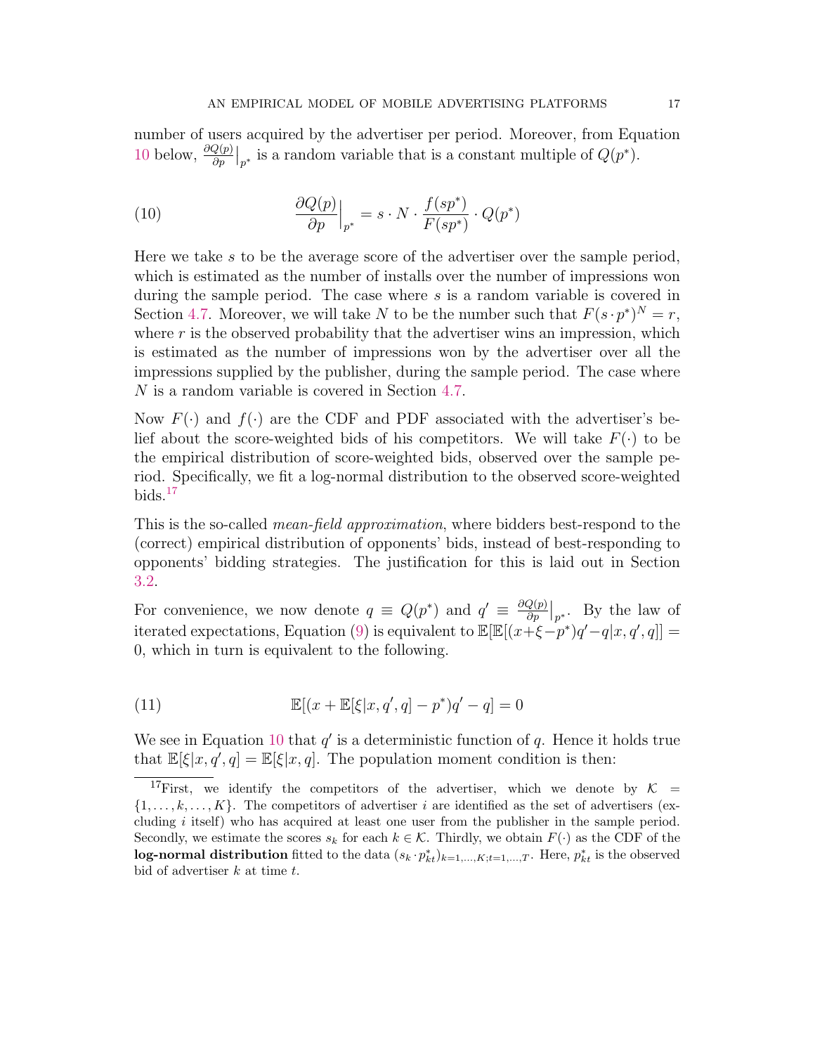number of users acquired by the advertiser per period. Moreover, from Equation 10 below, $\frac{\partial Q(p)}{\partial p}\big|_{p^*}$ is a random variable that is a constant multiple of $Q(p^*)$.

$$\frac{\partial Q(p)}{\partial p}\Big|_{p^*} = s \cdot N \cdot \frac{f(sp^*)}{F(sp^*)} \cdot Q(p^*) \tag{10}$$

Here we take $s$ to be the average score of the advertiser over the sample period, which is estimated as the number of installs over the number of impressions won during the sample period. The case where $s$ is a random variable is covered in Section 4.7. Moreover, we will take $N$ to be the number such that $F(s \cdot p^*)^N = r$, where $r$ is the observed probability that the advertiser wins an impression, which is estimated as the number of impressions won by the advertiser over all the impressions supplied by the publisher, during the sample period. The case where $N$ is a random variable is covered in Section 4.7.

Now $F(\cdot)$ and $f(\cdot)$ are the CDF and PDF associated with the advertiser's belief about the score-weighted bids of his competitors. We will take $F(\cdot)$ to be the empirical distribution of score-weighted bids, observed over the sample period. Specifically, we fit a log-normal distribution to the observed score-weighted bids.[17]

This is the so-called *mean-field approximation*, where bidders best-respond to the (correct) empirical distribution of opponents' bids, instead of best-responding to opponents' bidding strategies. The justification for this is laid out in Section 3.2.

For convenience, we now denote $q \equiv Q(p^*)$ and $q' \equiv \frac{\partial Q(p)}{\partial p}\big|_{p^*}$. By the law of iterated expectations, Equation (9) is equivalent to $\mathbb{E}[\mathbb{E}[(x+\xi-p^*)q'-q|x,q',q]] = 0$, which in turn is equivalent to the following.

$$\mathbb{E}[(x + \mathbb{E}[\xi|x,q',q] - p^*)q' - q] = 0 \tag{11}$$

We see in Equation 10 that $q'$ is a deterministic function of $q$. Hence it holds true that $\mathbb{E}[\xi|x,q',q] = \mathbb{E}[\xi|x,q]$. The population moment condition is then:

[17] First, we identify the competitors of the advertiser, which we denote by $\mathcal{K} = \{1,\ldots,k,\ldots,K\}$. The competitors of advertiser $i$ are identified as the set of advertisers (excluding $i$ itself) who has acquired at least one user from the publisher in the sample period. Secondly, we estimate the scores $s_k$ for each $k \in \mathcal{K}$. Thirdly, we obtain $F(\cdot)$ as the CDF of the **log-normal distribution** fitted to the data $(s_k \cdot p^*_{kt})_{k=1,\ldots,K;t=1,\ldots,T}$. Here, $p^*_{kt}$ is the observed bid of advertiser $k$ at time $t$.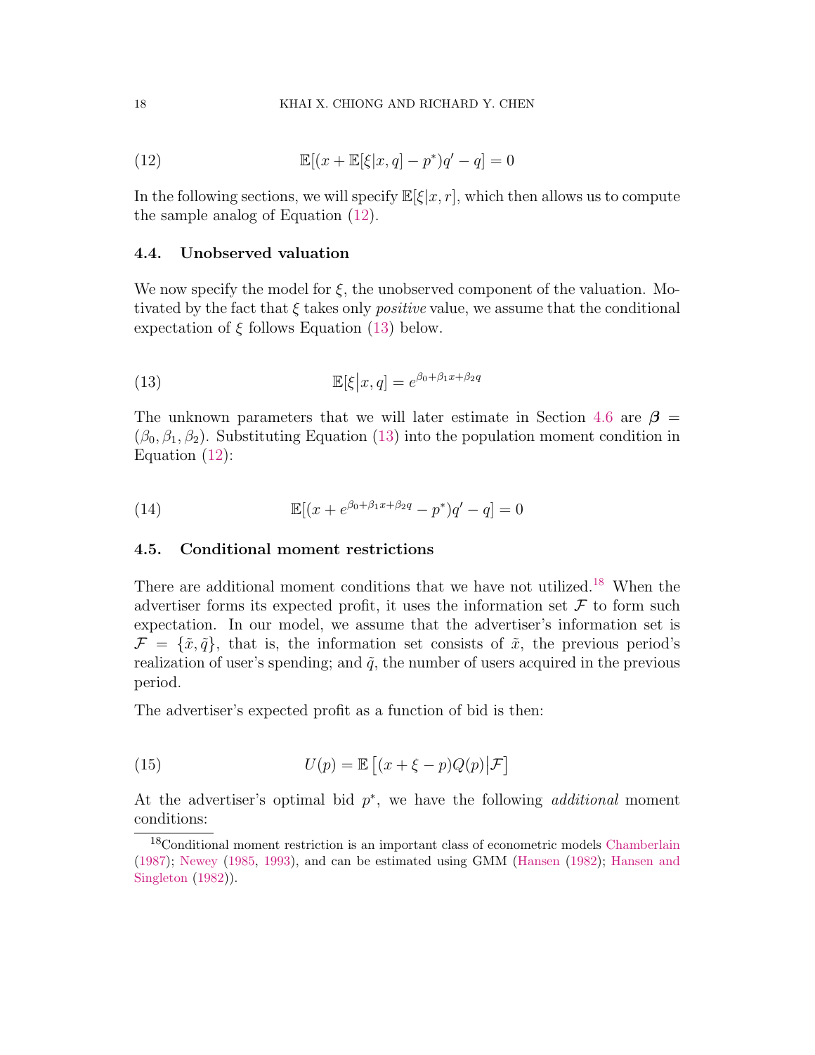$$\mathbb{E}[(x + \mathbb{E}[\xi|x, q] - p^*)q' - q] = 0 \tag{12}$$

In the following sections, we will specify $\mathbb{E}[\xi|x, r]$, which then allows us to compute the sample analog of Equation (12).

### 4.4. Unobserved valuation

We now specify the model for $\xi$, the unobserved component of the valuation. Motivated by the fact that $\xi$ takes only *positive* value, we assume that the conditional expectation of $\xi$ follows Equation (13) below.

$$\mathbb{E}[\xi \big| x, q] = e^{\beta_0 + \beta_1 x + \beta_2 q} \tag{13}$$

The unknown parameters that we will later estimate in Section 4.6 are $\boldsymbol{\beta} = (\beta_0, \beta_1, \beta_2)$. Substituting Equation (13) into the population moment condition in Equation (12):

$$\mathbb{E}[(x + e^{\beta_0 + \beta_1 x + \beta_2 q} - p^*)q' - q] = 0 \tag{14}$$

### 4.5. Conditional moment restrictions

There are additional moment conditions that we have not utilized.[18] When the advertiser forms its expected profit, it uses the information set $\mathcal{F}$ to form such expectation. In our model, we assume that the advertiser's information set is $\mathcal{F} = \{\tilde{x}, \tilde{q}\}$, that is, the information set consists of $\tilde{x}$, the previous period's realization of user's spending; and $\tilde{q}$, the number of users acquired in the previous period.

The advertiser's expected profit as a function of bid is then:

$$U(p) = \mathbb{E}\left[(x + \xi - p)Q(p) \big| \mathcal{F}\right] \tag{15}$$

At the advertiser's optimal bid $p^*$, we have the following *additional* moment conditions:

[18] Conditional moment restriction is an important class of econometric models Chamberlain (1987); Newey (1985, 1993), and can be estimated using GMM (Hansen (1982); Hansen and Singleton (1982)).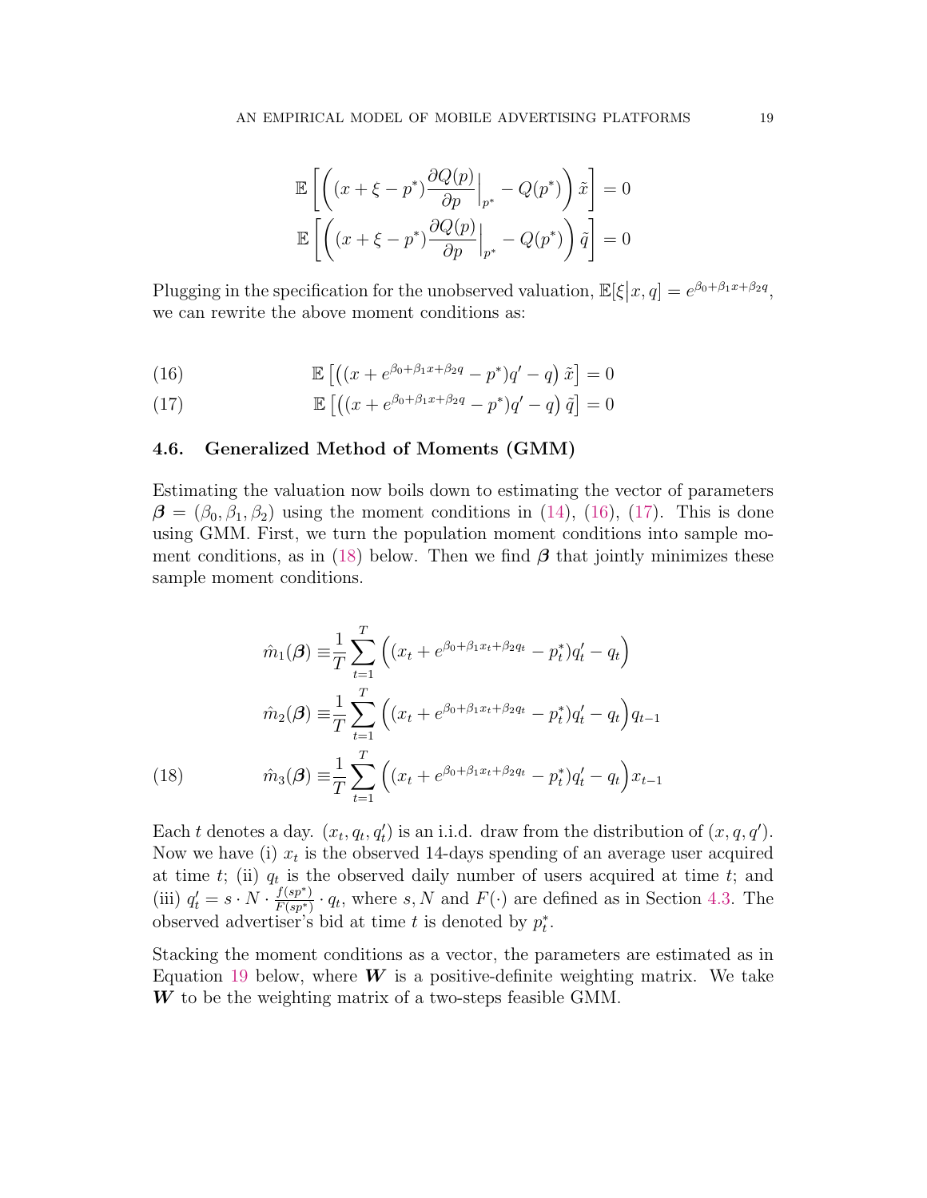$$
\mathbb{E}\left[\left((x+\xi-p^*)\frac{\partial Q(p)}{\partial p}\Big|_{p^*} - Q(p^*)\right)\tilde{x}\right] = 0
$$

$$
\mathbb{E}\left[\left((x+\xi-p^*)\frac{\partial Q(p)}{\partial p}\Big|_{p^*} - Q(p^*)\right)\tilde{q}\right] = 0
$$

Plugging in the specification for the unobserved valuation, $\mathbb{E}[\xi|x,q] = e^{\beta_0+\beta_1 x+\beta_2 q}$, we can rewrite the above moment conditions as:

$$
\mathbb{E}\left[\left((x + e^{\beta_0+\beta_1 x+\beta_2 q} - p^*)q' - q\right)\tilde{x}\right] = 0 \tag{16}
$$

$$
\mathbb{E}\left[\left((x + e^{\beta_0+\beta_1 x+\beta_2 q} - p^*)q' - q\right)\tilde{q}\right] = 0 \tag{17}
$$

## 4.6. Generalized Method of Moments (GMM)

Estimating the valuation now boils down to estimating the vector of parameters $\boldsymbol{\beta} = (\beta_0, \beta_1, \beta_2)$ using the moment conditions in (14), (16), (17). This is done using GMM. First, we turn the population moment conditions into sample moment conditions, as in (18) below. Then we find $\boldsymbol{\beta}$ that jointly minimizes these sample moment conditions.

$$
\begin{aligned}
\hat{m}_1(\boldsymbol{\beta}) &\equiv \frac{1}{T}\sum_{t=1}^{T}\Big((x_t + e^{\beta_0+\beta_1 x_t+\beta_2 q_t} - p_t^*)q_t' - q_t\Big) \\
\hat{m}_2(\boldsymbol{\beta}) &\equiv \frac{1}{T}\sum_{t=1}^{T}\Big((x_t + e^{\beta_0+\beta_1 x_t+\beta_2 q_t} - p_t^*)q_t' - q_t\Big)q_{t-1} \\
\hat{m}_3(\boldsymbol{\beta}) &\equiv \frac{1}{T}\sum_{t=1}^{T}\Big((x_t + e^{\beta_0+\beta_1 x_t+\beta_2 q_t} - p_t^*)q_t' - q_t\Big)x_{t-1}
\end{aligned} \tag{18}
$$

Each $t$ denotes a day. $(x_t, q_t, q_t')$ is an i.i.d. draw from the distribution of $(x, q, q')$. Now we have (i) $x_t$ is the observed 14-days spending of an average user acquired at time $t$; (ii) $q_t$ is the observed daily number of users acquired at time $t$; and (iii) $q_t' = s \cdot N \cdot \frac{f(sp^*)}{F(sp^*)} \cdot q_t$, where $s, N$ and $F(\cdot)$ are defined as in Section 4.3. The observed advertiser's bid at time $t$ is denoted by $p_t^*$.

Stacking the moment conditions as a vector, the parameters are estimated as in Equation 19 below, where $\boldsymbol{W}$ is a positive-definite weighting matrix. We take $\boldsymbol{W}$ to be the weighting matrix of a two-steps feasible GMM.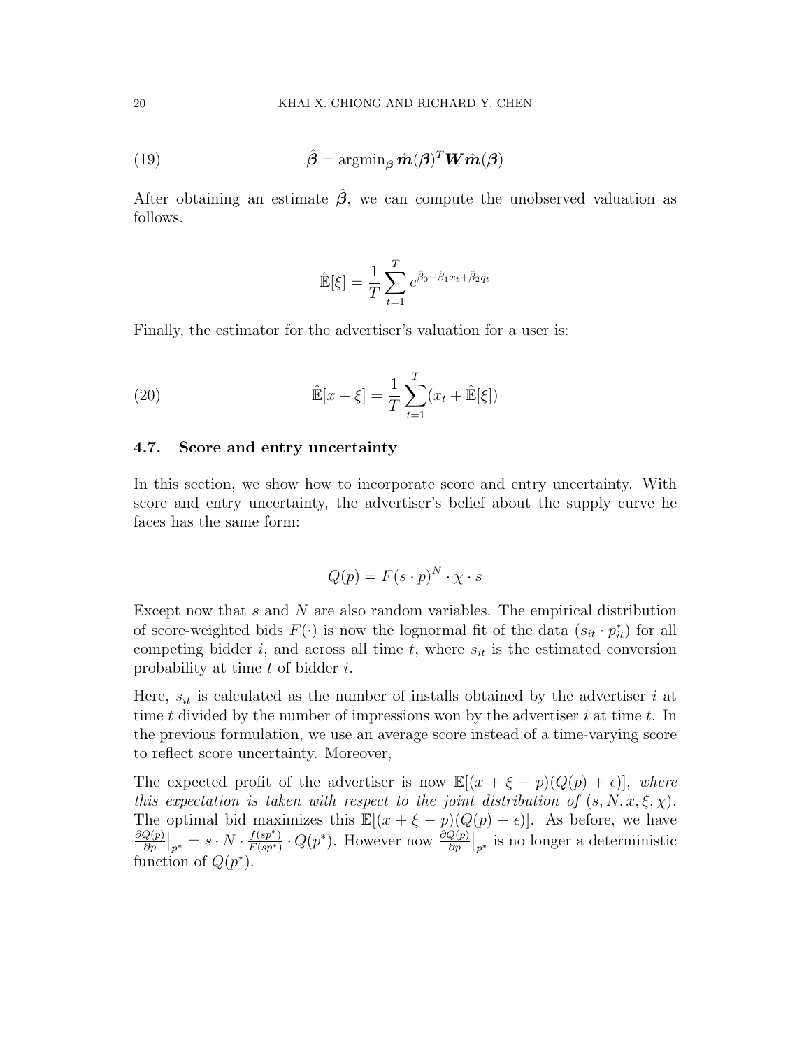$$\hat{\boldsymbol{\beta}} = \text{argmin}_{\boldsymbol{\beta}} \, \hat{\boldsymbol{m}}(\boldsymbol{\beta})^T \boldsymbol{W} \hat{\boldsymbol{m}}(\boldsymbol{\beta}) \tag{19}$$

After obtaining an estimate $\hat{\boldsymbol{\beta}}$, we can compute the unobserved valuation as follows.

$$\hat{\mathbb{E}}[\xi] = \frac{1}{T} \sum_{t=1}^{T} e^{\hat{\beta}_0 + \hat{\beta}_1 x_t + \hat{\beta}_2 q_t}$$

Finally, the estimator for the advertiser's valuation for a user is:

$$\hat{\mathbb{E}}[x + \xi] = \frac{1}{T} \sum_{t=1}^{T} (x_t + \hat{\mathbb{E}}[\xi]) \tag{20}$$

### 4.7. Score and entry uncertainty

In this section, we show how to incorporate score and entry uncertainty. With score and entry uncertainty, the advertiser's belief about the supply curve he faces has the same form:

$$Q(p) = F(s \cdot p)^N \cdot \chi \cdot s$$

Except now that $s$ and $N$ are also random variables. The empirical distribution of score-weighted bids $F(\cdot)$ is now the lognormal fit of the data $(s_{it} \cdot p^*_{it})$ for all competing bidder $i$, and across all time $t$, where $s_{it}$ is the estimated conversion probability at time $t$ of bidder $i$.

Here, $s_{it}$ is calculated as the number of installs obtained by the advertiser $i$ at time $t$ divided by the number of impressions won by the advertiser $i$ at time $t$. In the previous formulation, we use an average score instead of a time-varying score to reflect score uncertainty. Moreover,

The expected profit of the advertiser is now $\mathbb{E}[(x + \xi - p)(Q(p) + \epsilon)]$, *where this expectation is taken with respect to the joint distribution of* $(s, N, x, \xi, \chi)$. The optimal bid maximizes this $\mathbb{E}[(x + \xi - p)(Q(p) + \epsilon)]$. As before, we have $\frac{\partial Q(p)}{\partial p}\big|_{p^*} = s \cdot N \cdot \frac{f(sp^*)}{F(sp^*)} \cdot Q(p^*)$. However now $\frac{\partial Q(p)}{\partial p}\big|_{p^*}$ is no longer a deterministic function of $Q(p^*)$.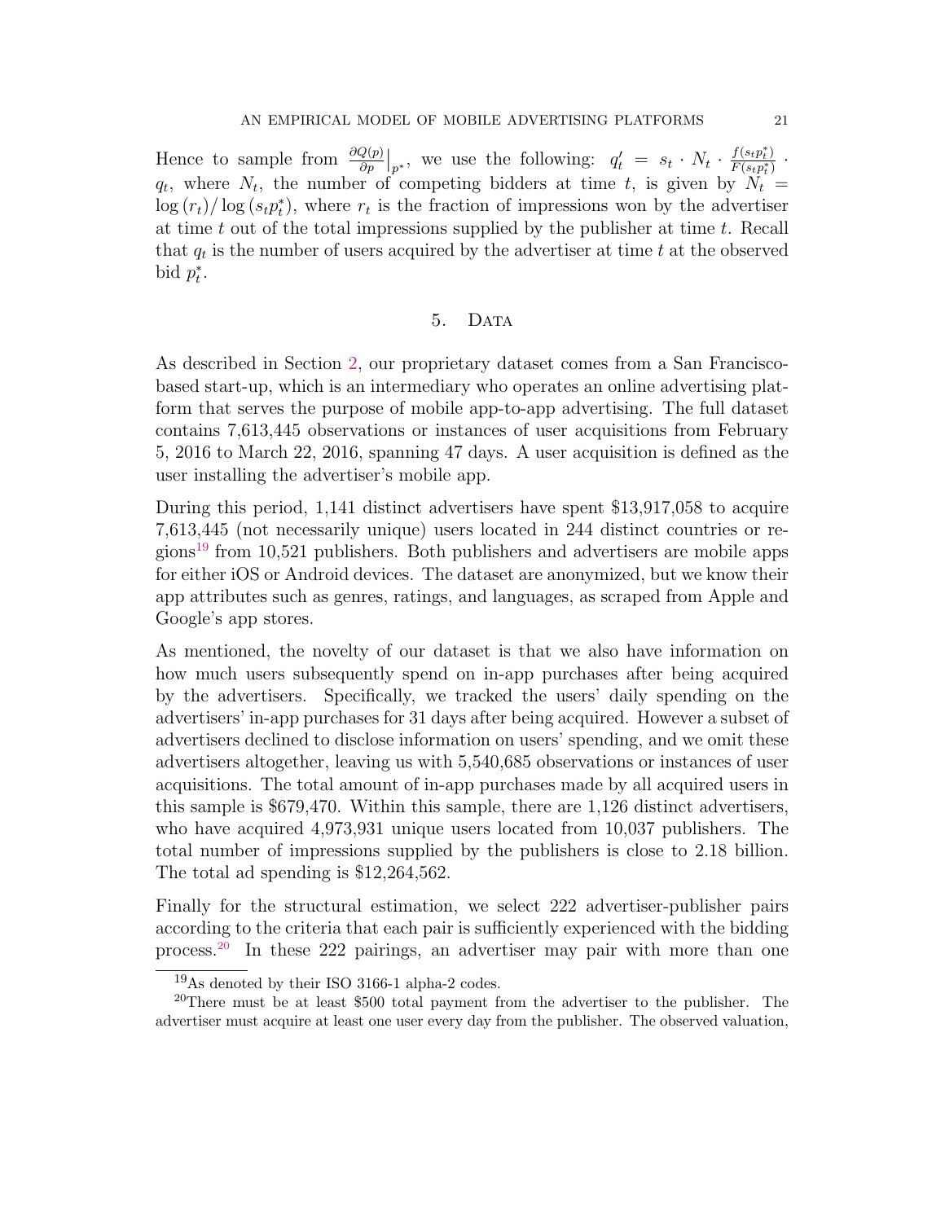Hence to sample from $\frac{\partial Q(p)}{\partial p}\Big|_{p^*}$, we use the following: $q'_t = s_t \cdot N_t \cdot \frac{f(s_t p^*_t)}{F(s_t p^*_t)} \cdot q_t$, where $N_t$, the number of competing bidders at time $t$, is given by $N_t = \log(r_t)/\log(s_t p^*_t)$, where $r_t$ is the fraction of impressions won by the advertiser at time $t$ out of the total impressions supplied by the publisher at time $t$. Recall that $q_t$ is the number of users acquired by the advertiser at time $t$ at the observed bid $p^*_t$.

## 5. Data

As described in Section 2, our proprietary dataset comes from a San Francisco-based start-up, which is an intermediary who operates an online advertising platform that serves the purpose of mobile app-to-app advertising. The full dataset contains 7,613,445 observations or instances of user acquisitions from February 5, 2016 to March 22, 2016, spanning 47 days. A user acquisition is defined as the user installing the advertiser's mobile app.

During this period, 1,141 distinct advertisers have spent \$13,917,058 to acquire 7,613,445 (not necessarily unique) users located in 244 distinct countries or regions[19] from 10,521 publishers. Both publishers and advertisers are mobile apps for either iOS or Android devices. The dataset are anonymized, but we know their app attributes such as genres, ratings, and languages, as scraped from Apple and Google's app stores.

As mentioned, the novelty of our dataset is that we also have information on how much users subsequently spend on in-app purchases after being acquired by the advertisers. Specifically, we tracked the users' daily spending on the advertisers' in-app purchases for 31 days after being acquired. However a subset of advertisers declined to disclose information on users' spending, and we omit these advertisers altogether, leaving us with 5,540,685 observations or instances of user acquisitions. The total amount of in-app purchases made by all acquired users in this sample is \$679,470. Within this sample, there are 1,126 distinct advertisers, who have acquired 4,973,931 unique users located from 10,037 publishers. The total number of impressions supplied by the publishers is close to 2.18 billion. The total ad spending is \$12,264,562.

Finally for the structural estimation, we select 222 advertiser-publisher pairs according to the criteria that each pair is sufficiently experienced with the bidding process.[20] In these 222 pairings, an advertiser may pair with more than one

[19] As denoted by their ISO 3166-1 alpha-2 codes.

[20] There must be at least \$500 total payment from the advertiser to the publisher. The advertiser must acquire at least one user every day from the publisher. The observed valuation,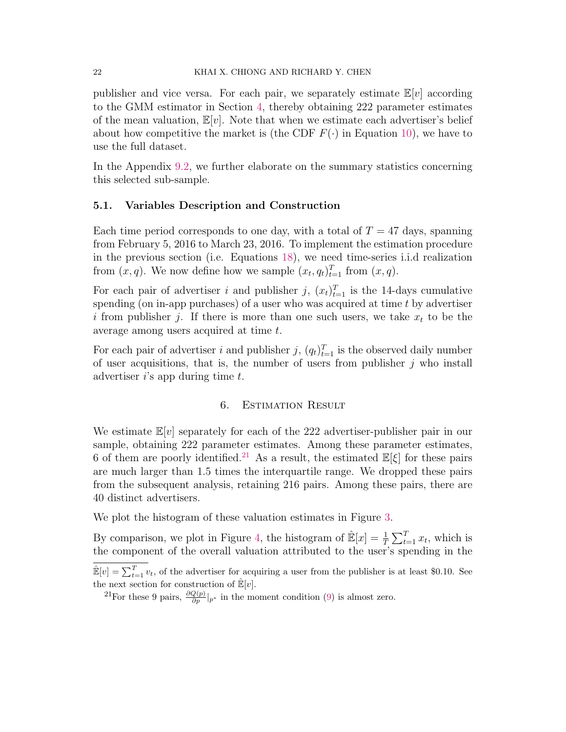publisher and vice versa. For each pair, we separately estimate $\mathbb{E}[v]$ according to the GMM estimator in Section 4, thereby obtaining 222 parameter estimates of the mean valuation, $\mathbb{E}[v]$. Note that when we estimate each advertiser's belief about how competitive the market is (the CDF $F(\cdot)$ in Equation 10), we have to use the full dataset.

In the Appendix 9.2, we further elaborate on the summary statistics concerning this selected sub-sample.

### 5.1. Variables Description and Construction

Each time period corresponds to one day, with a total of $T = 47$ days, spanning from February 5, 2016 to March 23, 2016. To implement the estimation procedure in the previous section (i.e. Equations 18), we need time-series i.i.d realization from $(x, q)$. We now define how we sample $(x_t, q_t)_{t=1}^T$ from $(x, q)$.

For each pair of advertiser $i$ and publisher $j$, $(x_t)_{t=1}^T$ is the 14-days cumulative spending (on in-app purchases) of a user who was acquired at time $t$ by advertiser $i$ from publisher $j$. If there is more than one such users, we take $x_t$ to be the average among users acquired at time $t$.

For each pair of advertiser $i$ and publisher $j$, $(q_t)_{t=1}^T$ is the observed daily number of user acquisitions, that is, the number of users from publisher $j$ who install advertiser $i$'s app during time $t$.

## 6. Estimation Result

We estimate $\mathbb{E}[v]$ separately for each of the 222 advertiser-publisher pair in our sample, obtaining 222 parameter estimates. Among these parameter estimates, 6 of them are poorly identified.[21] As a result, the estimated $\mathbb{E}[\xi]$ for these pairs are much larger than 1.5 times the interquartile range. We dropped these pairs from the subsequent analysis, retaining 216 pairs. Among these pairs, there are 40 distinct advertisers.

We plot the histogram of these valuation estimates in Figure 3.

By comparison, we plot in Figure 4, the histogram of $\hat{\mathbb{E}}[x] = \frac{1}{T}\sum_{t=1}^T x_t$, which is the component of the overall valuation attributed to the user's spending in the

---

$\hat{\mathbb{E}}[v] = \sum_{t=1}^T v_t$, of the advertiser for acquiring a user from the publisher is at least \$0.10. See the next section for construction of $\hat{\mathbb{E}}[v]$.

[21] For these 9 pairs, $\frac{\partial Q(p)}{\partial p}|_{p^*}$ in the moment condition (9) is almost zero.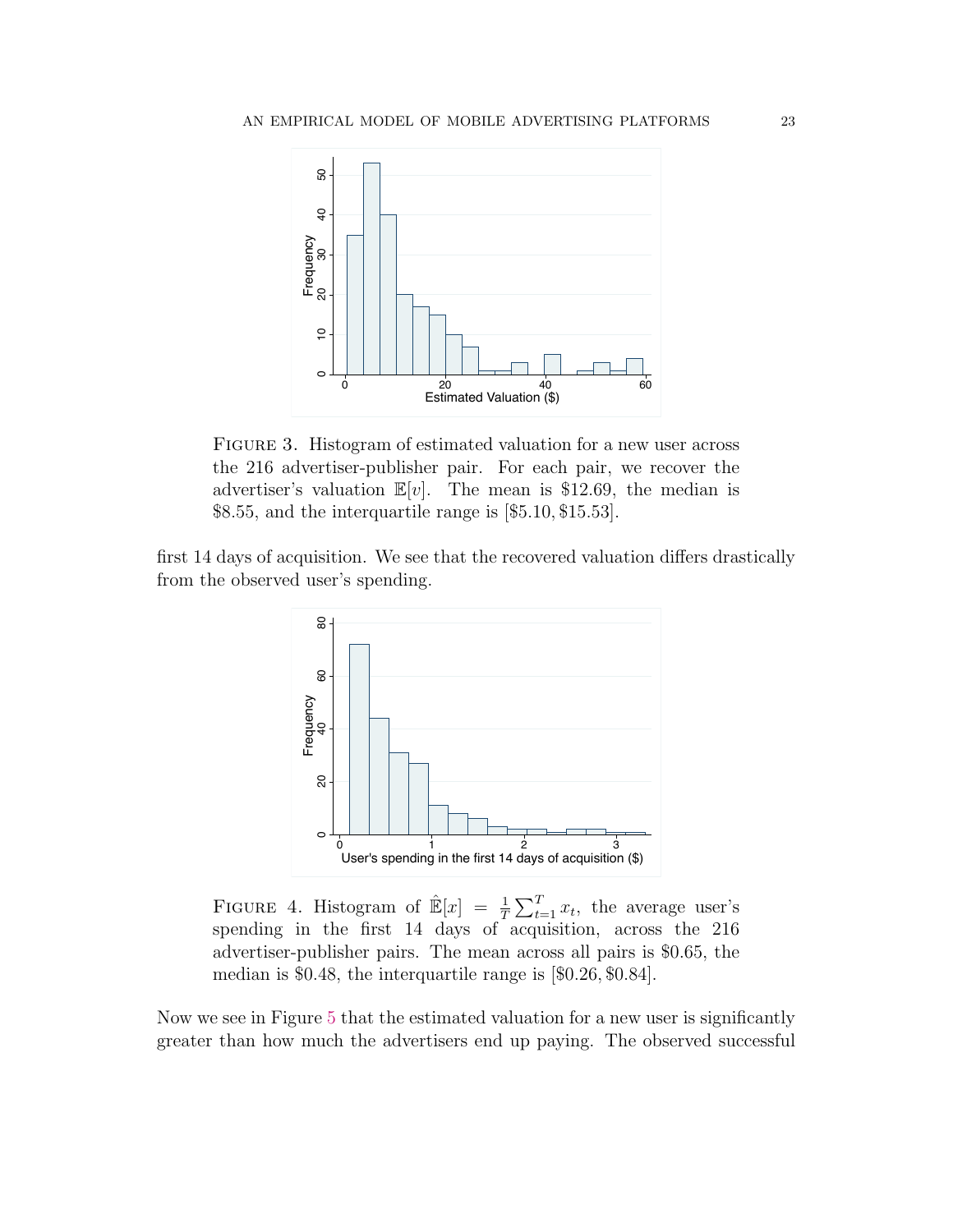FIGURE 3. Histogram of estimated valuation for a new user across the 216 advertiser-publisher pair. For each pair, we recover the advertiser's valuation $\mathbb{E}[v]$. The mean is \$12.69, the median is \$8.55, and the interquartile range is [\$5.10, \$15.53].

first 14 days of acquisition. We see that the recovered valuation differs drastically from the observed user's spending.

FIGURE 4. Histogram of $\hat{\mathbb{E}}[x] = \frac{1}{T}\sum_{t=1}^{T} x_t$, the average user's spending in the first 14 days of acquisition, across the 216 advertiser-publisher pairs. The mean across all pairs is \$0.65, the median is \$0.48, the interquartile range is [\$0.26, \$0.84].

Now we see in Figure 5 that the estimated valuation for a new user is significantly greater than how much the advertisers end up paying. The observed successful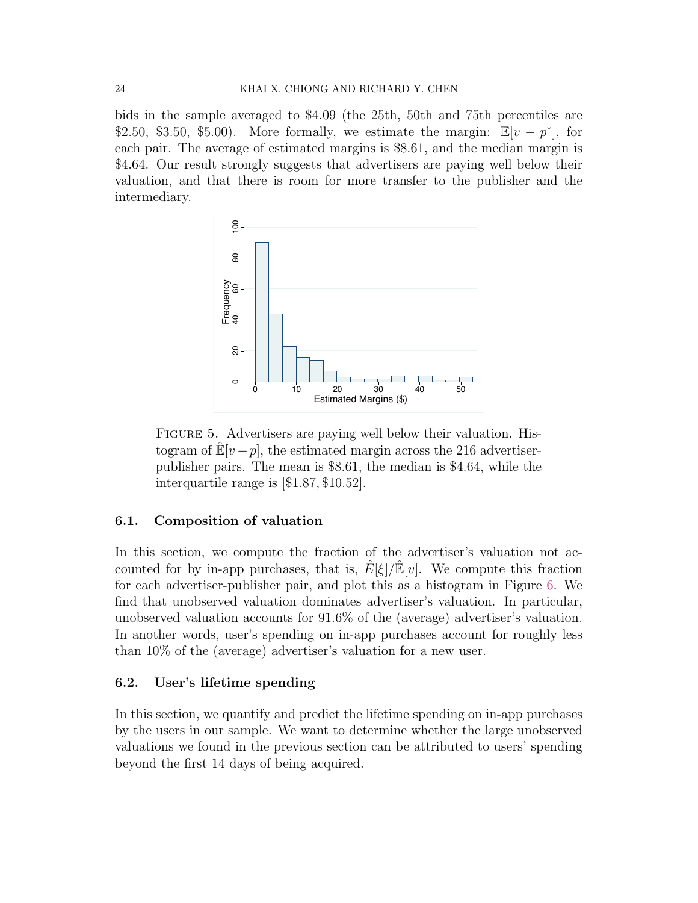bids in the sample averaged to \$4.09 (the 25th, 50th and 75th percentiles are \$2.50, \$3.50, \$5.00). More formally, we estimate the margin: $\mathbb{E}[v - p^*]$, for each pair. The average of estimated margins is \$8.61, and the median margin is \$4.64. Our result strongly suggests that advertisers are paying well below their valuation, and that there is room for more transfer to the publisher and the intermediary.

FIGURE 5. Advertisers are paying well below their valuation. Histogram of $\hat{\mathbb{E}}[v - p]$, the estimated margin across the 216 advertiser-publisher pairs. The mean is \$8.61, the median is \$4.64, while the interquartile range is $[\$1.87, \$10.52]$.

### 6.1. Composition of valuation

In this section, we compute the fraction of the advertiser's valuation not accounted for by in-app purchases, that is, $\hat{E}[\xi]/\hat{\mathbb{E}}[v]$. We compute this fraction for each advertiser-publisher pair, and plot this as a histogram in Figure 6. We find that unobserved valuation dominates advertiser's valuation. In particular, unobserved valuation accounts for 91.6% of the (average) advertiser's valuation. In another words, user's spending on in-app purchases account for roughly less than 10% of the (average) advertiser's valuation for a new user.

### 6.2. User's lifetime spending

In this section, we quantify and predict the lifetime spending on in-app purchases by the users in our sample. We want to determine whether the large unobserved valuations we found in the previous section can be attributed to users' spending beyond the first 14 days of being acquired.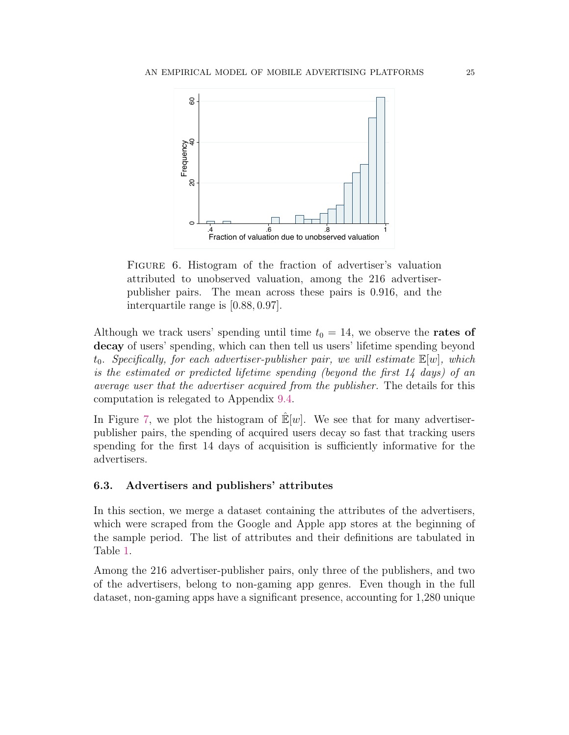Figure 6. Histogram of the fraction of advertiser's valuation attributed to unobserved valuation, among the 216 advertiser-publisher pairs. The mean across these pairs is 0.916, and the interquartile range is $[0.88, 0.97]$.

Although we track users' spending until time $t_0 = 14$, we observe the **rates of decay** of users' spending, which can then tell us users' lifetime spending beyond $t_0$. *Specifically, for each advertiser-publisher pair, we will estimate* $\mathbb{E}[w]$*, which is the estimated or predicted lifetime spending (beyond the first 14 days) of an average user that the advertiser acquired from the publisher.* The details for this computation is relegated to Appendix 9.4.

In Figure 7, we plot the histogram of $\hat{\mathbb{E}}[w]$. We see that for many advertiser-publisher pairs, the spending of acquired users decay so fast that tracking users spending for the first 14 days of acquisition is sufficiently informative for the advertisers.

### 6.3. Advertisers and publishers' attributes

In this section, we merge a dataset containing the attributes of the advertisers, which were scraped from the Google and Apple app stores at the beginning of the sample period. The list of attributes and their definitions are tabulated in Table 1.

Among the 216 advertiser-publisher pairs, only three of the publishers, and two of the advertisers, belong to non-gaming app genres. Even though in the full dataset, non-gaming apps have a significant presence, accounting for 1,280 unique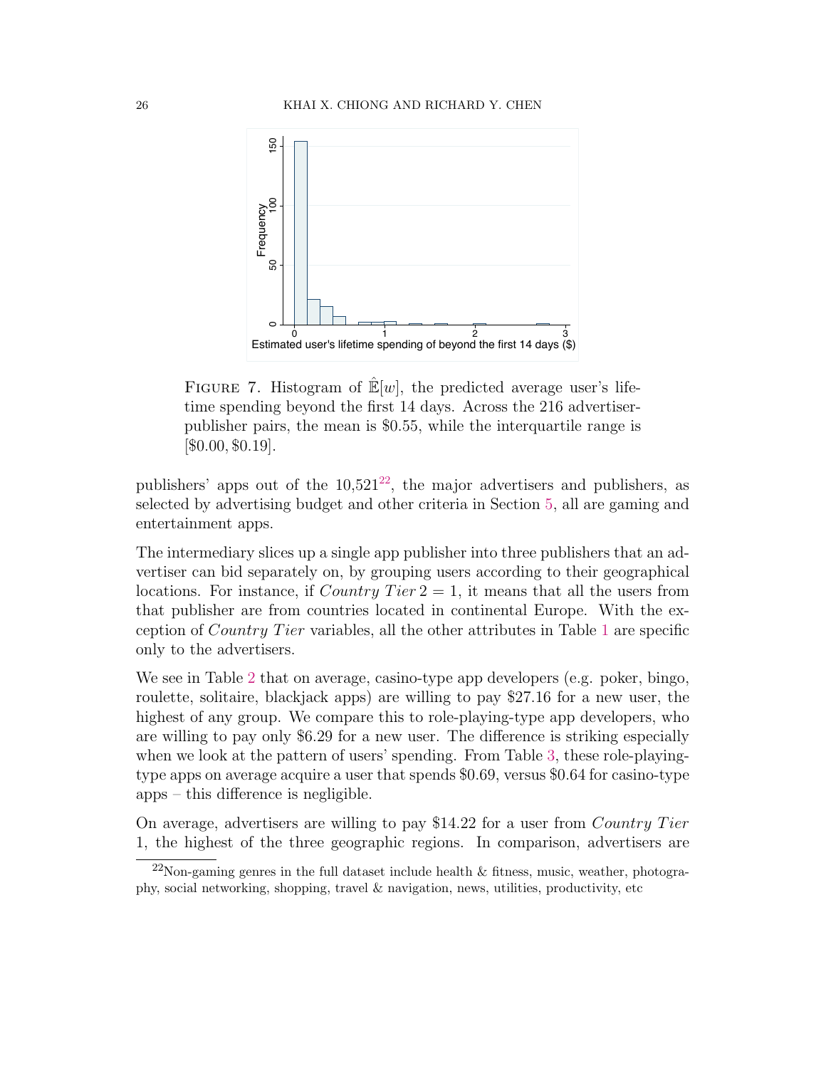FIGURE 7. Histogram of $\hat{\mathbb{E}}[w]$, the predicted average user's lifetime spending beyond the first 14 days. Across the 216 advertiser-publisher pairs, the mean is \$0.55, while the interquartile range is [\$0.00, \$0.19].

publishers' apps out of the 10,521[22], the major advertisers and publishers, as selected by advertising budget and other criteria in Section 5, all are gaming and entertainment apps.

The intermediary slices up a single app publisher into three publishers that an advertiser can bid separately on, by grouping users according to their geographical locations. For instance, if *Country Tier* 2 = 1, it means that all the users from that publisher are from countries located in continental Europe. With the exception of *Country Tier* variables, all the other attributes in Table 1 are specific only to the advertisers.

We see in Table 2 that on average, casino-type app developers (e.g. poker, bingo, roulette, solitaire, blackjack apps) are willing to pay \$27.16 for a new user, the highest of any group. We compare this to role-playing-type app developers, who are willing to pay only \$6.29 for a new user. The difference is striking especially when we look at the pattern of users' spending. From Table 3, these role-playing-type apps on average acquire a user that spends \$0.69, versus \$0.64 for casino-type apps – this difference is negligible.

On average, advertisers are willing to pay \$14.22 for a user from *Country Tier* 1, the highest of the three geographic regions. In comparison, advertisers are

[22] Non-gaming genres in the full dataset include health & fitness, music, weather, photography, social networking, shopping, travel & navigation, news, utilities, productivity, etc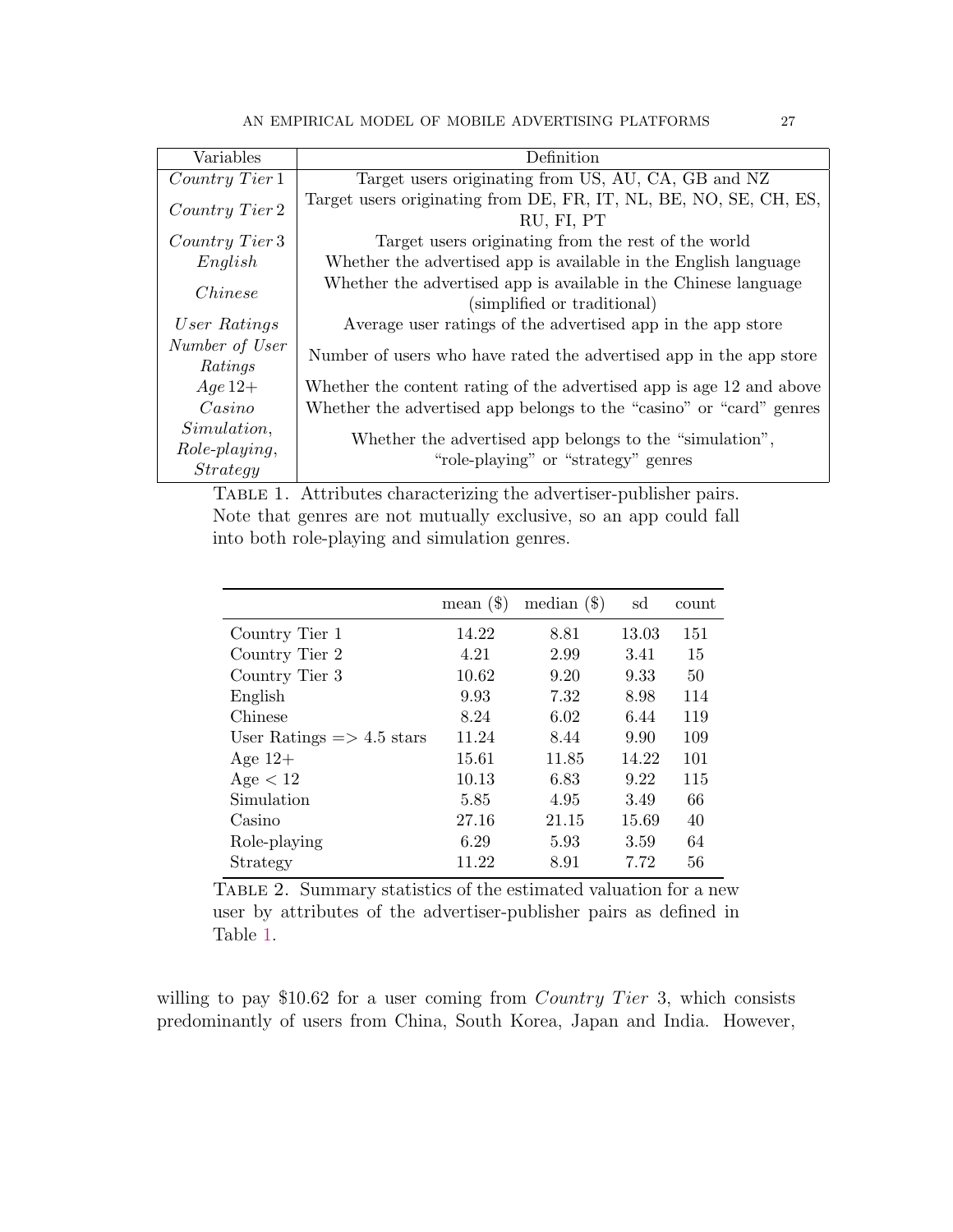| Variables | Definition |
|---|---|
| *Country Tier 1* | Target users originating from US, AU, CA, GB and NZ |
| *Country Tier 2* | Target users originating from DE, FR, IT, NL, BE, NO, SE, CH, ES, RU, FI, PT |
| *Country Tier 3* | Target users originating from the rest of the world |
| *English* | Whether the advertised app is available in the English language |
| *Chinese* | Whether the advertised app is available in the Chinese language (simplified or traditional) |
| *User Ratings* | Average user ratings of the advertised app in the app store |
| *Number of User Ratings* | Number of users who have rated the advertised app in the app store |
| *Age 12+* | Whether the content rating of the advertised app is age 12 and above |
| *Casino* | Whether the advertised app belongs to the "casino" or "card" genres |
| *Simulation, Role-playing, Strategy* | Whether the advertised app belongs to the "simulation", "role-playing" or "strategy" genres |

Table 1. Attributes characterizing the advertiser-publisher pairs. Note that genres are not mutually exclusive, so an app could fall into both role-playing and simulation genres.

| | mean ($) | median ($) | sd | count |
|---|---|---|---|---|
| Country Tier 1 | 14.22 | 8.81 | 13.03 | 151 |
| Country Tier 2 | 4.21 | 2.99 | 3.41 | 15 |
| Country Tier 3 | 10.62 | 9.20 | 9.33 | 50 |
| English | 9.93 | 7.32 | 8.98 | 114 |
| Chinese | 8.24 | 6.02 | 6.44 | 119 |
| User Ratings => 4.5 stars | 11.24 | 8.44 | 9.90 | 109 |
| Age 12+ | 15.61 | 11.85 | 14.22 | 101 |
| Age < 12 | 10.13 | 6.83 | 9.22 | 115 |
| Simulation | 5.85 | 4.95 | 3.49 | 66 |
| Casino | 27.16 | 21.15 | 15.69 | 40 |
| Role-playing | 6.29 | 5.93 | 3.59 | 64 |
| Strategy | 11.22 | 8.91 | 7.72 | 56 |

Table 2. Summary statistics of the estimated valuation for a new user by attributes of the advertiser-publisher pairs as defined in Table 1.

willing to pay $10.62 for a user coming from *Country Tier* 3, which consists predominantly of users from China, South Korea, Japan and India. However,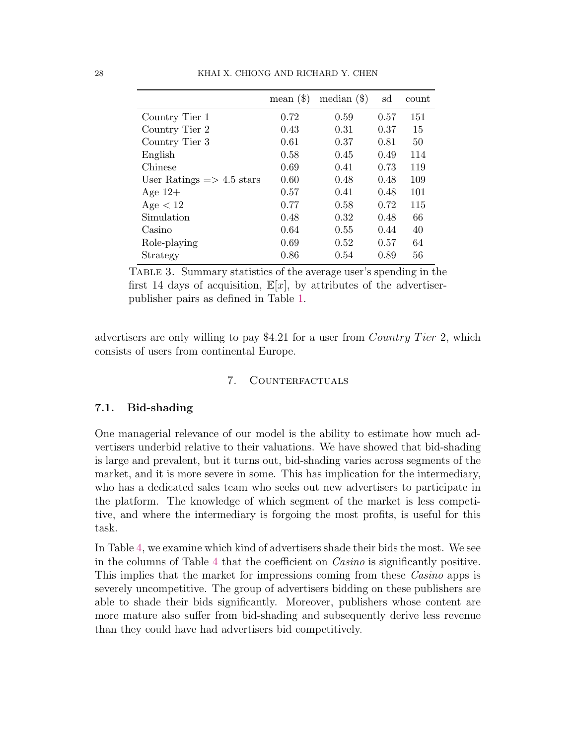| | mean ($) | median ($) | sd | count |
|---|---|---|---|---|
| Country Tier 1 | 0.72 | 0.59 | 0.57 | 151 |
| Country Tier 2 | 0.43 | 0.31 | 0.37 | 15 |
| Country Tier 3 | 0.61 | 0.37 | 0.81 | 50 |
| English | 0.58 | 0.45 | 0.49 | 114 |
| Chinese | 0.69 | 0.41 | 0.73 | 119 |
| User Ratings => 4.5 stars | 0.60 | 0.48 | 0.48 | 109 |
| Age 12+ | 0.57 | 0.41 | 0.48 | 101 |
| Age < 12 | 0.77 | 0.58 | 0.72 | 115 |
| Simulation | 0.48 | 0.32 | 0.48 | 66 |
| Casino | 0.64 | 0.55 | 0.44 | 40 |
| Role-playing | 0.69 | 0.52 | 0.57 | 64 |
| Strategy | 0.86 | 0.54 | 0.89 | 56 |

Table 3. Summary statistics of the average user's spending in the first 14 days of acquisition, $\mathbb{E}[x]$, by attributes of the advertiser-publisher pairs as defined in Table 1.

advertisers are only willing to pay $4.21 for a user from *Country Tier* 2, which consists of users from continental Europe.

## 7. Counterfactuals

### 7.1. Bid-shading

One managerial relevance of our model is the ability to estimate how much advertisers underbid relative to their valuations. We have showed that bid-shading is large and prevalent, but it turns out, bid-shading varies across segments of the market, and it is more severe in some. This has implication for the intermediary, who has a dedicated sales team who seeks out new advertisers to participate in the platform. The knowledge of which segment of the market is less competitive, and where the intermediary is forgoing the most profits, is useful for this task.

In Table 4, we examine which kind of advertisers shade their bids the most. We see in the columns of Table 4 that the coefficient on *Casino* is significantly positive. This implies that the market for impressions coming from these *Casino* apps is severely uncompetitive. The group of advertisers bidding on these publishers are able to shade their bids significantly. Moreover, publishers whose content are more mature also suffer from bid-shading and subsequently derive less revenue than they could have had advertisers bid competitively.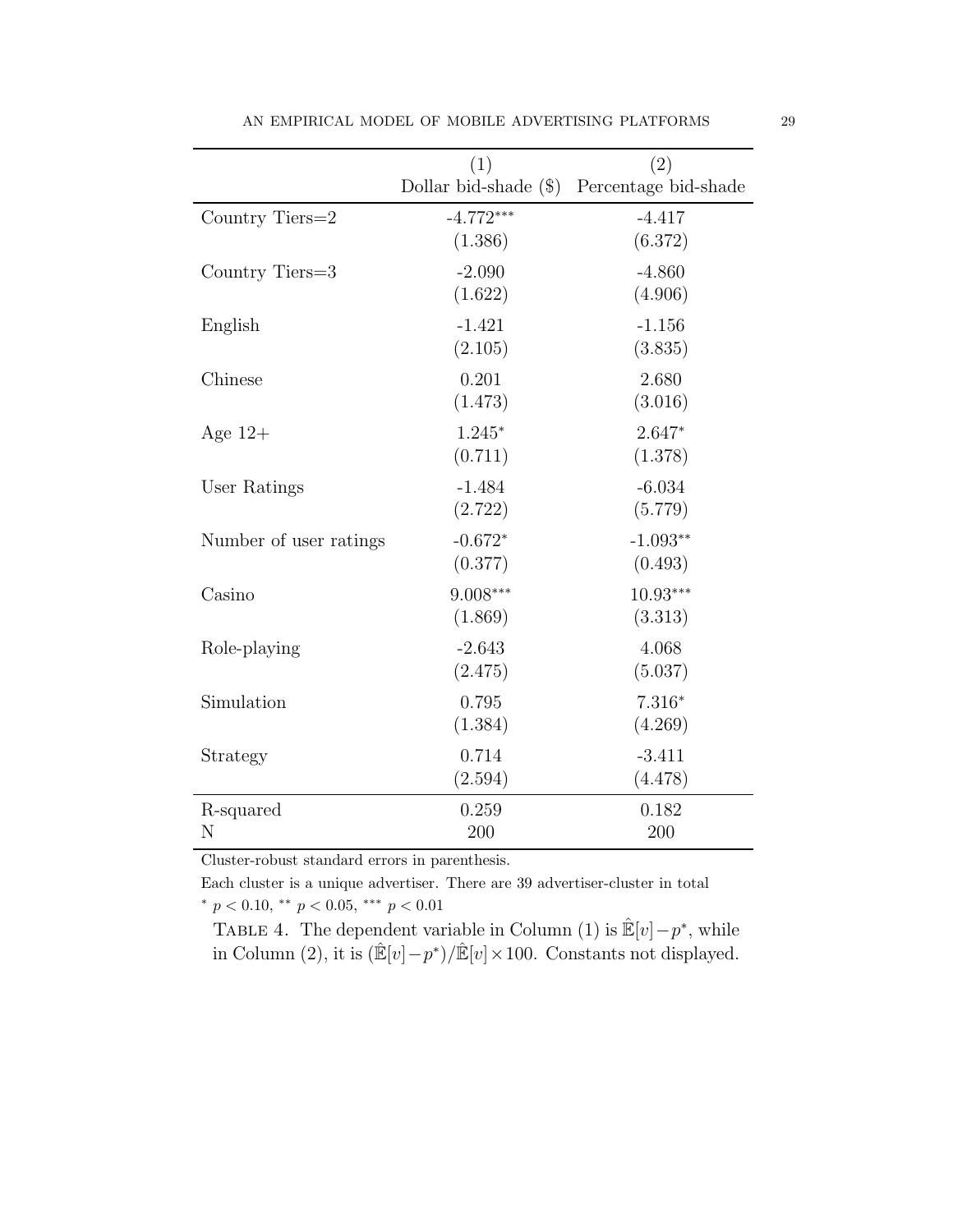| | (1) Dollar bid-shade ($) | (2) Percentage bid-shade |
|---|---|---|
| Country Tiers=2 | -4.772*** | -4.417 |
| | (1.386) | (6.372) |
| Country Tiers=3 | -2.090 | -4.860 |
| | (1.622) | (4.906) |
| English | -1.421 | -1.156 |
| | (2.105) | (3.835) |
| Chinese | 0.201 | 2.680 |
| | (1.473) | (3.016) |
| Age 12+ | 1.245* | 2.647* |
| | (0.711) | (1.378) |
| User Ratings | -1.484 | -6.034 |
| | (2.722) | (5.779) |
| Number of user ratings | -0.672* | -1.093** |
| | (0.377) | (0.493) |
| Casino | 9.008*** | 10.93*** |
| | (1.869) | (3.313) |
| Role-playing | -2.643 | 4.068 |
| | (2.475) | (5.037) |
| Simulation | 0.795 | 7.316* |
| | (1.384) | (4.269) |
| Strategy | 0.714 | -3.411 |
| | (2.594) | (4.478) |
| R-squared | 0.259 | 0.182 |
| N | 200 | 200 |

Cluster-robust standard errors in parenthesis.

Each cluster is a unique advertiser. There are 39 advertiser-cluster in total

* $p < 0.10$, ** $p < 0.05$, *** $p < 0.01$

TABLE 4. The dependent variable in Column (1) is $\hat{\mathbb{E}}[v] - p^*$, while in Column (2), it is $(\hat{\mathbb{E}}[v] - p^*)/\hat{\mathbb{E}}[v] \times 100$. Constants not displayed.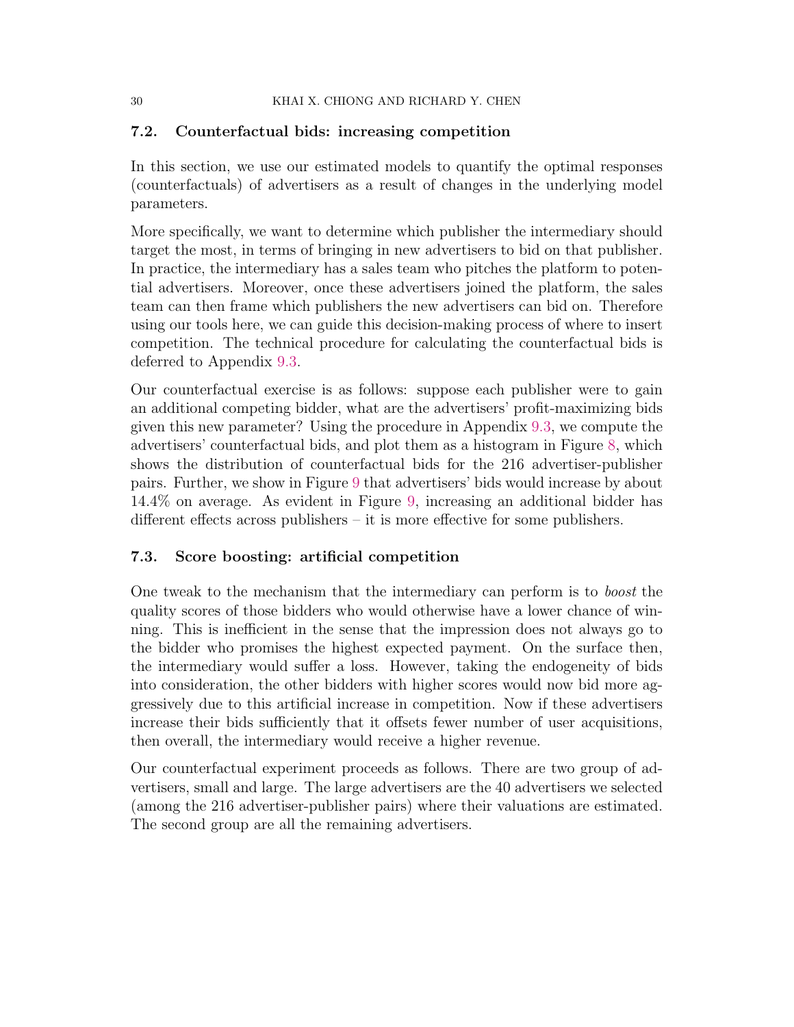### 7.2. Counterfactual bids: increasing competition

In this section, we use our estimated models to quantify the optimal responses (counterfactuals) of advertisers as a result of changes in the underlying model parameters.

More specifically, we want to determine which publisher the intermediary should target the most, in terms of bringing in new advertisers to bid on that publisher. In practice, the intermediary has a sales team who pitches the platform to potential advertisers. Moreover, once these advertisers joined the platform, the sales team can then frame which publishers the new advertisers can bid on. Therefore using our tools here, we can guide this decision-making process of where to insert competition. The technical procedure for calculating the counterfactual bids is deferred to Appendix 9.3.

Our counterfactual exercise is as follows: suppose each publisher were to gain an additional competing bidder, what are the advertisers' profit-maximizing bids given this new parameter? Using the procedure in Appendix 9.3, we compute the advertisers' counterfactual bids, and plot them as a histogram in Figure 8, which shows the distribution of counterfactual bids for the 216 advertiser-publisher pairs. Further, we show in Figure 9 that advertisers' bids would increase by about 14.4% on average. As evident in Figure 9, increasing an additional bidder has different effects across publishers – it is more effective for some publishers.

### 7.3. Score boosting: artificial competition

One tweak to the mechanism that the intermediary can perform is to *boost* the quality scores of those bidders who would otherwise have a lower chance of winning. This is inefficient in the sense that the impression does not always go to the bidder who promises the highest expected payment. On the surface then, the intermediary would suffer a loss. However, taking the endogeneity of bids into consideration, the other bidders with higher scores would now bid more aggressively due to this artificial increase in competition. Now if these advertisers increase their bids sufficiently that it offsets fewer number of user acquisitions, then overall, the intermediary would receive a higher revenue.

Our counterfactual experiment proceeds as follows. There are two group of advertisers, small and large. The large advertisers are the 40 advertisers we selected (among the 216 advertiser-publisher pairs) where their valuations are estimated. The second group are all the remaining advertisers.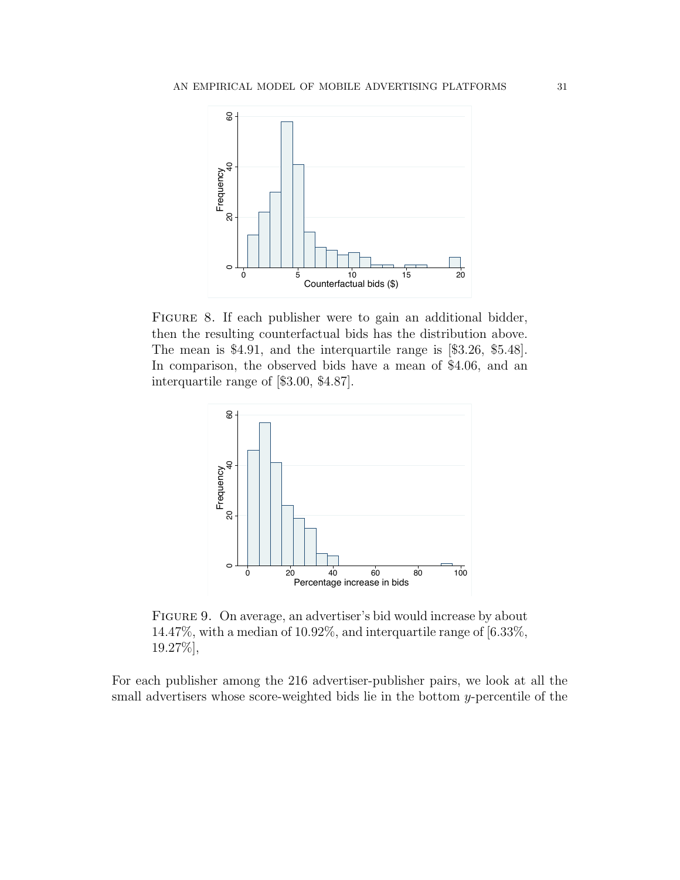FIGURE 8. If each publisher were to gain an additional bidder, then the resulting counterfactual bids has the distribution above. The mean is $4.91, and the interquartile range is [$3.26, $5.48]. In comparison, the observed bids have a mean of $4.06, and an interquartile range of [$3.00, $4.87].

FIGURE 9. On average, an advertiser's bid would increase by about 14.47%, with a median of 10.92%, and interquartile range of [6.33%, 19.27%],

For each publisher among the 216 advertiser-publisher pairs, we look at all the small advertisers whose score-weighted bids lie in the bottom $y$-percentile of the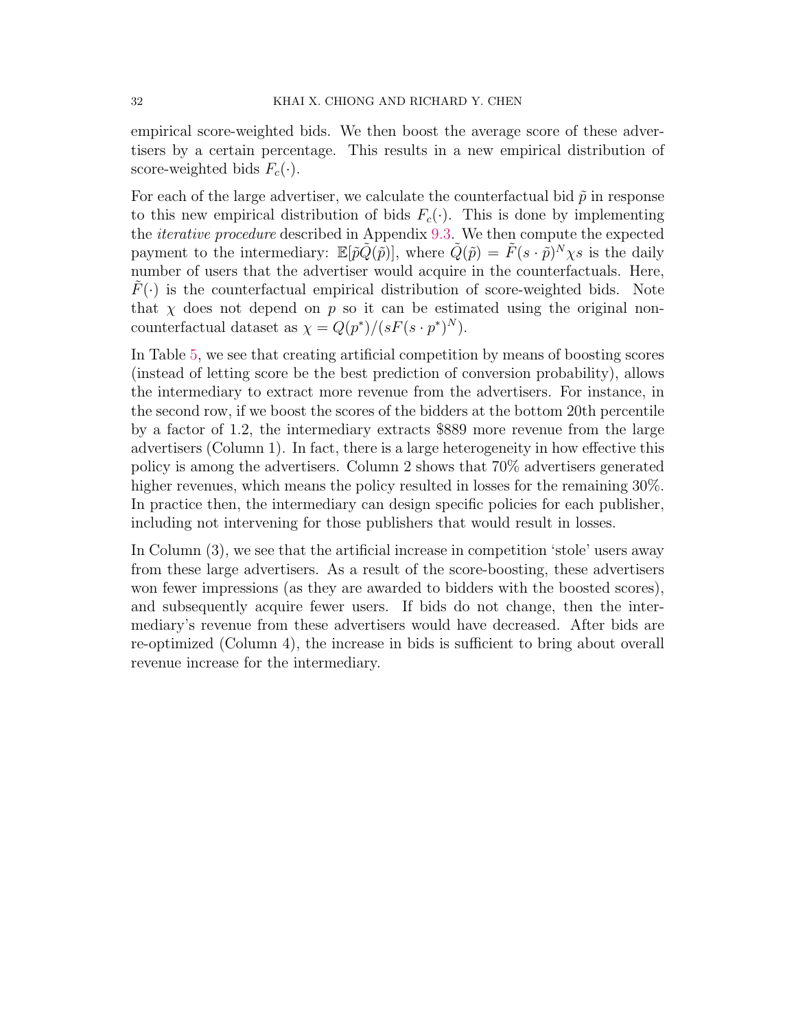empirical score-weighted bids. We then boost the average score of these advertisers by a certain percentage. This results in a new empirical distribution of score-weighted bids $F_c(\cdot)$.

For each of the large advertiser, we calculate the counterfactual bid $\tilde{p}$ in response to this new empirical distribution of bids $F_c(\cdot)$. This is done by implementing the *iterative procedure* described in Appendix 9.3. We then compute the expected payment to the intermediary: $\mathbb{E}[\tilde{p}\tilde{Q}(\tilde{p})]$, where $\tilde{Q}(\tilde{p}) = \tilde{F}(s \cdot \tilde{p})^N \chi s$ is the daily number of users that the advertiser would acquire in the counterfactuals. Here, $\tilde{F}(\cdot)$ is the counterfactual empirical distribution of score-weighted bids. Note that $\chi$ does not depend on $p$ so it can be estimated using the original non-counterfactual dataset as $\chi = Q(p^*)/(sF(s \cdot p^*)^N)$.

In Table 5, we see that creating artificial competition by means of boosting scores (instead of letting score be the best prediction of conversion probability), allows the intermediary to extract more revenue from the advertisers. For instance, in the second row, if we boost the scores of the bidders at the bottom 20th percentile by a factor of 1.2, the intermediary extracts \$889 more revenue from the large advertisers (Column 1). In fact, there is a large heterogeneity in how effective this policy is among the advertisers. Column 2 shows that 70% advertisers generated higher revenues, which means the policy resulted in losses for the remaining 30%. In practice then, the intermediary can design specific policies for each publisher, including not intervening for those publishers that would result in losses.

In Column (3), we see that the artificial increase in competition 'stole' users away from these large advertisers. As a result of the score-boosting, these advertisers won fewer impressions (as they are awarded to bidders with the boosted scores), and subsequently acquire fewer users. If bids do not change, then the intermediary's revenue from these advertisers would have decreased. After bids are re-optimized (Column 4), the increase in bids is sufficient to bring about overall revenue increase for the intermediary.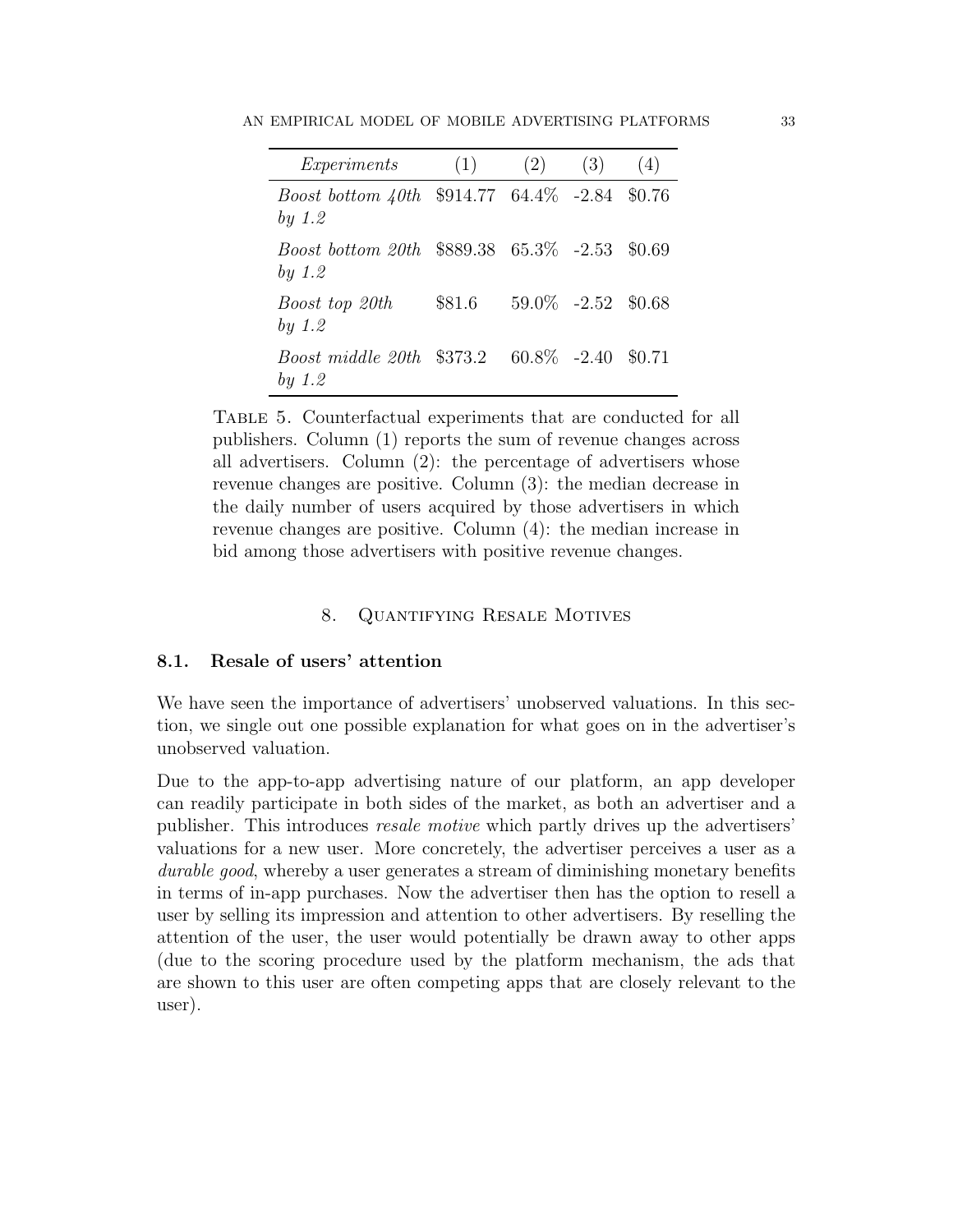| *Experiments* | (1) | (2) | (3) | (4) |
|---|---|---|---|---|
| *Boost bottom 40th by 1.2* | \$914.77 | 64.4% | -2.84 | \$0.76 |
| *Boost bottom 20th by 1.2* | \$889.38 | 65.3% | -2.53 | \$0.69 |
| *Boost top 20th by 1.2* | \$81.6 | 59.0% | -2.52 | \$0.68 |
| *Boost middle 20th by 1.2* | \$373.2 | 60.8% | -2.40 | \$0.71 |

Table 5. Counterfactual experiments that are conducted for all publishers. Column (1) reports the sum of revenue changes across all advertisers. Column (2): the percentage of advertisers whose revenue changes are positive. Column (3): the median decrease in the daily number of users acquired by those advertisers in which revenue changes are positive. Column (4): the median increase in bid among those advertisers with positive revenue changes.

## 8. Quantifying Resale Motives

### 8.1. Resale of users' attention

We have seen the importance of advertisers' unobserved valuations. In this section, we single out one possible explanation for what goes on in the advertiser's unobserved valuation.

Due to the app-to-app advertising nature of our platform, an app developer can readily participate in both sides of the market, as both an advertiser and a publisher. This introduces *resale motive* which partly drives up the advertisers' valuations for a new user. More concretely, the advertiser perceives a user as a *durable good*, whereby a user generates a stream of diminishing monetary benefits in terms of in-app purchases. Now the advertiser then has the option to resell a user by selling its impression and attention to other advertisers. By reselling the attention of the user, the user would potentially be drawn away to other apps (due to the scoring procedure used by the platform mechanism, the ads that are shown to this user are often competing apps that are closely relevant to the user).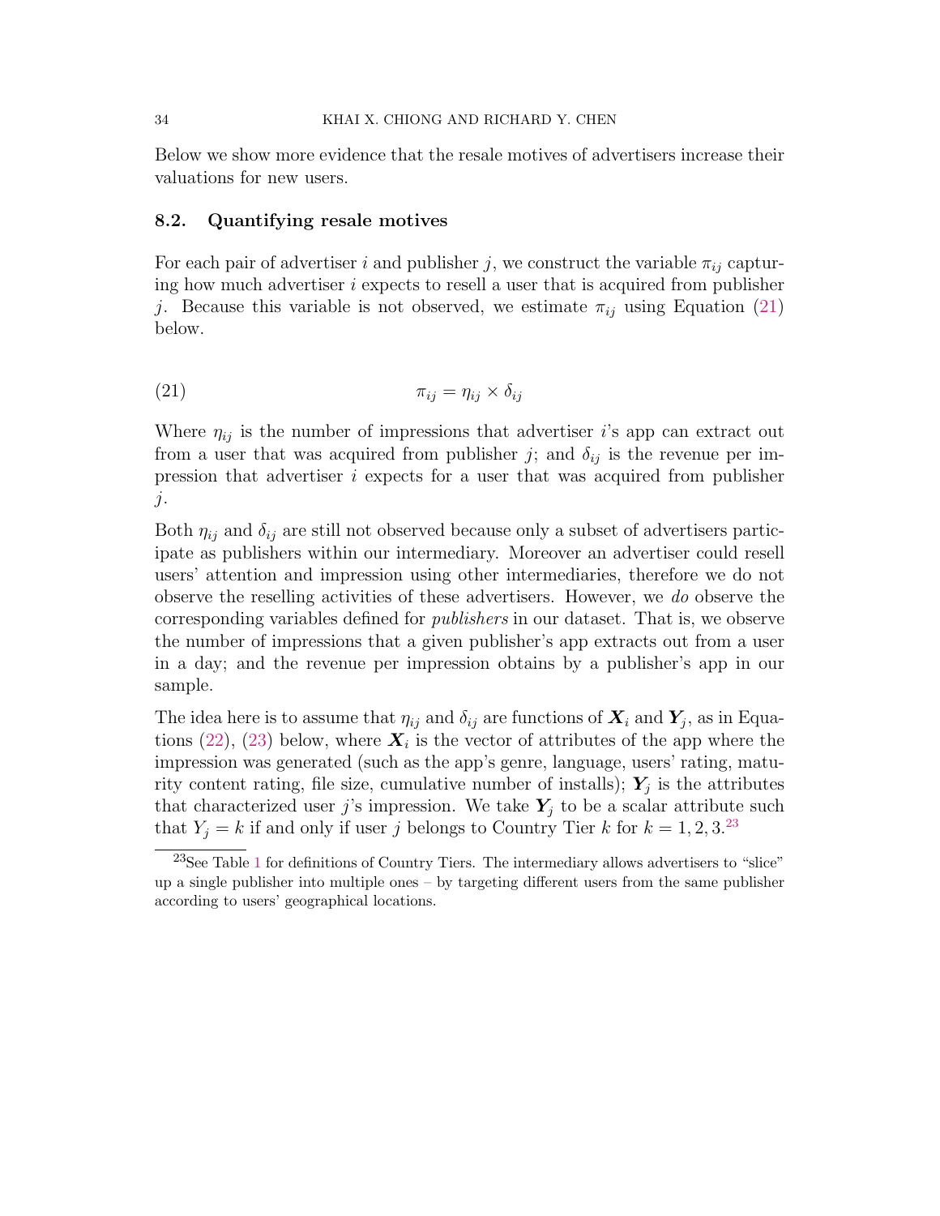Below we show more evidence that the resale motives of advertisers increase their valuations for new users.

## 8.2. Quantifying resale motives

For each pair of advertiser $i$ and publisher $j$, we construct the variable $\pi_{ij}$ capturing how much advertiser $i$ expects to resell a user that is acquired from publisher $j$. Because this variable is not observed, we estimate $\pi_{ij}$ using Equation (21) below.

$$\pi_{ij} = \eta_{ij} \times \delta_{ij} \tag{21}$$

Where $\eta_{ij}$ is the number of impressions that advertiser $i$'s app can extract out from a user that was acquired from publisher $j$; and $\delta_{ij}$ is the revenue per impression that advertiser $i$ expects for a user that was acquired from publisher $j$.

Both $\eta_{ij}$ and $\delta_{ij}$ are still not observed because only a subset of advertisers participate as publishers within our intermediary. Moreover an advertiser could resell users' attention and impression using other intermediaries, therefore we do not observe the reselling activities of these advertisers. However, we *do* observe the corresponding variables defined for *publishers* in our dataset. That is, we observe the number of impressions that a given publisher's app extracts out from a user in a day; and the revenue per impression obtains by a publisher's app in our sample.

The idea here is to assume that $\eta_{ij}$ and $\delta_{ij}$ are functions of $\boldsymbol{X}_i$ and $\boldsymbol{Y}_j$, as in Equations (22), (23) below, where $\boldsymbol{X}_i$ is the vector of attributes of the app where the impression was generated (such as the app's genre, language, users' rating, maturity content rating, file size, cumulative number of installs); $\boldsymbol{Y}_j$ is the attributes that characterized user $j$'s impression. We take $\boldsymbol{Y}_j$ to be a scalar attribute such that $Y_j = k$ if and only if user $j$ belongs to Country Tier $k$ for $k = 1, 2, 3$.[23]

[23] See Table 1 for definitions of Country Tiers. The intermediary allows advertisers to "slice" up a single publisher into multiple ones – by targeting different users from the same publisher according to users' geographical locations.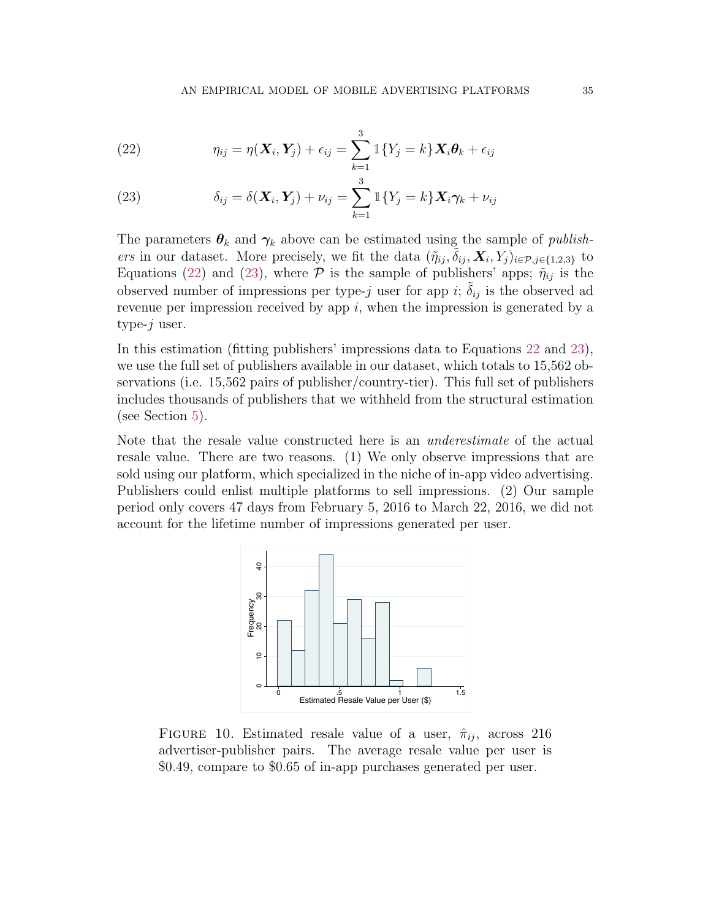$$\eta_{ij} = \eta(\boldsymbol{X}_i, \boldsymbol{Y}_j) + \epsilon_{ij} = \sum_{k=1}^{3} \mathbb{1}\{Y_j = k\} \boldsymbol{X}_i \boldsymbol{\theta}_k + \epsilon_{ij} \tag{22}$$

$$\delta_{ij} = \delta(\boldsymbol{X}_i, \boldsymbol{Y}_j) + \nu_{ij} = \sum_{k=1}^{3} \mathbb{1}\{Y_j = k\} \boldsymbol{X}_i \boldsymbol{\gamma}_k + \nu_{ij} \tag{23}$$

The parameters $\boldsymbol{\theta}_k$ and $\boldsymbol{\gamma}_k$ above can be estimated using the sample of *publishers* in our dataset. More precisely, we fit the data $(\tilde{\eta}_{ij}, \tilde{\delta}_{ij}, \boldsymbol{X}_i, Y_j)_{i \in \mathcal{P}, j \in \{1,2,3\}}$ to Equations (22) and (23), where $\mathcal{P}$ is the sample of publishers' apps; $\tilde{\eta}_{ij}$ is the observed number of impressions per type-$j$ user for app $i$; $\tilde{\delta}_{ij}$ is the observed ad revenue per impression received by app $i$, when the impression is generated by a type-$j$ user.

In this estimation (fitting publishers' impressions data to Equations 22 and 23), we use the full set of publishers available in our dataset, which totals to 15,562 observations (i.e. 15,562 pairs of publisher/country-tier). This full set of publishers includes thousands of publishers that we withheld from the structural estimation (see Section 5).

Note that the resale value constructed here is an *underestimate* of the actual resale value. There are two reasons. (1) We only observe impressions that are sold using our platform, which specialized in the niche of in-app video advertising. Publishers could enlist multiple platforms to sell impressions. (2) Our sample period only covers 47 days from February 5, 2016 to March 22, 2016, we did not account for the lifetime number of impressions generated per user.

FIGURE 10. Estimated resale value of a user, $\hat{\pi}_{ij}$, across 216 advertiser-publisher pairs. The average resale value per user is \$0.49, compare to \$0.65 of in-app purchases generated per user.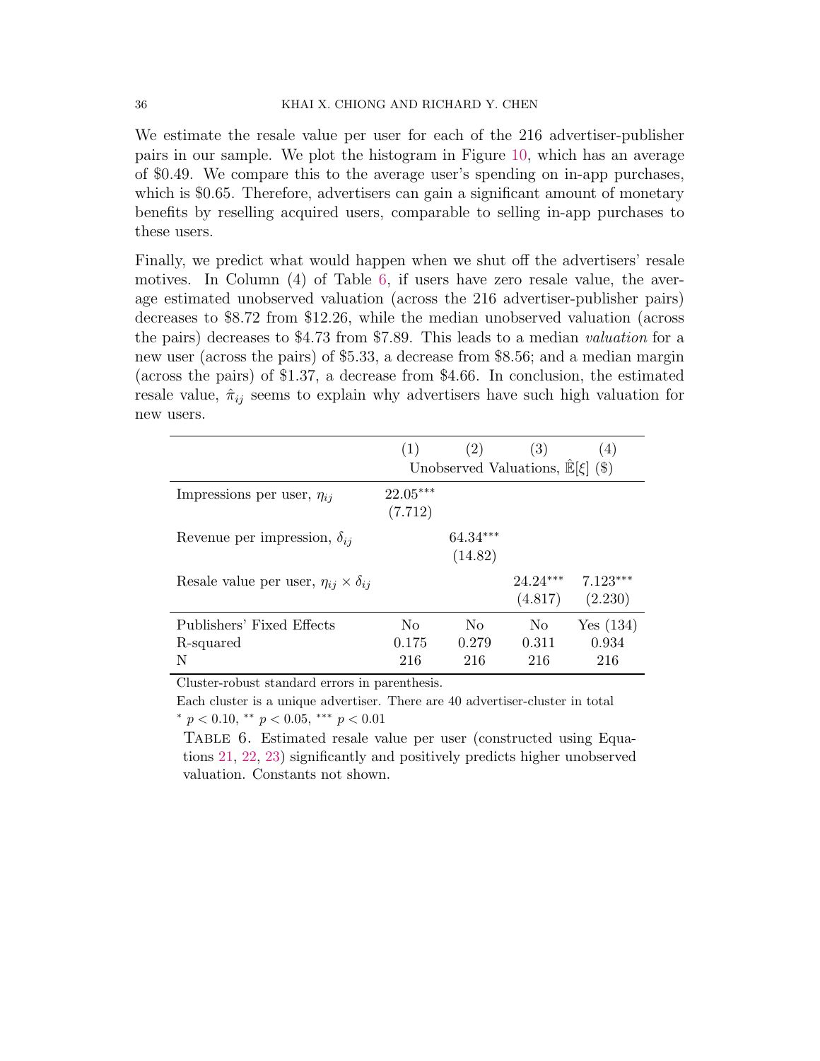We estimate the resale value per user for each of the 216 advertiser-publisher pairs in our sample. We plot the histogram in Figure 10, which has an average of \$0.49. We compare this to the average user's spending on in-app purchases, which is \$0.65. Therefore, advertisers can gain a significant amount of monetary benefits by reselling acquired users, comparable to selling in-app purchases to these users.

Finally, we predict what would happen when we shut off the advertisers' resale motives. In Column (4) of Table 6, if users have zero resale value, the average estimated unobserved valuation (across the 216 advertiser-publisher pairs) decreases to \$8.72 from \$12.26, while the median unobserved valuation (across the pairs) decreases to \$4.73 from \$7.89. This leads to a median *valuation* for a new user (across the pairs) of \$5.33, a decrease from \$8.56; and a median margin (across the pairs) of \$1.37, a decrease from \$4.66. In conclusion, the estimated resale value, $\hat{\pi}_{ij}$ seems to explain why advertisers have such high valuation for new users.

| | (1) | (2) | (3) | (4) |
|---|---|---|---|---|
| | Unobserved Valuations, $\hat{\mathbb{E}}[\xi]$ (\$) | | | |
| Impressions per user, $\eta_{ij}$ | $22.05^{***}$ | | | |
| | (7.712) | | | |
| Revenue per impression, $\delta_{ij}$ | | $64.34^{***}$ | | |
| | | (14.82) | | |
| Resale value per user, $\eta_{ij} \times \delta_{ij}$ | | | $24.24^{***}$ | $7.123^{***}$ |
| | | | (4.817) | (2.230) |
| Publishers' Fixed Effects | No | No | No | Yes (134) |
| R-squared | 0.175 | 0.279 | 0.311 | 0.934 |
| N | 216 | 216 | 216 | 216 |

Cluster-robust standard errors in parenthesis.

Each cluster is a unique advertiser. There are 40 advertiser-cluster in total

$^{*}$ $p < 0.10$, $^{**}$ $p < 0.05$, $^{***}$ $p < 0.01$

Table 6. Estimated resale value per user (constructed using Equations 21, 22, 23) significantly and positively predicts higher unobserved valuation. Constants not shown.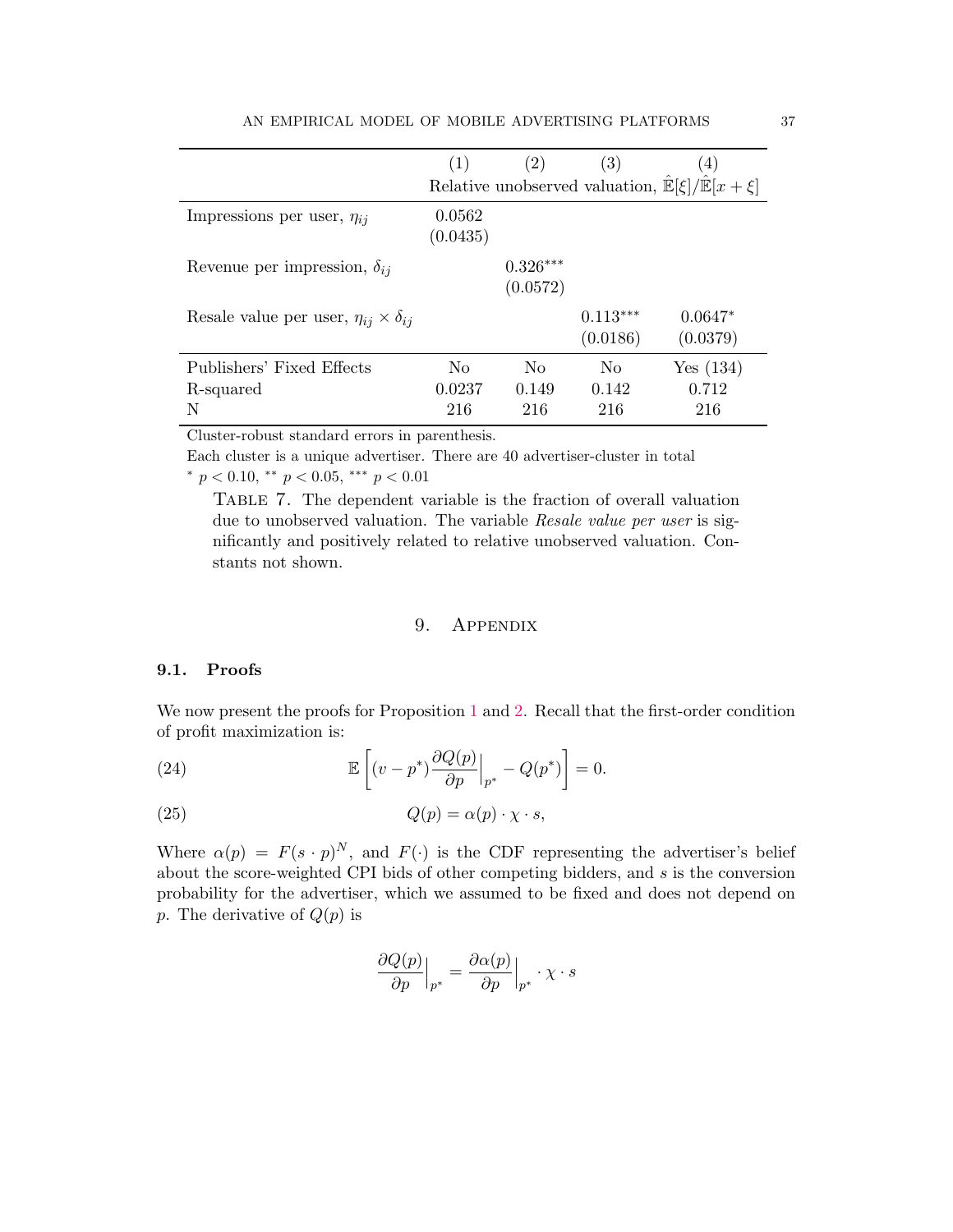| | (1) | (2) | (3) | (4) |
|---|---|---|---|---|
| | Relative unobserved valuation, $\hat{\mathbb{E}}[\xi]/\hat{\mathbb{E}}[x+\xi]$ | | | |
| Impressions per user, $\eta_{ij}$ | 0.0562 | | | |
| | (0.0435) | | | |
| Revenue per impression, $\delta_{ij}$ | | $0.326^{***}$ | | |
| | | (0.0572) | | |
| Resale value per user, $\eta_{ij} \times \delta_{ij}$ | | | $0.113^{***}$ | $0.0647^{*}$ |
| | | | (0.0186) | (0.0379) |
| Publishers' Fixed Effects | No | No | No | Yes (134) |
| R-squared | 0.0237 | 0.149 | 0.142 | 0.712 |
| N | 216 | 216 | 216 | 216 |

Cluster-robust standard errors in parenthesis.

Each cluster is a unique advertiser. There are 40 advertiser-cluster in total

$^{*}$ $p < 0.10$, $^{**}$ $p < 0.05$, $^{***}$ $p < 0.01$

Table 7. The dependent variable is the fraction of overall valuation due to unobserved valuation. The variable *Resale value per user* is significantly and positively related to relative unobserved valuation. Constants not shown.

# 9. Appendix

## 9.1. Proofs

We now present the proofs for Proposition 1 and 2. Recall that the first-order condition of profit maximization is:

$$\mathbb{E}\left[(v - p^*)\frac{\partial Q(p)}{\partial p}\Big|_{p^*} - Q(p^*)\right] = 0. \tag{24}$$

$$Q(p) = \alpha(p) \cdot \chi \cdot s, \tag{25}$$

Where $\alpha(p) = F(s \cdot p)^N$, and $F(\cdot)$ is the CDF representing the advertiser's belief about the score-weighted CPI bids of other competing bidders, and $s$ is the conversion probability for the advertiser, which we assumed to be fixed and does not depend on $p$. The derivative of $Q(p)$ is

$$\frac{\partial Q(p)}{\partial p}\Big|_{p^*} = \frac{\partial \alpha(p)}{\partial p}\Big|_{p^*} \cdot \chi \cdot s$$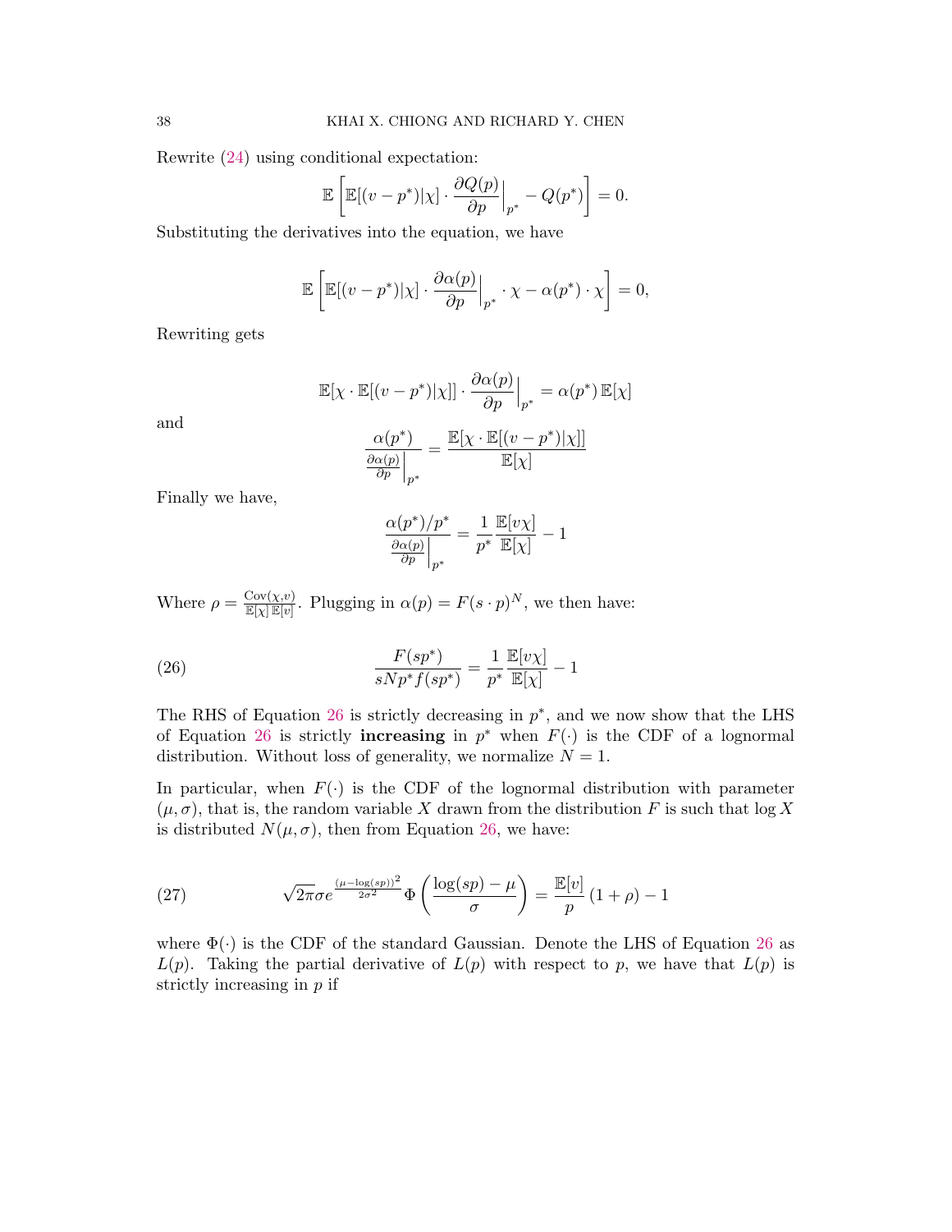Rewrite (24) using conditional expectation:

$$\mathbb{E}\left[\mathbb{E}[(v-p^*)|\chi]\cdot\frac{\partial Q(p)}{\partial p}\Big|_{p^*} - Q(p^*)\right] = 0.$$

Substituting the derivatives into the equation, we have

$$\mathbb{E}\left[\mathbb{E}[(v-p^*)|\chi]\cdot\frac{\partial \alpha(p)}{\partial p}\Big|_{p^*}\cdot\chi - \alpha(p^*)\cdot\chi\right] = 0,$$

Rewriting gets

$$\mathbb{E}[\chi\cdot\mathbb{E}[(v-p^*)|\chi]]\cdot\frac{\partial \alpha(p)}{\partial p}\Big|_{p^*} = \alpha(p^*)\,\mathbb{E}[\chi]$$

and

$$\frac{\alpha(p^*)}{\frac{\partial\alpha(p)}{\partial p}\Big|_{p^*}} = \frac{\mathbb{E}[\chi\cdot\mathbb{E}[(v-p^*)|\chi]]}{\mathbb{E}[\chi]}$$

Finally we have,

$$\frac{\alpha(p^*)/p^*}{\frac{\partial\alpha(p)}{\partial p}\Big|_{p^*}} = \frac{1}{p^*}\frac{\mathbb{E}[v\chi]}{\mathbb{E}[\chi]} - 1$$

Where $\rho = \frac{\mathrm{Cov}(\chi,v)}{\mathbb{E}[\chi]\,\mathbb{E}[v]}$. Plugging in $\alpha(p) = F(s\cdot p)^N$, we then have:

$$\frac{F(sp^*)}{sNp^*f(sp^*)} = \frac{1}{p^*}\frac{\mathbb{E}[v\chi]}{\mathbb{E}[\chi]} - 1 \tag{26}$$

The RHS of Equation 26 is strictly decreasing in $p^*$, and we now show that the LHS of Equation 26 is strictly **increasing** in $p^*$ when $F(\cdot)$ is the CDF of a lognormal distribution. Without loss of generality, we normalize $N = 1$.

In particular, when $F(\cdot)$ is the CDF of the lognormal distribution with parameter $(\mu,\sigma)$, that is, the random variable $X$ drawn from the distribution $F$ is such that $\log X$ is distributed $N(\mu,\sigma)$, then from Equation 26, we have:

$$\sqrt{2\pi}\sigma e^{\frac{(\mu-\log(sp))^2}{2\sigma^2}}\Phi\left(\frac{\log(sp)-\mu}{\sigma}\right) = \frac{\mathbb{E}[v]}{p}\left(1+\rho\right) - 1 \tag{27}$$

where $\Phi(\cdot)$ is the CDF of the standard Gaussian. Denote the LHS of Equation 26 as $L(p)$. Taking the partial derivative of $L(p)$ with respect to $p$, we have that $L(p)$ is strictly increasing in $p$ if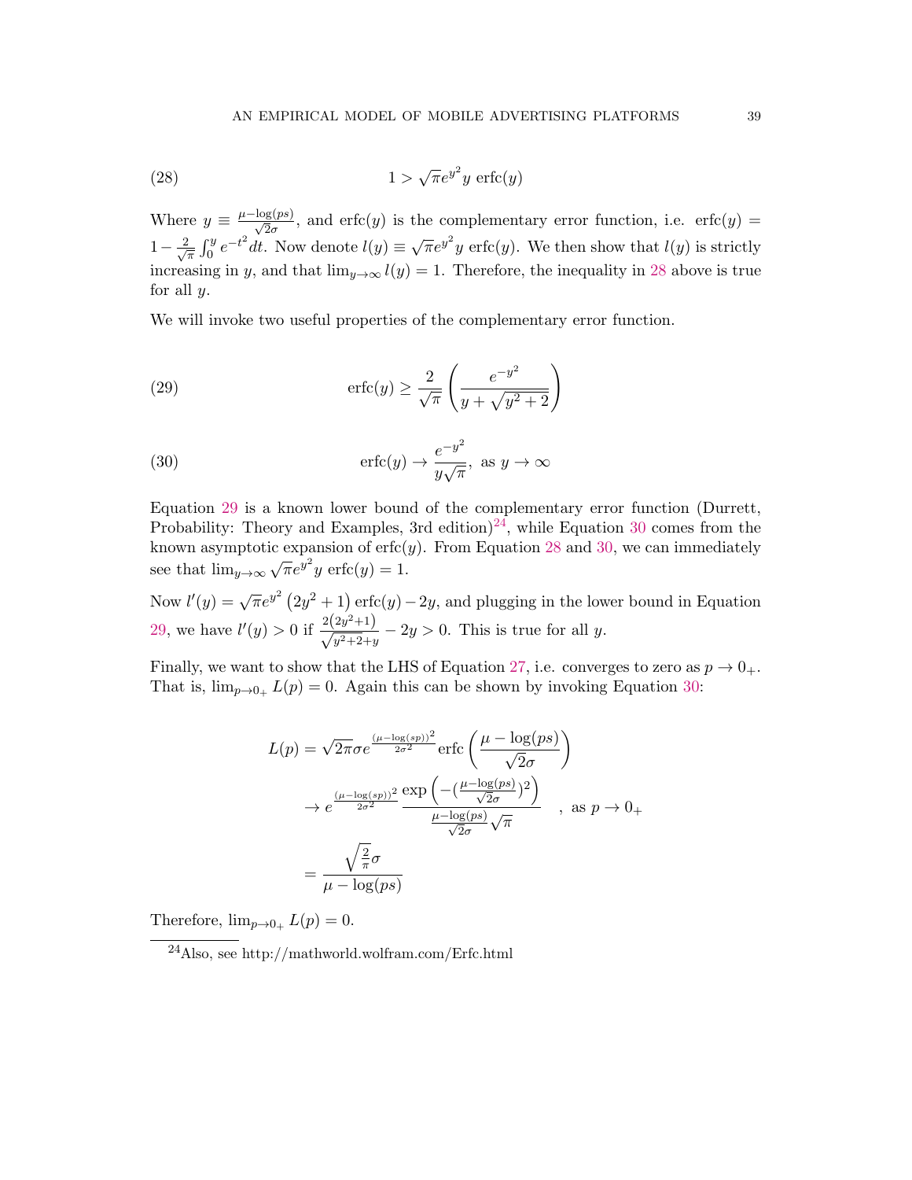$$1 > \sqrt{\pi} e^{y^2} y \ \text{erfc}(y) \tag{28}$$

Where $y \equiv \frac{\mu - \log(ps)}{\sqrt{2}\sigma}$, and $\text{erfc}(y)$ is the complementary error function, i.e. $\text{erfc}(y) = 1 - \frac{2}{\sqrt{\pi}} \int_0^y e^{-t^2} dt$. Now denote $l(y) \equiv \sqrt{\pi} e^{y^2} y \ \text{erfc}(y)$. We then show that $l(y)$ is strictly increasing in $y$, and that $\lim_{y \to \infty} l(y) = 1$. Therefore, the inequality in 28 above is true for all $y$.

We will invoke two useful properties of the complementary error function.

$$\text{erfc}(y) \geq \frac{2}{\sqrt{\pi}} \left( \frac{e^{-y^2}}{y + \sqrt{y^2 + 2}} \right) \tag{29}$$

$$\text{erfc}(y) \to \frac{e^{-y^2}}{y\sqrt{\pi}}, \ \text{as } y \to \infty \tag{30}$$

Equation 29 is a known lower bound of the complementary error function (Durrett, Probability: Theory and Examples, 3rd edition)[24], while Equation 30 comes from the known asymptotic expansion of $\text{erfc}(y)$. From Equation 28 and 30, we can immediately see that $\lim_{y \to \infty} \sqrt{\pi} e^{y^2} y \ \text{erfc}(y) = 1$.

Now $l'(y) = \sqrt{\pi} e^{y^2} \left(2y^2 + 1\right) \text{erfc}(y) - 2y$, and plugging in the lower bound in Equation 29, we have $l'(y) > 0$ if $\frac{2(2y^2+1)}{\sqrt{y^2+2}+y} - 2y > 0$. This is true for all $y$.

Finally, we want to show that the LHS of Equation 27, i.e. converges to zero as $p \to 0_+$. That is, $\lim_{p \to 0_+} L(p) = 0$. Again this can be shown by invoking Equation 30:

$$\begin{aligned} L(p) &= \sqrt{2\pi} \sigma e^{\frac{(\mu - \log(sp))^2}{2\sigma^2}} \text{erfc}\left( \frac{\mu - \log(ps)}{\sqrt{2}\sigma} \right) \\ &\to e^{\frac{(\mu - \log(sp))^2}{2\sigma^2}} \frac{\exp\left( -(\frac{\mu - \log(ps)}{\sqrt{2}\sigma})^2 \right)}{\frac{\mu - \log(ps)}{\sqrt{2}\sigma} \sqrt{\pi}} \quad , \ \text{as } p \to 0_+ \\ &= \frac{\sqrt{\frac{2}{\pi}} \sigma}{\mu - \log(ps)} \end{aligned}$$

Therefore, $\lim_{p \to 0_+} L(p) = 0$.

[24] Also, see http://mathworld.wolfram.com/Erfc.html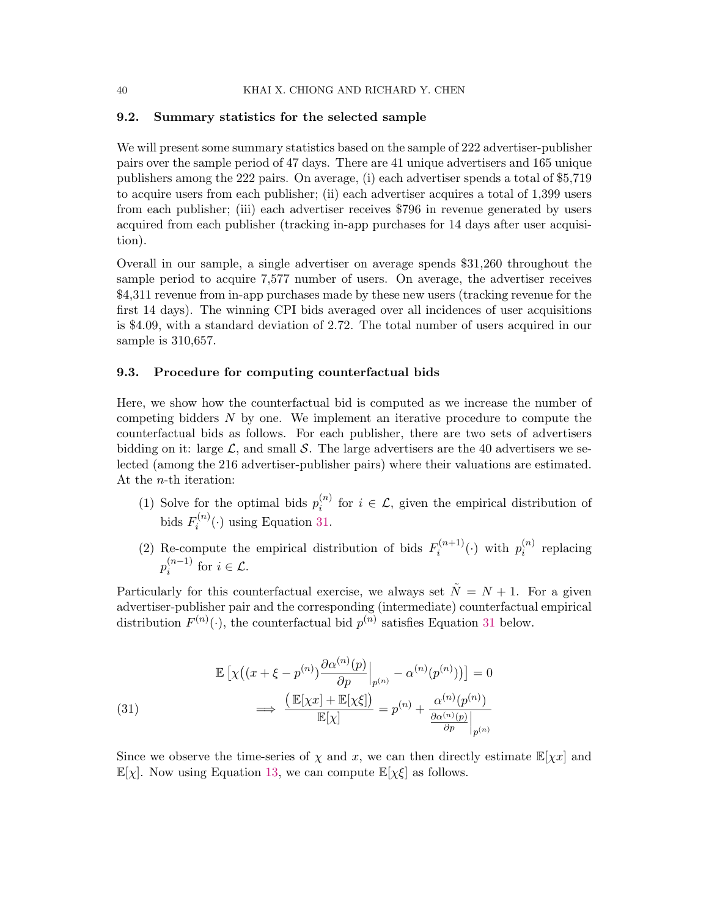### 9.2. Summary statistics for the selected sample

We will present some summary statistics based on the sample of 222 advertiser-publisher pairs over the sample period of 47 days. There are 41 unique advertisers and 165 unique publishers among the 222 pairs. On average, (i) each advertiser spends a total of \$5,719 to acquire users from each publisher; (ii) each advertiser acquires a total of 1,399 users from each publisher; (iii) each advertiser receives \$796 in revenue generated by users acquired from each publisher (tracking in-app purchases for 14 days after user acquisition).

Overall in our sample, a single advertiser on average spends \$31,260 throughout the sample period to acquire 7,577 number of users. On average, the advertiser receives \$4,311 revenue from in-app purchases made by these new users (tracking revenue for the first 14 days). The winning CPI bids averaged over all incidences of user acquisitions is \$4.09, with a standard deviation of 2.72. The total number of users acquired in our sample is 310,657.

### 9.3. Procedure for computing counterfactual bids

Here, we show how the counterfactual bid is computed as we increase the number of competing bidders $N$ by one. We implement an iterative procedure to compute the counterfactual bids as follows. For each publisher, there are two sets of advertisers bidding on it: large $\mathcal{L}$, and small $\mathcal{S}$. The large advertisers are the 40 advertisers we selected (among the 216 advertiser-publisher pairs) where their valuations are estimated. At the $n$-th iteration:

(1) Solve for the optimal bids $p_i^{(n)}$ for $i \in \mathcal{L}$, given the empirical distribution of bids $F_i^{(n)}(\cdot)$ using Equation 31.

(2) Re-compute the empirical distribution of bids $F_i^{(n+1)}(\cdot)$ with $p_i^{(n)}$ replacing $p_i^{(n-1)}$ for $i \in \mathcal{L}$.

Particularly for this counterfactual exercise, we always set $\tilde{N} = N + 1$. For a given advertiser-publisher pair and the corresponding (intermediate) counterfactual empirical distribution $F^{(n)}(\cdot)$, the counterfactual bid $p^{(n)}$ satisfies Equation 31 below.

$$
\begin{aligned}
&\mathbb{E}\left[\chi\big((x + \xi - p^{(n)})\frac{\partial \alpha^{(n)}(p)}{\partial p}\Big|_{p^{(n)}} - \alpha^{(n)}(p^{(n)})\big)\right] = 0 \\
&\implies \frac{\big(\mathbb{E}[\chi x] + \mathbb{E}[\chi \xi]\big)}{\mathbb{E}[\chi]} = p^{(n)} + \frac{\alpha^{(n)}(p^{(n)})}{\frac{\partial \alpha^{(n)}(p)}{\partial p}\Big|_{p^{(n)}}}
\end{aligned}
\tag{31}
$$

Since we observe the time-series of $\chi$ and $x$, we can then directly estimate $\mathbb{E}[\chi x]$ and $\mathbb{E}[\chi]$. Now using Equation 13, we can compute $\mathbb{E}[\chi \xi]$ as follows.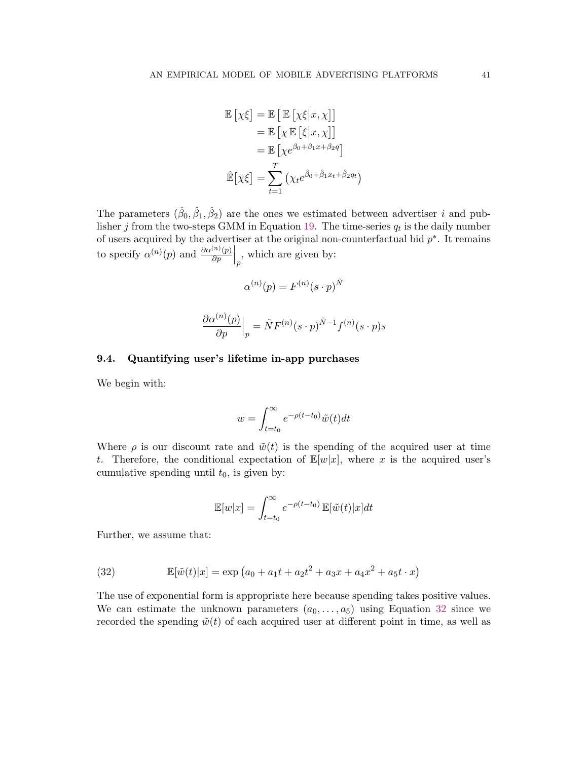$$
\begin{aligned}
\mathbb{E}\left[\chi\xi\right] &= \mathbb{E}\left[\,\mathbb{E}\left[\chi\xi\middle|x,\chi\right]\right] \\
&= \mathbb{E}\left[\chi\,\mathbb{E}\left[\xi\middle|x,\chi\right]\right] \\
&= \mathbb{E}\left[\chi e^{\beta_0+\beta_1 x+\beta_2 q}\right] \\
\hat{\mathbb{E}}\left[\chi\xi\right] &= \sum_{t=1}^{T}\left(\chi_t e^{\hat{\beta}_0+\hat{\beta}_1 x_t+\hat{\beta}_2 q_t}\right)
\end{aligned}
$$

The parameters $(\hat{\beta}_0, \hat{\beta}_1, \hat{\beta}_2)$ are the ones we estimated between advertiser $i$ and publisher $j$ from the two-steps GMM in Equation 19. The time-series $q_t$ is the daily number of users acquired by the advertiser at the original non-counterfactual bid $p^*$. It remains to specify $\alpha^{(n)}(p)$ and $\frac{\partial \alpha^{(n)}(p)}{\partial p}\Big|_p$, which are given by:

$$
\alpha^{(n)}(p) = F^{(n)}(s \cdot p)^{\tilde{N}}
$$

$$
\frac{\partial \alpha^{(n)}(p)}{\partial p}\Big|_p = \tilde{N} F^{(n)}(s \cdot p)^{\tilde{N}-1} f^{(n)}(s \cdot p) s
$$

### 9.4. Quantifying user's lifetime in-app purchases

We begin with:

$$
w = \int_{t=t_0}^{\infty} e^{-\rho(t-t_0)} \tilde{w}(t) dt
$$

Where $\rho$ is our discount rate and $\tilde{w}(t)$ is the spending of the acquired user at time $t$. Therefore, the conditional expectation of $\mathbb{E}[w|x]$, where $x$ is the acquired user's cumulative spending until $t_0$, is given by:

$$
\mathbb{E}[w|x] = \int_{t=t_0}^{\infty} e^{-\rho(t-t_0)}\, \mathbb{E}[\tilde{w}(t)|x] dt
$$

Further, we assume that:

$$
\mathbb{E}[\tilde{w}(t)|x] = \exp\left(a_0 + a_1 t + a_2 t^2 + a_3 x + a_4 x^2 + a_5 t \cdot x\right) \tag{32}
$$

The use of exponential form is appropriate here because spending takes positive values. We can estimate the unknown parameters $(a_0, \ldots, a_5)$ using Equation 32 since we recorded the spending $\tilde{w}(t)$ of each acquired user at different point in time, as well as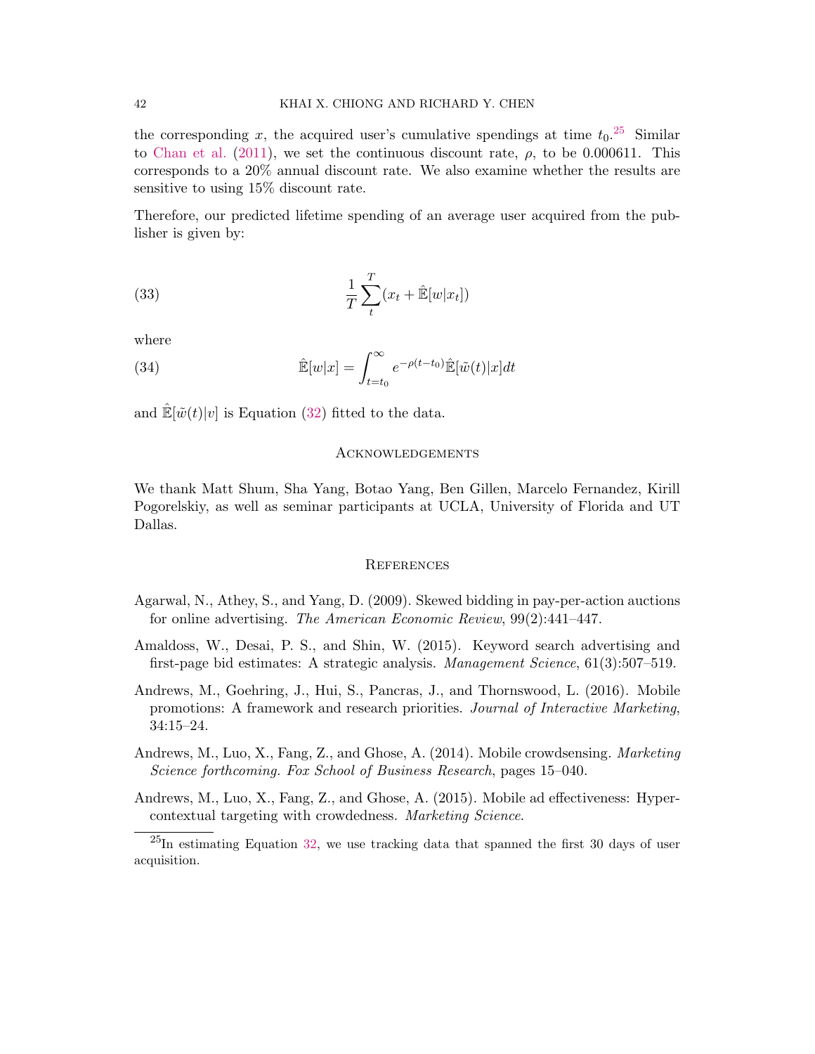the corresponding $x$, the acquired user's cumulative spendings at time $t_0$.[25] Similar to Chan et al. (2011), we set the continuous discount rate, $\rho$, to be 0.000611. This corresponds to a 20% annual discount rate. We also examine whether the results are sensitive to using 15% discount rate.

Therefore, our predicted lifetime spending of an average user acquired from the publisher is given by:

$$\frac{1}{T}\sum_{t}^{T}(x_t + \hat{\mathbb{E}}[w|x_t]) \tag{33}$$

where

$$\hat{\mathbb{E}}[w|x] = \int_{t=t_0}^{\infty} e^{-\rho(t-t_0)}\hat{\mathbb{E}}[\tilde{w}(t)|x]dt \tag{34}$$

and $\hat{\mathbb{E}}[\tilde{w}(t)|v]$ is Equation (32) fitted to the data.

## Acknowledgements

We thank Matt Shum, Sha Yang, Botao Yang, Ben Gillen, Marcelo Fernandez, Kirill Pogorelskiy, as well as seminar participants at UCLA, University of Florida and UT Dallas.

## References

Agarwal, N., Athey, S., and Yang, D. (2009). Skewed bidding in pay-per-action auctions for online advertising. *The American Economic Review*, 99(2):441–447.

Amaldoss, W., Desai, P. S., and Shin, W. (2015). Keyword search advertising and first-page bid estimates: A strategic analysis. *Management Science*, 61(3):507–519.

Andrews, M., Goehring, J., Hui, S., Pancras, J., and Thornswood, L. (2016). Mobile promotions: A framework and research priorities. *Journal of Interactive Marketing*, 34:15–24.

Andrews, M., Luo, X., Fang, Z., and Ghose, A. (2014). Mobile crowdsensing. *Marketing Science forthcoming. Fox School of Business Research*, pages 15–040.

Andrews, M., Luo, X., Fang, Z., and Ghose, A. (2015). Mobile ad effectiveness: Hyper-contextual targeting with crowdedness. *Marketing Science*.

[25] In estimating Equation 32, we use tracking data that spanned the first 30 days of user acquisition.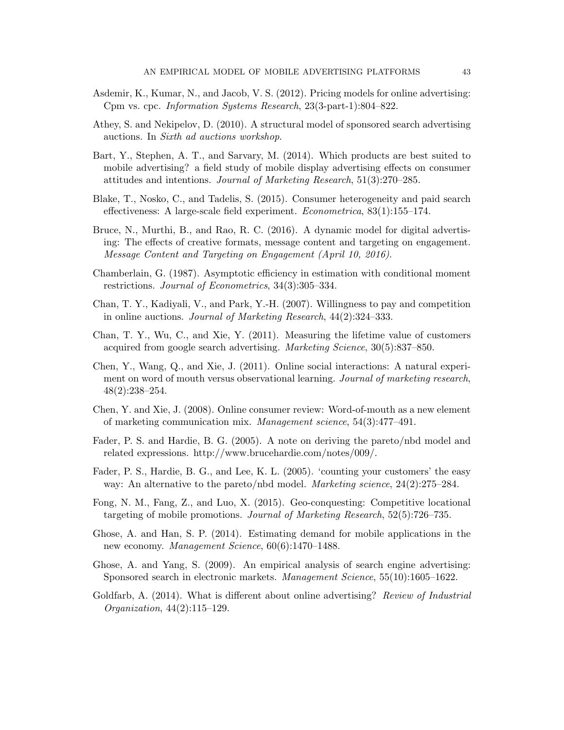Asdemir, K., Kumar, N., and Jacob, V. S. (2012). Pricing models for online advertising: Cpm vs. cpc. *Information Systems Research*, 23(3-part-1):804–822.

Athey, S. and Nekipelov, D. (2010). A structural model of sponsored search advertising auctions. In *Sixth ad auctions workshop*.

Bart, Y., Stephen, A. T., and Sarvary, M. (2014). Which products are best suited to mobile advertising? a field study of mobile display advertising effects on consumer attitudes and intentions. *Journal of Marketing Research*, 51(3):270–285.

Blake, T., Nosko, C., and Tadelis, S. (2015). Consumer heterogeneity and paid search effectiveness: A large-scale field experiment. *Econometrica*, 83(1):155–174.

Bruce, N., Murthi, B., and Rao, R. C. (2016). A dynamic model for digital advertising: The effects of creative formats, message content and targeting on engagement. *Message Content and Targeting on Engagement (April 10, 2016)*.

Chamberlain, G. (1987). Asymptotic efficiency in estimation with conditional moment restrictions. *Journal of Econometrics*, 34(3):305–334.

Chan, T. Y., Kadiyali, V., and Park, Y.-H. (2007). Willingness to pay and competition in online auctions. *Journal of Marketing Research*, 44(2):324–333.

Chan, T. Y., Wu, C., and Xie, Y. (2011). Measuring the lifetime value of customers acquired from google search advertising. *Marketing Science*, 30(5):837–850.

Chen, Y., Wang, Q., and Xie, J. (2011). Online social interactions: A natural experiment on word of mouth versus observational learning. *Journal of marketing research*, 48(2):238–254.

Chen, Y. and Xie, J. (2008). Online consumer review: Word-of-mouth as a new element of marketing communication mix. *Management science*, 54(3):477–491.

Fader, P. S. and Hardie, B. G. (2005). A note on deriving the pareto/nbd model and related expressions. http://www.brucehardie.com/notes/009/.

Fader, P. S., Hardie, B. G., and Lee, K. L. (2005). 'counting your customers' the easy way: An alternative to the pareto/nbd model. *Marketing science*, 24(2):275–284.

Fong, N. M., Fang, Z., and Luo, X. (2015). Geo-conquesting: Competitive locational targeting of mobile promotions. *Journal of Marketing Research*, 52(5):726–735.

Ghose, A. and Han, S. P. (2014). Estimating demand for mobile applications in the new economy. *Management Science*, 60(6):1470–1488.

Ghose, A. and Yang, S. (2009). An empirical analysis of search engine advertising: Sponsored search in electronic markets. *Management Science*, 55(10):1605–1622.

Goldfarb, A. (2014). What is different about online advertising? *Review of Industrial Organization*, 44(2):115–129.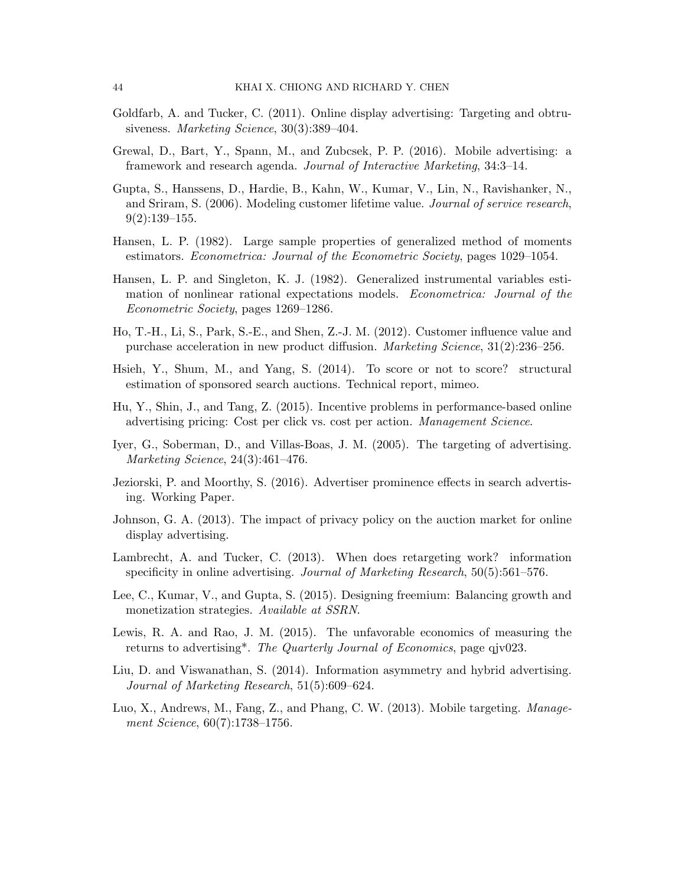Goldfarb, A. and Tucker, C. (2011). Online display advertising: Targeting and obtrusiveness. *Marketing Science*, 30(3):389–404.

Grewal, D., Bart, Y., Spann, M., and Zubcsek, P. P. (2016). Mobile advertising: a framework and research agenda. *Journal of Interactive Marketing*, 34:3–14.

Gupta, S., Hanssens, D., Hardie, B., Kahn, W., Kumar, V., Lin, N., Ravishanker, N., and Sriram, S. (2006). Modeling customer lifetime value. *Journal of service research*, 9(2):139–155.

Hansen, L. P. (1982). Large sample properties of generalized method of moments estimators. *Econometrica: Journal of the Econometric Society*, pages 1029–1054.

Hansen, L. P. and Singleton, K. J. (1982). Generalized instrumental variables estimation of nonlinear rational expectations models. *Econometrica: Journal of the Econometric Society*, pages 1269–1286.

Ho, T.-H., Li, S., Park, S.-E., and Shen, Z.-J. M. (2012). Customer influence value and purchase acceleration in new product diffusion. *Marketing Science*, 31(2):236–256.

Hsieh, Y., Shum, M., and Yang, S. (2014). To score or not to score? structural estimation of sponsored search auctions. Technical report, mimeo.

Hu, Y., Shin, J., and Tang, Z. (2015). Incentive problems in performance-based online advertising pricing: Cost per click vs. cost per action. *Management Science*.

Iyer, G., Soberman, D., and Villas-Boas, J. M. (2005). The targeting of advertising. *Marketing Science*, 24(3):461–476.

Jeziorski, P. and Moorthy, S. (2016). Advertiser prominence effects in search advertising. Working Paper.

Johnson, G. A. (2013). The impact of privacy policy on the auction market for online display advertising.

Lambrecht, A. and Tucker, C. (2013). When does retargeting work? information specificity in online advertising. *Journal of Marketing Research*, 50(5):561–576.

Lee, C., Kumar, V., and Gupta, S. (2015). Designing freemium: Balancing growth and monetization strategies. *Available at SSRN*.

Lewis, R. A. and Rao, J. M. (2015). The unfavorable economics of measuring the returns to advertising*. *The Quarterly Journal of Economics*, page qjv023.

Liu, D. and Viswanathan, S. (2014). Information asymmetry and hybrid advertising. *Journal of Marketing Research*, 51(5):609–624.

Luo, X., Andrews, M., Fang, Z., and Phang, C. W. (2013). Mobile targeting. *Management Science*, 60(7):1738–1756.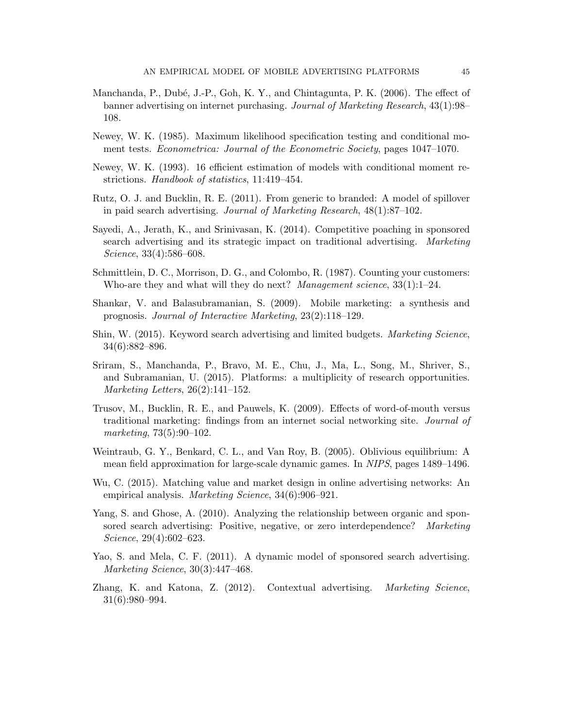Manchanda, P., Dubé, J.-P., Goh, K. Y., and Chintagunta, P. K. (2006). The effect of banner advertising on internet purchasing. *Journal of Marketing Research*, 43(1):98–108.

Newey, W. K. (1985). Maximum likelihood specification testing and conditional moment tests. *Econometrica: Journal of the Econometric Society*, pages 1047–1070.

Newey, W. K. (1993). 16 efficient estimation of models with conditional moment restrictions. *Handbook of statistics*, 11:419–454.

Rutz, O. J. and Bucklin, R. E. (2011). From generic to branded: A model of spillover in paid search advertising. *Journal of Marketing Research*, 48(1):87–102.

Sayedi, A., Jerath, K., and Srinivasan, K. (2014). Competitive poaching in sponsored search advertising and its strategic impact on traditional advertising. *Marketing Science*, 33(4):586–608.

Schmittlein, D. C., Morrison, D. G., and Colombo, R. (1987). Counting your customers: Who-are they and what will they do next? *Management science*, 33(1):1–24.

Shankar, V. and Balasubramanian, S. (2009). Mobile marketing: a synthesis and prognosis. *Journal of Interactive Marketing*, 23(2):118–129.

Shin, W. (2015). Keyword search advertising and limited budgets. *Marketing Science*, 34(6):882–896.

Sriram, S., Manchanda, P., Bravo, M. E., Chu, J., Ma, L., Song, M., Shriver, S., and Subramanian, U. (2015). Platforms: a multiplicity of research opportunities. *Marketing Letters*, 26(2):141–152.

Trusov, M., Bucklin, R. E., and Pauwels, K. (2009). Effects of word-of-mouth versus traditional marketing: findings from an internet social networking site. *Journal of marketing*, 73(5):90–102.

Weintraub, G. Y., Benkard, C. L., and Van Roy, B. (2005). Oblivious equilibrium: A mean field approximation for large-scale dynamic games. In *NIPS*, pages 1489–1496.

Wu, C. (2015). Matching value and market design in online advertising networks: An empirical analysis. *Marketing Science*, 34(6):906–921.

Yang, S. and Ghose, A. (2010). Analyzing the relationship between organic and sponsored search advertising: Positive, negative, or zero interdependence? *Marketing Science*, 29(4):602–623.

Yao, S. and Mela, C. F. (2011). A dynamic model of sponsored search advertising. *Marketing Science*, 30(3):447–468.

Zhang, K. and Katona, Z. (2012). Contextual advertising. *Marketing Science*, 31(6):980–994.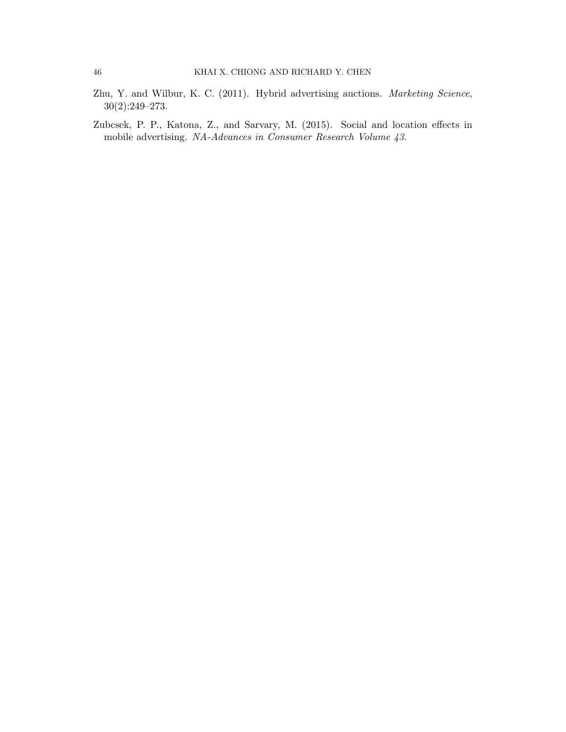Zhu, Y. and Wilbur, K. C. (2011). Hybrid advertising auctions. *Marketing Science*, 30(2):249–273.

Zubcsek, P. P., Katona, Z., and Sarvary, M. (2015). Social and location effects in mobile advertising. *NA-Advances in Consumer Research Volume 43*.